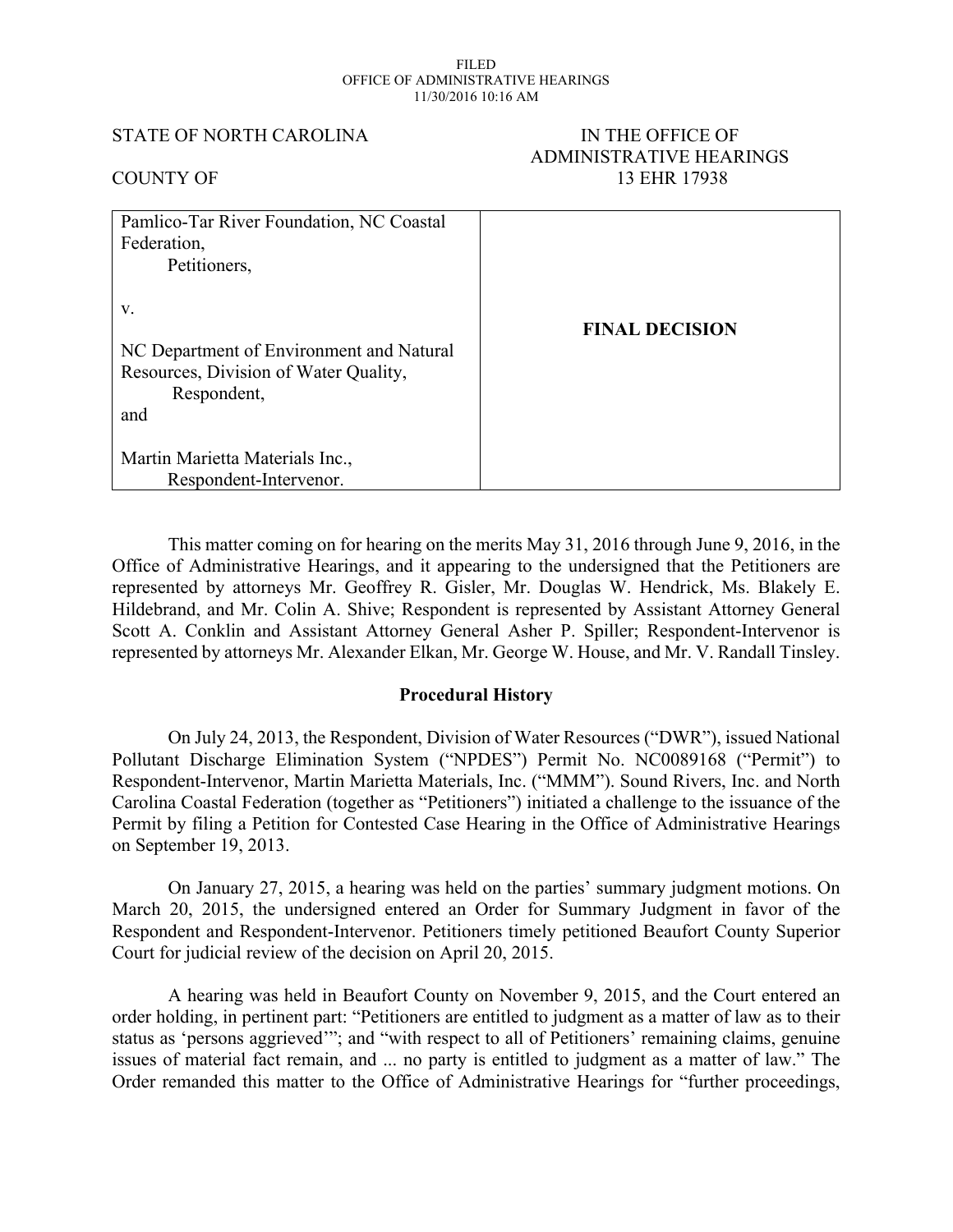FILED
OFFICE OF ADMINISTRATIVE HEARINGS
11/30/2016 10:16 AM

STATE OF NORTH CAROLINA

COUNTY OF

IN THE OFFICE OF
ADMINISTRATIVE HEARINGS
13 EHR 17938

| | |
|---|---|
| Pamlico-Tar River Foundation, NC Coastal Federation,<br>Petitioners,<br><br>v.<br><br>NC Department of Environment and Natural Resources, Division of Water Quality,<br>Respondent,<br>and<br><br>Martin Marietta Materials Inc.,<br>Respondent-Intervenor. | **FINAL DECISION** |

This matter coming on for hearing on the merits May 31, 2016 through June 9, 2016, in the Office of Administrative Hearings, and it appearing to the undersigned that the Petitioners are represented by attorneys Mr. Geoffrey R. Gisler, Mr. Douglas W. Hendrick, Ms. Blakely E. Hildebrand, and Mr. Colin A. Shive; Respondent is represented by Assistant Attorney General Scott A. Conklin and Assistant Attorney General Asher P. Spiller; Respondent-Intervenor is represented by attorneys Mr. Alexander Elkan, Mr. George W. House, and Mr. V. Randall Tinsley.

## Procedural History

On July 24, 2013, the Respondent, Division of Water Resources ("DWR"), issued National Pollutant Discharge Elimination System ("NPDES") Permit No. NC0089168 ("Permit") to Respondent-Intervenor, Martin Marietta Materials, Inc. ("MMM"). Sound Rivers, Inc. and North Carolina Coastal Federation (together as "Petitioners") initiated a challenge to the issuance of the Permit by filing a Petition for Contested Case Hearing in the Office of Administrative Hearings on September 19, 2013.

On January 27, 2015, a hearing was held on the parties' summary judgment motions. On March 20, 2015, the undersigned entered an Order for Summary Judgment in favor of the Respondent and Respondent-Intervenor. Petitioners timely petitioned Beaufort County Superior Court for judicial review of the decision on April 20, 2015.

A hearing was held in Beaufort County on November 9, 2015, and the Court entered an order holding, in pertinent part: "Petitioners are entitled to judgment as a matter of law as to their status as 'persons aggrieved'"; and "with respect to all of Petitioners' remaining claims, genuine issues of material fact remain, and ... no party is entitled to judgment as a matter of law." The Order remanded this matter to the Office of Administrative Hearings for "further proceedings,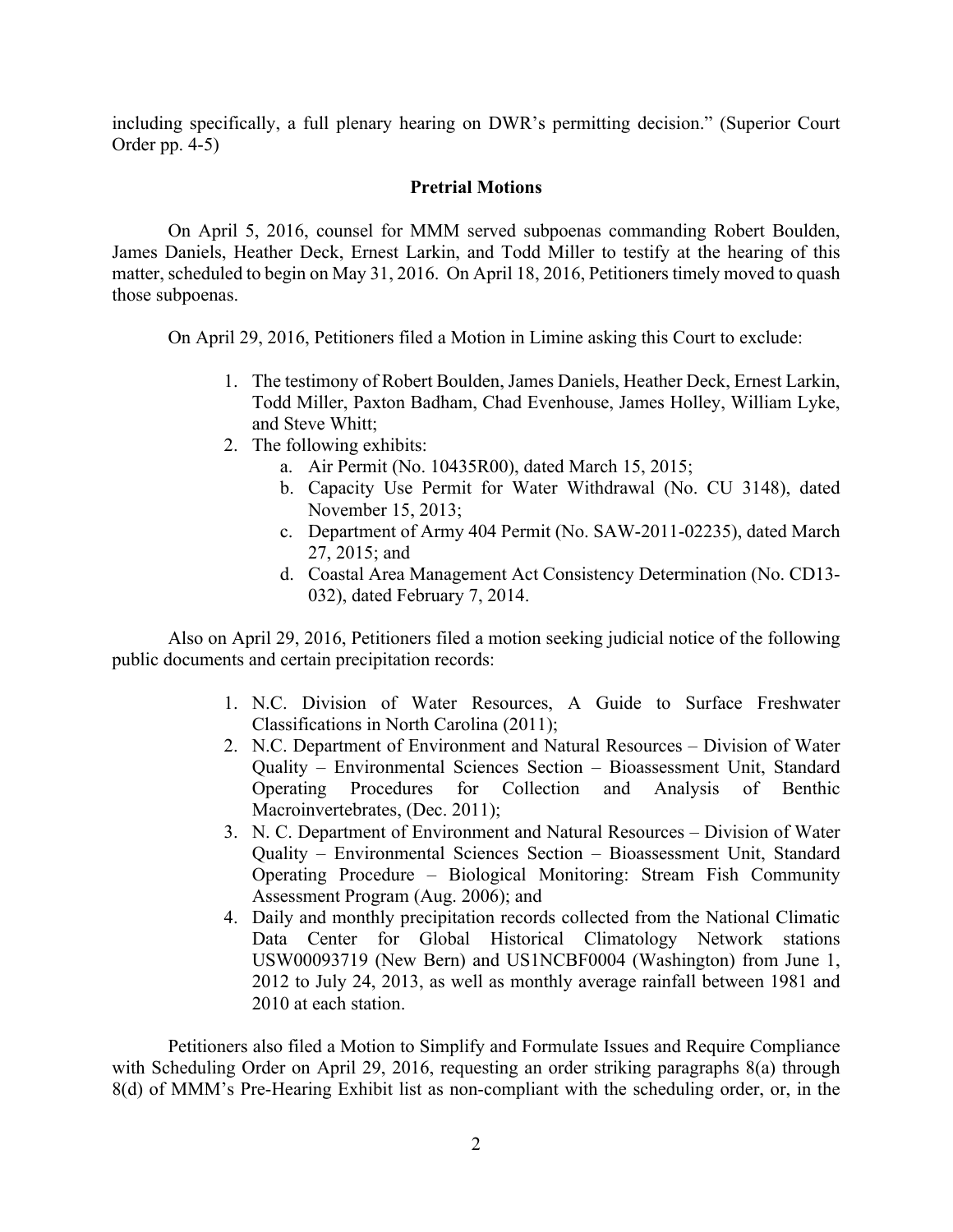including specifically, a full plenary hearing on DWR's permitting decision." (Superior Court Order pp. 4-5)

## Pretrial Motions

On April 5, 2016, counsel for MMM served subpoenas commanding Robert Boulden, James Daniels, Heather Deck, Ernest Larkin, and Todd Miller to testify at the hearing of this matter, scheduled to begin on May 31, 2016. On April 18, 2016, Petitioners timely moved to quash those subpoenas.

On April 29, 2016, Petitioners filed a Motion in Limine asking this Court to exclude:

1. The testimony of Robert Boulden, James Daniels, Heather Deck, Ernest Larkin, Todd Miller, Paxton Badham, Chad Evenhouse, James Holley, William Lyke, and Steve Whitt;
2. The following exhibits:
   a. Air Permit (No. 10435R00), dated March 15, 2015;
   b. Capacity Use Permit for Water Withdrawal (No. CU 3148), dated November 15, 2013;
   c. Department of Army 404 Permit (No. SAW-2011-02235), dated March 27, 2015; and
   d. Coastal Area Management Act Consistency Determination (No. CD13-032), dated February 7, 2014.

Also on April 29, 2016, Petitioners filed a motion seeking judicial notice of the following public documents and certain precipitation records:

1. N.C. Division of Water Resources, A Guide to Surface Freshwater Classifications in North Carolina (2011);
2. N.C. Department of Environment and Natural Resources – Division of Water Quality – Environmental Sciences Section – Bioassessment Unit, Standard Operating Procedures for Collection and Analysis of Benthic Macroinvertebrates, (Dec. 2011);
3. N. C. Department of Environment and Natural Resources – Division of Water Quality – Environmental Sciences Section – Bioassessment Unit, Standard Operating Procedure – Biological Monitoring: Stream Fish Community Assessment Program (Aug. 2006); and
4. Daily and monthly precipitation records collected from the National Climatic Data Center for Global Historical Climatology Network stations USW00093719 (New Bern) and US1NCBF0004 (Washington) from June 1, 2012 to July 24, 2013, as well as monthly average rainfall between 1981 and 2010 at each station.

Petitioners also filed a Motion to Simplify and Formulate Issues and Require Compliance with Scheduling Order on April 29, 2016, requesting an order striking paragraphs 8(a) through 8(d) of MMM's Pre-Hearing Exhibit list as non-compliant with the scheduling order, or, in the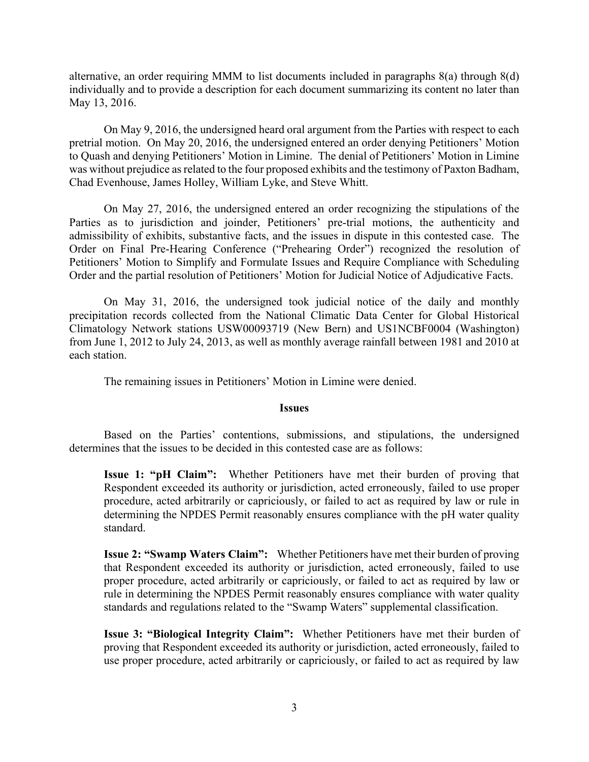alternative, an order requiring MMM to list documents included in paragraphs 8(a) through 8(d) individually and to provide a description for each document summarizing its content no later than May 13, 2016.

On May 9, 2016, the undersigned heard oral argument from the Parties with respect to each pretrial motion. On May 20, 2016, the undersigned entered an order denying Petitioners' Motion to Quash and denying Petitioners' Motion in Limine. The denial of Petitioners' Motion in Limine was without prejudice as related to the four proposed exhibits and the testimony of Paxton Badham, Chad Evenhouse, James Holley, William Lyke, and Steve Whitt.

On May 27, 2016, the undersigned entered an order recognizing the stipulations of the Parties as to jurisdiction and joinder, Petitioners' pre-trial motions, the authenticity and admissibility of exhibits, substantive facts, and the issues in dispute in this contested case. The Order on Final Pre-Hearing Conference ("Prehearing Order") recognized the resolution of Petitioners' Motion to Simplify and Formulate Issues and Require Compliance with Scheduling Order and the partial resolution of Petitioners' Motion for Judicial Notice of Adjudicative Facts.

On May 31, 2016, the undersigned took judicial notice of the daily and monthly precipitation records collected from the National Climatic Data Center for Global Historical Climatology Network stations USW00093719 (New Bern) and US1NCBF0004 (Washington) from June 1, 2012 to July 24, 2013, as well as monthly average rainfall between 1981 and 2010 at each station.

The remaining issues in Petitioners' Motion in Limine were denied.

## Issues

Based on the Parties' contentions, submissions, and stipulations, the undersigned determines that the issues to be decided in this contested case are as follows:

> **Issue 1: "pH Claim":** Whether Petitioners have met their burden of proving that Respondent exceeded its authority or jurisdiction, acted erroneously, failed to use proper procedure, acted arbitrarily or capriciously, or failed to act as required by law or rule in determining the NPDES Permit reasonably ensures compliance with the pH water quality standard.
>
> **Issue 2: "Swamp Waters Claim":** Whether Petitioners have met their burden of proving that Respondent exceeded its authority or jurisdiction, acted erroneously, failed to use proper procedure, acted arbitrarily or capriciously, or failed to act as required by law or rule in determining the NPDES Permit reasonably ensures compliance with water quality standards and regulations related to the "Swamp Waters" supplemental classification.
>
> **Issue 3: "Biological Integrity Claim":** Whether Petitioners have met their burden of proving that Respondent exceeded its authority or jurisdiction, acted erroneously, failed to use proper procedure, acted arbitrarily or capriciously, or failed to act as required by law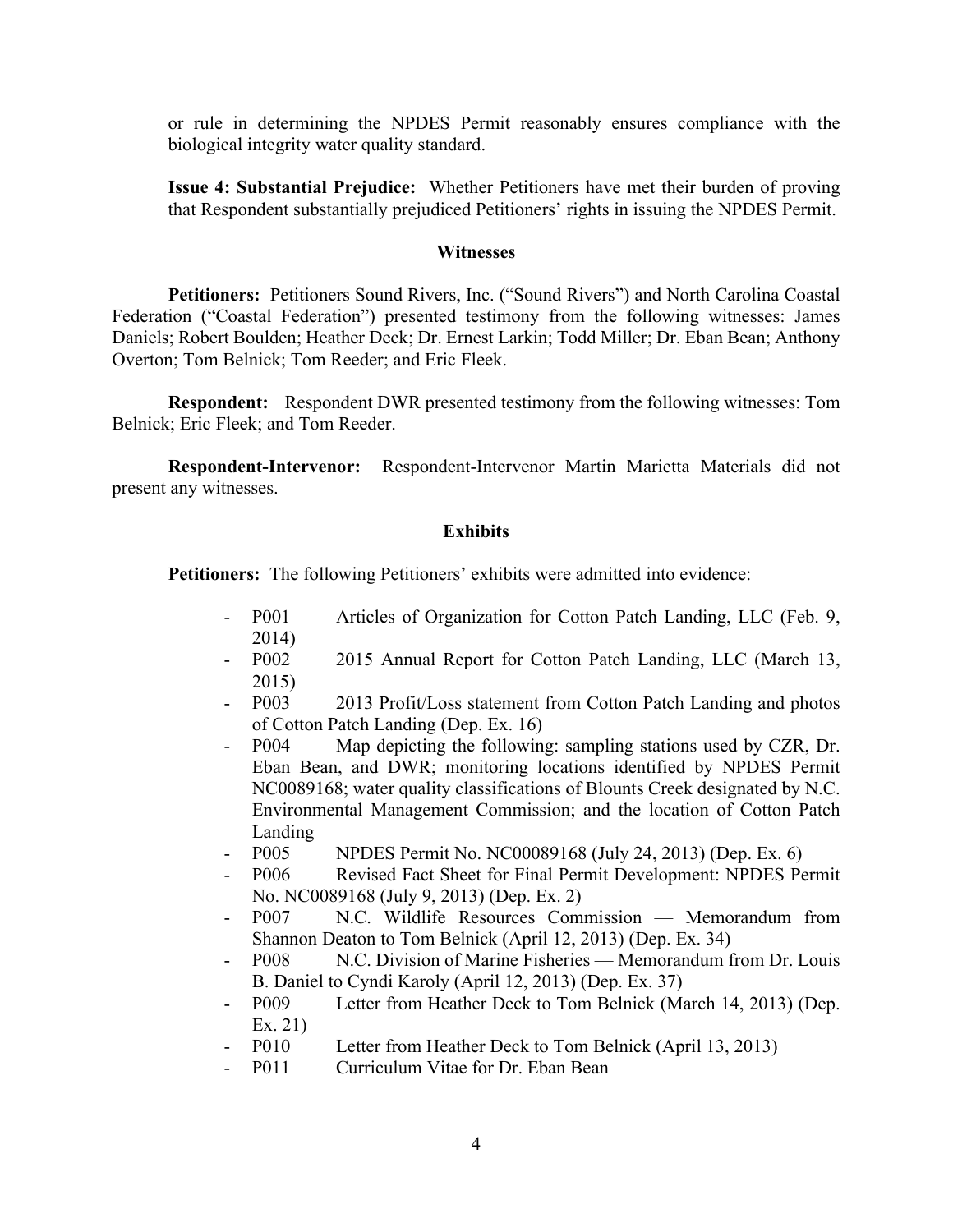or rule in determining the NPDES Permit reasonably ensures compliance with the biological integrity water quality standard.

**Issue 4: Substantial Prejudice:** Whether Petitioners have met their burden of proving that Respondent substantially prejudiced Petitioners' rights in issuing the NPDES Permit.

### Witnesses

**Petitioners:** Petitioners Sound Rivers, Inc. ("Sound Rivers") and North Carolina Coastal Federation ("Coastal Federation") presented testimony from the following witnesses: James Daniels; Robert Boulden; Heather Deck; Dr. Ernest Larkin; Todd Miller; Dr. Eban Bean; Anthony Overton; Tom Belnick; Tom Reeder; and Eric Fleek.

**Respondent:** Respondent DWR presented testimony from the following witnesses: Tom Belnick; Eric Fleek; and Tom Reeder.

**Respondent-Intervenor:** Respondent-Intervenor Martin Marietta Materials did not present any witnesses.

### Exhibits

**Petitioners:** The following Petitioners' exhibits were admitted into evidence:

- P001 Articles of Organization for Cotton Patch Landing, LLC (Feb. 9, 2014)
- P002 2015 Annual Report for Cotton Patch Landing, LLC (March 13, 2015)
- P003 2013 Profit/Loss statement from Cotton Patch Landing and photos of Cotton Patch Landing (Dep. Ex. 16)
- P004 Map depicting the following: sampling stations used by CZR, Dr. Eban Bean, and DWR; monitoring locations identified by NPDES Permit NC0089168; water quality classifications of Blounts Creek designated by N.C. Environmental Management Commission; and the location of Cotton Patch Landing
- P005 NPDES Permit No. NC00089168 (July 24, 2013) (Dep. Ex. 6)
- P006 Revised Fact Sheet for Final Permit Development: NPDES Permit No. NC0089168 (July 9, 2013) (Dep. Ex. 2)
- P007 N.C. Wildlife Resources Commission — Memorandum from Shannon Deaton to Tom Belnick (April 12, 2013) (Dep. Ex. 34)
- P008 N.C. Division of Marine Fisheries — Memorandum from Dr. Louis B. Daniel to Cyndi Karoly (April 12, 2013) (Dep. Ex. 37)
- P009 Letter from Heather Deck to Tom Belnick (March 14, 2013) (Dep. Ex. 21)
- P010 Letter from Heather Deck to Tom Belnick (April 13, 2013)
- P011 Curriculum Vitae for Dr. Eban Bean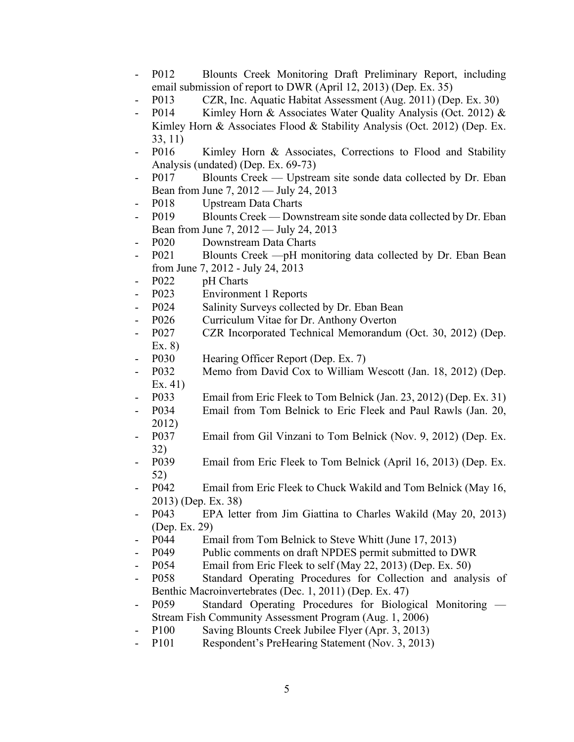- P012 Blounts Creek Monitoring Draft Preliminary Report, including email submission of report to DWR (April 12, 2013) (Dep. Ex. 35)
- P013 CZR, Inc. Aquatic Habitat Assessment (Aug. 2011) (Dep. Ex. 30)
- P014 Kimley Horn & Associates Water Quality Analysis (Oct. 2012) & Kimley Horn & Associates Flood & Stability Analysis (Oct. 2012) (Dep. Ex. 33, 11)
- P016 Kimley Horn & Associates, Corrections to Flood and Stability Analysis (undated) (Dep. Ex. 69-73)
- P017 Blounts Creek — Upstream site sonde data collected by Dr. Eban Bean from June 7, 2012 — July 24, 2013
- P018 Upstream Data Charts
- P019 Blounts Creek — Downstream site sonde data collected by Dr. Eban Bean from June 7, 2012 — July 24, 2013
- P020 Downstream Data Charts
- P021 Blounts Creek —pH monitoring data collected by Dr. Eban Bean from June 7, 2012 - July 24, 2013
- P022 pH Charts
- P023 Environment 1 Reports
- P024 Salinity Surveys collected by Dr. Eban Bean
- P026 Curriculum Vitae for Dr. Anthony Overton
- P027 CZR Incorporated Technical Memorandum (Oct. 30, 2012) (Dep. Ex. 8)
- P030 Hearing Officer Report (Dep. Ex. 7)
- P032 Memo from David Cox to William Wescott (Jan. 18, 2012) (Dep. Ex. 41)
- P033 Email from Eric Fleek to Tom Belnick (Jan. 23, 2012) (Dep. Ex. 31)
- P034 Email from Tom Belnick to Eric Fleek and Paul Rawls (Jan. 20, 2012)
- P037 Email from Gil Vinzani to Tom Belnick (Nov. 9, 2012) (Dep. Ex. 32)
- P039 Email from Eric Fleek to Tom Belnick (April 16, 2013) (Dep. Ex. 52)
- P042 Email from Eric Fleek to Chuck Wakild and Tom Belnick (May 16, 2013) (Dep. Ex. 38)
- P043 EPA letter from Jim Giattina to Charles Wakild (May 20, 2013) (Dep. Ex. 29)
- P044 Email from Tom Belnick to Steve Whitt (June 17, 2013)
- P049 Public comments on draft NPDES permit submitted to DWR
- P054 Email from Eric Fleek to self (May 22, 2013) (Dep. Ex. 50)
- P058 Standard Operating Procedures for Collection and analysis of Benthic Macroinvertebrates (Dec. 1, 2011) (Dep. Ex. 47)
- P059 Standard Operating Procedures for Biological Monitoring — Stream Fish Community Assessment Program (Aug. 1, 2006)
- P100 Saving Blounts Creek Jubilee Flyer (Apr. 3, 2013)
- P101 Respondent's PreHearing Statement (Nov. 3, 2013)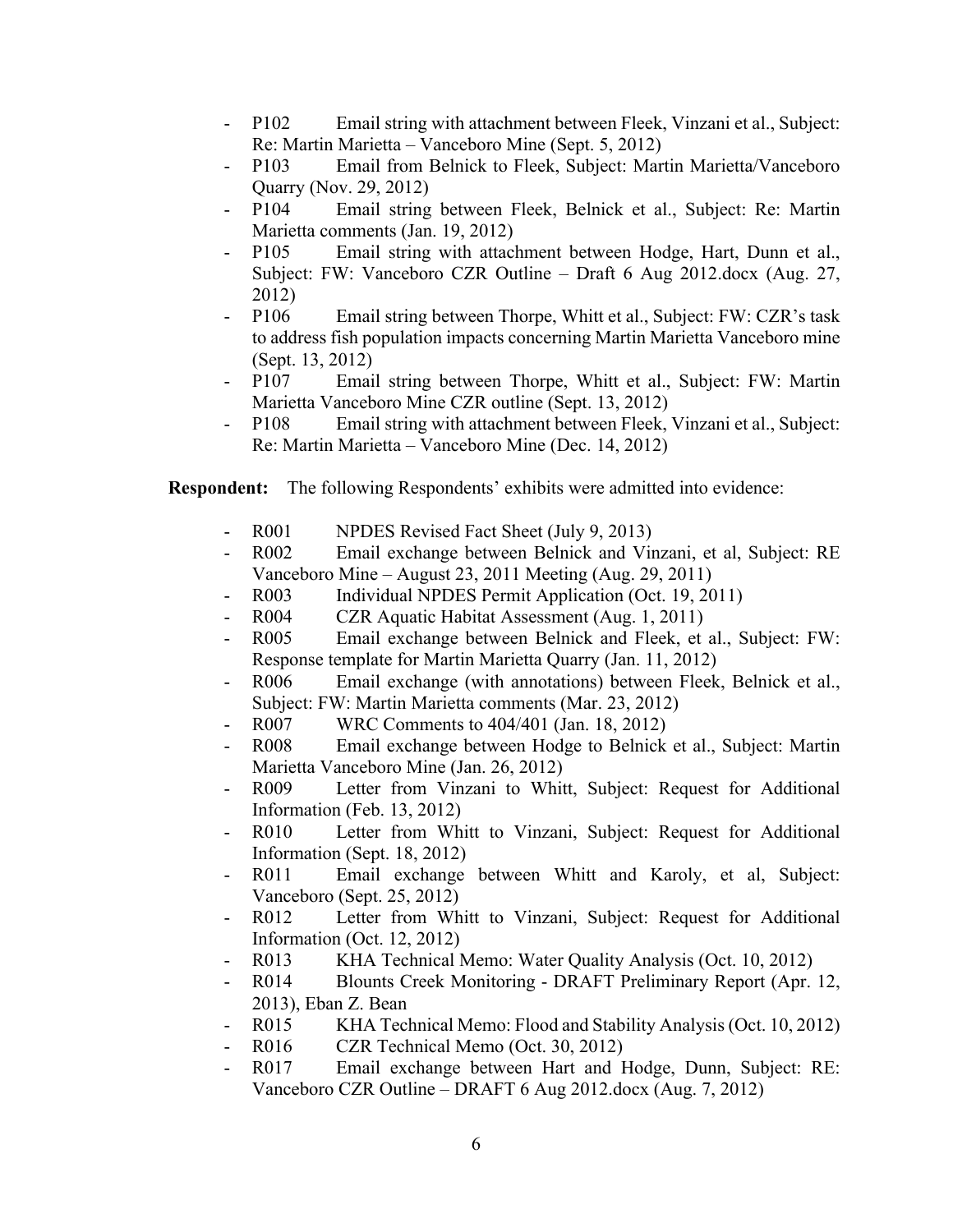- P102 Email string with attachment between Fleek, Vinzani et al., Subject: Re: Martin Marietta – Vanceboro Mine (Sept. 5, 2012)
- P103 Email from Belnick to Fleek, Subject: Martin Marietta/Vanceboro Quarry (Nov. 29, 2012)
- P104 Email string between Fleek, Belnick et al., Subject: Re: Martin Marietta comments (Jan. 19, 2012)
- P105 Email string with attachment between Hodge, Hart, Dunn et al., Subject: FW: Vanceboro CZR Outline – Draft 6 Aug 2012.docx (Aug. 27, 2012)
- P106 Email string between Thorpe, Whitt et al., Subject: FW: CZR's task to address fish population impacts concerning Martin Marietta Vanceboro mine (Sept. 13, 2012)
- P107 Email string between Thorpe, Whitt et al., Subject: FW: Martin Marietta Vanceboro Mine CZR outline (Sept. 13, 2012)
- P108 Email string with attachment between Fleek, Vinzani et al., Subject: Re: Martin Marietta – Vanceboro Mine (Dec. 14, 2012)

**Respondent:** The following Respondents' exhibits were admitted into evidence:

- R001 NPDES Revised Fact Sheet (July 9, 2013)
- R002 Email exchange between Belnick and Vinzani, et al, Subject: RE Vanceboro Mine – August 23, 2011 Meeting (Aug. 29, 2011)
- R003 Individual NPDES Permit Application (Oct. 19, 2011)
- R004 CZR Aquatic Habitat Assessment (Aug. 1, 2011)
- R005 Email exchange between Belnick and Fleek, et al., Subject: FW: Response template for Martin Marietta Quarry (Jan. 11, 2012)
- R006 Email exchange (with annotations) between Fleek, Belnick et al., Subject: FW: Martin Marietta comments (Mar. 23, 2012)
- R007 WRC Comments to 404/401 (Jan. 18, 2012)
- R008 Email exchange between Hodge to Belnick et al., Subject: Martin Marietta Vanceboro Mine (Jan. 26, 2012)
- R009 Letter from Vinzani to Whitt, Subject: Request for Additional Information (Feb. 13, 2012)
- R010 Letter from Whitt to Vinzani, Subject: Request for Additional Information (Sept. 18, 2012)
- R011 Email exchange between Whitt and Karoly, et al, Subject: Vanceboro (Sept. 25, 2012)
- R012 Letter from Whitt to Vinzani, Subject: Request for Additional Information (Oct. 12, 2012)
- R013 KHA Technical Memo: Water Quality Analysis (Oct. 10, 2012)
- R014 Blounts Creek Monitoring - DRAFT Preliminary Report (Apr. 12, 2013), Eban Z. Bean
- R015 KHA Technical Memo: Flood and Stability Analysis (Oct. 10, 2012)
- R016 CZR Technical Memo (Oct. 30, 2012)
- R017 Email exchange between Hart and Hodge, Dunn, Subject: RE: Vanceboro CZR Outline – DRAFT 6 Aug 2012.docx (Aug. 7, 2012)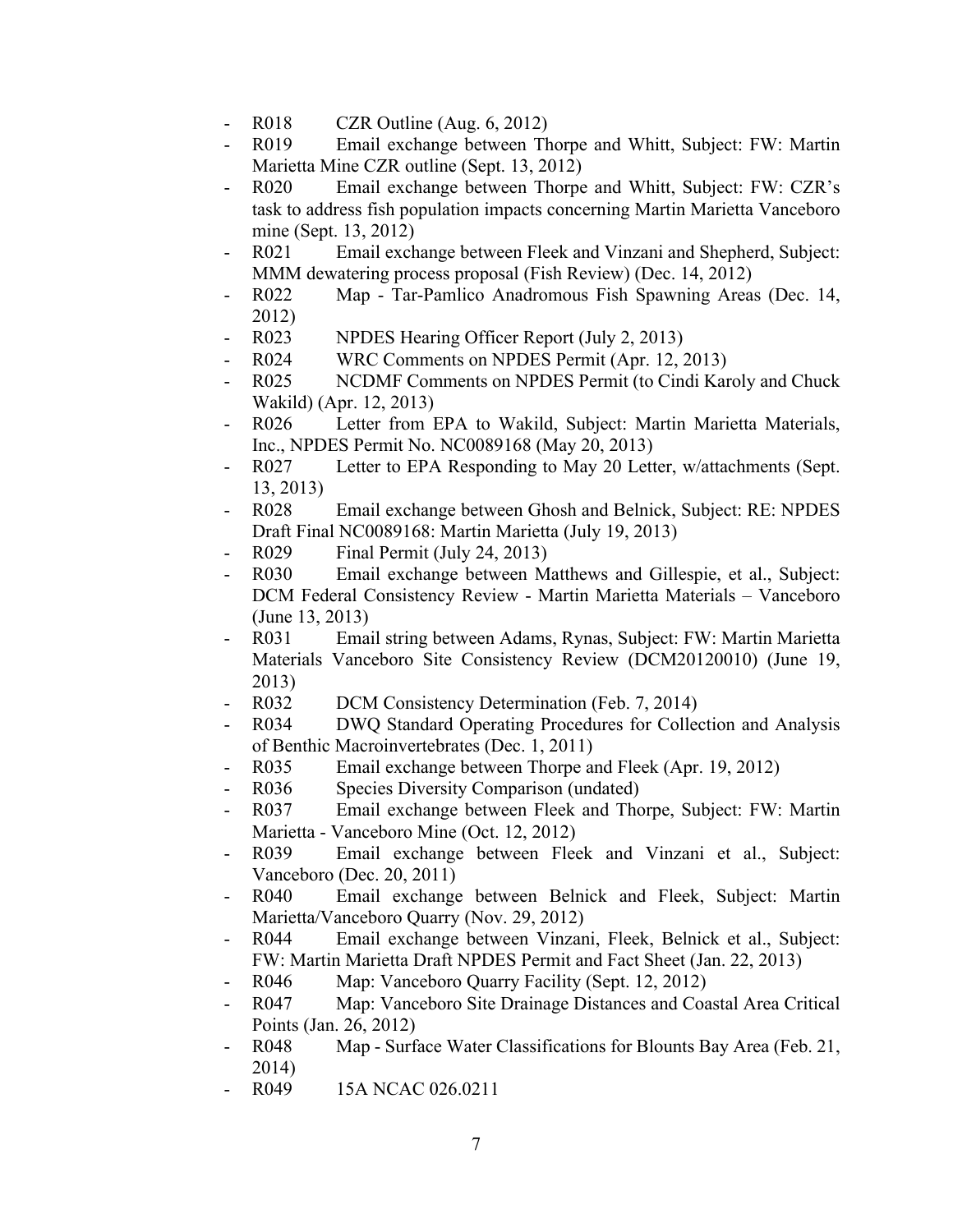- R018 CZR Outline (Aug. 6, 2012)
- R019 Email exchange between Thorpe and Whitt, Subject: FW: Martin Marietta Mine CZR outline (Sept. 13, 2012)
- R020 Email exchange between Thorpe and Whitt, Subject: FW: CZR's task to address fish population impacts concerning Martin Marietta Vanceboro mine (Sept. 13, 2012)
- R021 Email exchange between Fleek and Vinzani and Shepherd, Subject: MMM dewatering process proposal (Fish Review) (Dec. 14, 2012)
- R022 Map - Tar-Pamlico Anadromous Fish Spawning Areas (Dec. 14, 2012)
- R023 NPDES Hearing Officer Report (July 2, 2013)
- R024 WRC Comments on NPDES Permit (Apr. 12, 2013)
- R025 NCDMF Comments on NPDES Permit (to Cindi Karoly and Chuck Wakild) (Apr. 12, 2013)
- R026 Letter from EPA to Wakild, Subject: Martin Marietta Materials, Inc., NPDES Permit No. NC0089168 (May 20, 2013)
- R027 Letter to EPA Responding to May 20 Letter, w/attachments (Sept. 13, 2013)
- R028 Email exchange between Ghosh and Belnick, Subject: RE: NPDES Draft Final NC0089168: Martin Marietta (July 19, 2013)
- R029 Final Permit (July 24, 2013)
- R030 Email exchange between Matthews and Gillespie, et al., Subject: DCM Federal Consistency Review - Martin Marietta Materials – Vanceboro (June 13, 2013)
- R031 Email string between Adams, Rynas, Subject: FW: Martin Marietta Materials Vanceboro Site Consistency Review (DCM20120010) (June 19, 2013)
- R032 DCM Consistency Determination (Feb. 7, 2014)
- R034 DWQ Standard Operating Procedures for Collection and Analysis of Benthic Macroinvertebrates (Dec. 1, 2011)
- R035 Email exchange between Thorpe and Fleek (Apr. 19, 2012)
- R036 Species Diversity Comparison (undated)
- R037 Email exchange between Fleek and Thorpe, Subject: FW: Martin Marietta - Vanceboro Mine (Oct. 12, 2012)
- R039 Email exchange between Fleek and Vinzani et al., Subject: Vanceboro (Dec. 20, 2011)
- R040 Email exchange between Belnick and Fleek, Subject: Martin Marietta/Vanceboro Quarry (Nov. 29, 2012)
- R044 Email exchange between Vinzani, Fleek, Belnick et al., Subject: FW: Martin Marietta Draft NPDES Permit and Fact Sheet (Jan. 22, 2013)
- R046 Map: Vanceboro Quarry Facility (Sept. 12, 2012)
- R047 Map: Vanceboro Site Drainage Distances and Coastal Area Critical Points (Jan. 26, 2012)
- R048 Map - Surface Water Classifications for Blounts Bay Area (Feb. 21, 2014)
- R049 15A NCAC 026.0211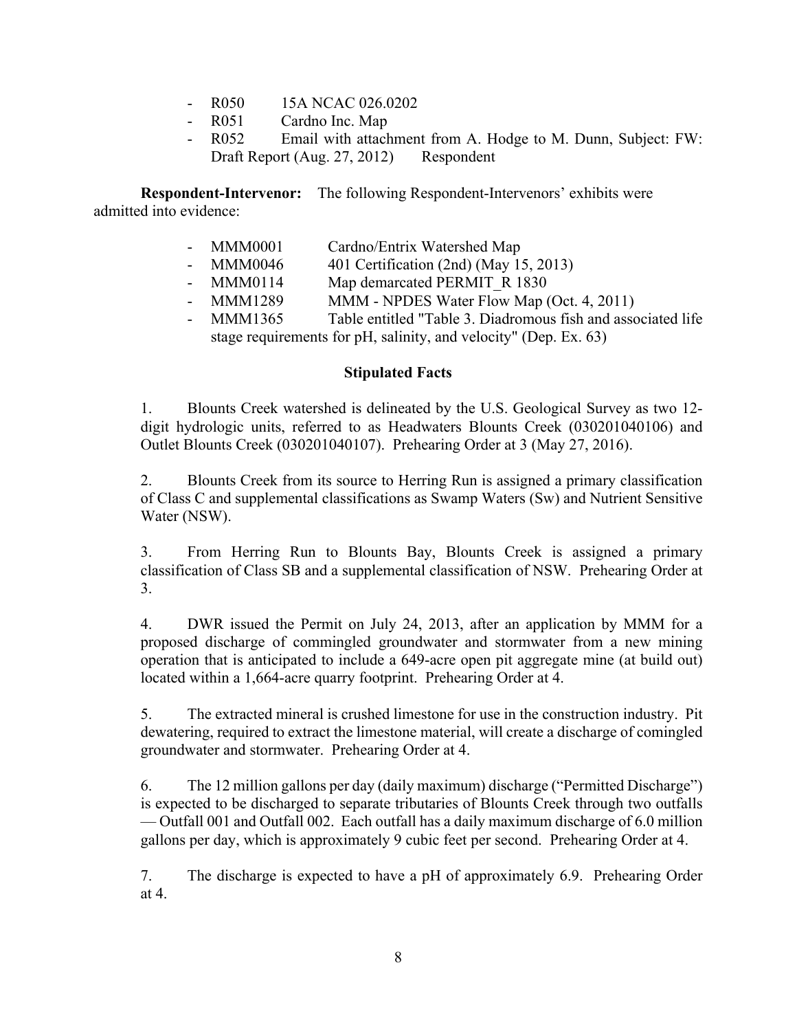- R050 15A NCAC 026.0202
- R051 Cardno Inc. Map
- R052 Email with attachment from A. Hodge to M. Dunn, Subject: FW: Draft Report (Aug. 27, 2012) Respondent

**Respondent-Intervenor:** The following Respondent-Intervenors' exhibits were admitted into evidence:

- MMM0001 Cardno/Entrix Watershed Map
- MMM0046 401 Certification (2nd) (May 15, 2013)
- MMM0114 Map demarcated PERMIT_R 1830
- MMM1289 MMM - NPDES Water Flow Map (Oct. 4, 2011)
- MMM1365 Table entitled "Table 3. Diadromous fish and associated life stage requirements for pH, salinity, and velocity" (Dep. Ex. 63)

**Stipulated Facts**

1. Blounts Creek watershed is delineated by the U.S. Geological Survey as two 12-digit hydrologic units, referred to as Headwaters Blounts Creek (030201040106) and Outlet Blounts Creek (030201040107). Prehearing Order at 3 (May 27, 2016).

2. Blounts Creek from its source to Herring Run is assigned a primary classification of Class C and supplemental classifications as Swamp Waters (Sw) and Nutrient Sensitive Water (NSW).

3. From Herring Run to Blounts Bay, Blounts Creek is assigned a primary classification of Class SB and a supplemental classification of NSW. Prehearing Order at 3.

4. DWR issued the Permit on July 24, 2013, after an application by MMM for a proposed discharge of commingled groundwater and stormwater from a new mining operation that is anticipated to include a 649-acre open pit aggregate mine (at build out) located within a 1,664-acre quarry footprint. Prehearing Order at 4.

5. The extracted mineral is crushed limestone for use in the construction industry. Pit dewatering, required to extract the limestone material, will create a discharge of comingled groundwater and stormwater. Prehearing Order at 4.

6. The 12 million gallons per day (daily maximum) discharge ("Permitted Discharge") is expected to be discharged to separate tributaries of Blounts Creek through two outfalls — Outfall 001 and Outfall 002. Each outfall has a daily maximum discharge of 6.0 million gallons per day, which is approximately 9 cubic feet per second. Prehearing Order at 4.

7. The discharge is expected to have a pH of approximately 6.9. Prehearing Order at 4.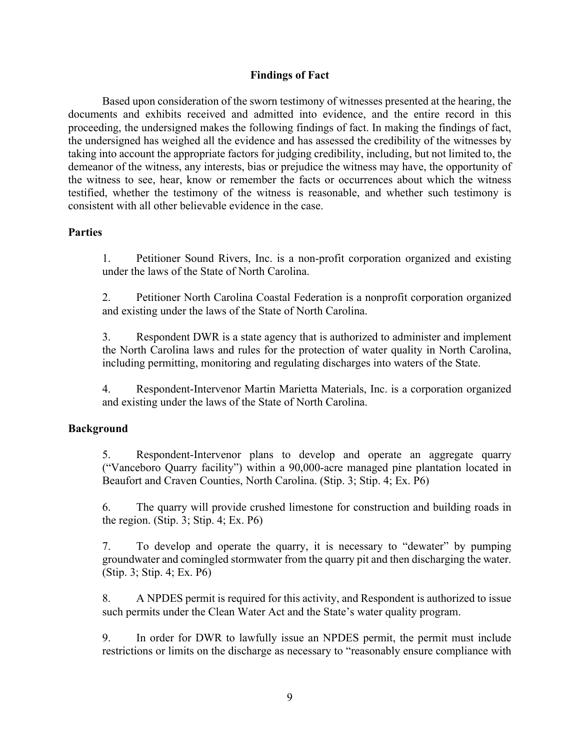## Findings of Fact

Based upon consideration of the sworn testimony of witnesses presented at the hearing, the documents and exhibits received and admitted into evidence, and the entire record in this proceeding, the undersigned makes the following findings of fact. In making the findings of fact, the undersigned has weighed all the evidence and has assessed the credibility of the witnesses by taking into account the appropriate factors for judging credibility, including, but not limited to, the demeanor of the witness, any interests, bias or prejudice the witness may have, the opportunity of the witness to see, hear, know or remember the facts or occurrences about which the witness testified, whether the testimony of the witness is reasonable, and whether such testimony is consistent with all other believable evidence in the case.

### Parties

1. Petitioner Sound Rivers, Inc. is a non-profit corporation organized and existing under the laws of the State of North Carolina.

2. Petitioner North Carolina Coastal Federation is a nonprofit corporation organized and existing under the laws of the State of North Carolina.

3. Respondent DWR is a state agency that is authorized to administer and implement the North Carolina laws and rules for the protection of water quality in North Carolina, including permitting, monitoring and regulating discharges into waters of the State.

4. Respondent-Intervenor Martin Marietta Materials, Inc. is a corporation organized and existing under the laws of the State of North Carolina.

### Background

5. Respondent-Intervenor plans to develop and operate an aggregate quarry ("Vanceboro Quarry facility") within a 90,000-acre managed pine plantation located in Beaufort and Craven Counties, North Carolina. (Stip. 3; Stip. 4; Ex. P6)

6. The quarry will provide crushed limestone for construction and building roads in the region. (Stip. 3; Stip. 4; Ex. P6)

7. To develop and operate the quarry, it is necessary to "dewater" by pumping groundwater and comingled stormwater from the quarry pit and then discharging the water. (Stip. 3; Stip. 4; Ex. P6)

8. A NPDES permit is required for this activity, and Respondent is authorized to issue such permits under the Clean Water Act and the State's water quality program.

9. In order for DWR to lawfully issue an NPDES permit, the permit must include restrictions or limits on the discharge as necessary to "reasonably ensure compliance with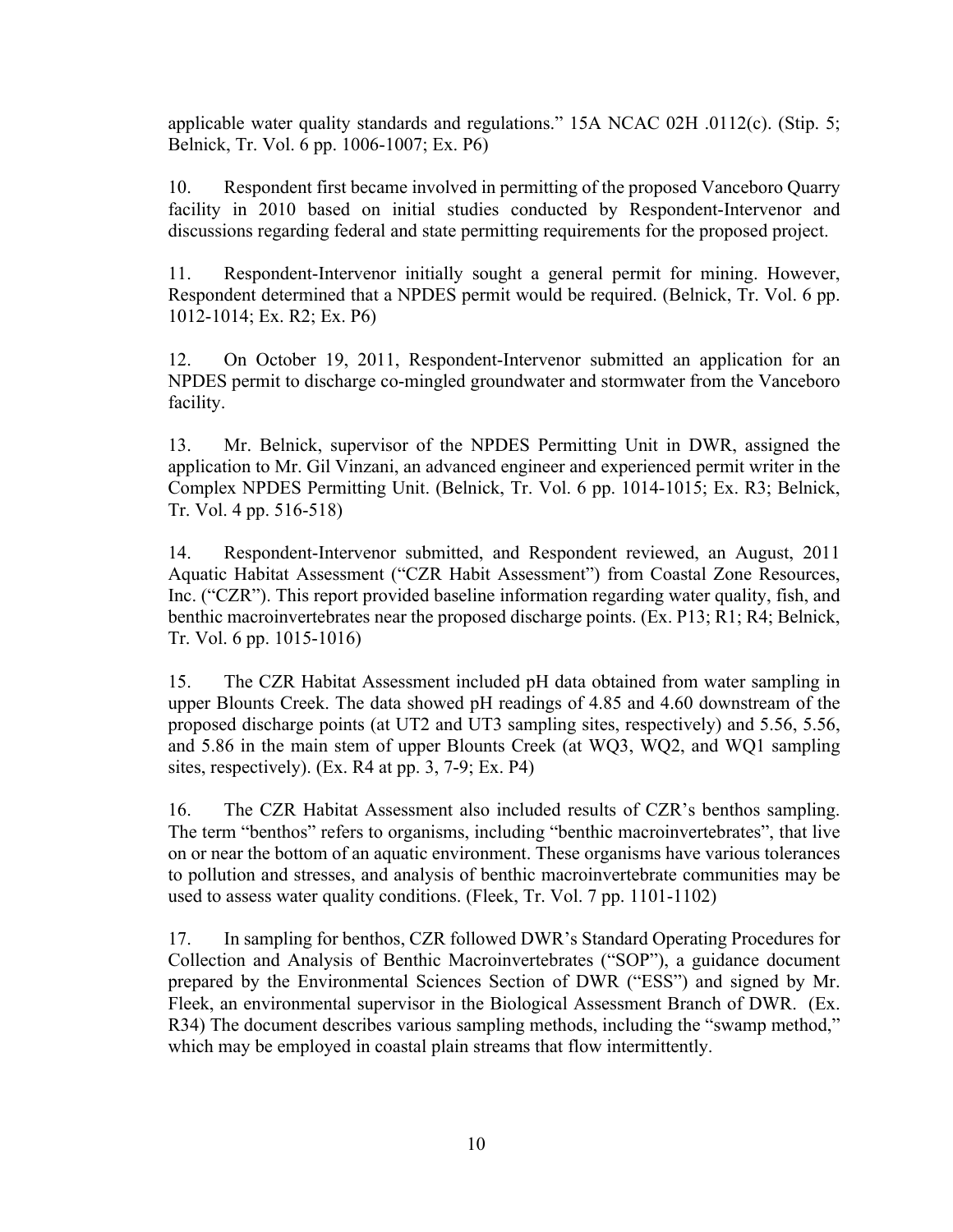applicable water quality standards and regulations." 15A NCAC 02H .0112(c). (Stip. 5; Belnick, Tr. Vol. 6 pp. 1006-1007; Ex. P6)

10. Respondent first became involved in permitting of the proposed Vanceboro Quarry facility in 2010 based on initial studies conducted by Respondent-Intervenor and discussions regarding federal and state permitting requirements for the proposed project.

11. Respondent-Intervenor initially sought a general permit for mining. However, Respondent determined that a NPDES permit would be required. (Belnick, Tr. Vol. 6 pp. 1012-1014; Ex. R2; Ex. P6)

12. On October 19, 2011, Respondent-Intervenor submitted an application for an NPDES permit to discharge co-mingled groundwater and stormwater from the Vanceboro facility.

13. Mr. Belnick, supervisor of the NPDES Permitting Unit in DWR, assigned the application to Mr. Gil Vinzani, an advanced engineer and experienced permit writer in the Complex NPDES Permitting Unit. (Belnick, Tr. Vol. 6 pp. 1014-1015; Ex. R3; Belnick, Tr. Vol. 4 pp. 516-518)

14. Respondent-Intervenor submitted, and Respondent reviewed, an August, 2011 Aquatic Habitat Assessment ("CZR Habit Assessment") from Coastal Zone Resources, Inc. ("CZR"). This report provided baseline information regarding water quality, fish, and benthic macroinvertebrates near the proposed discharge points. (Ex. P13; R1; R4; Belnick, Tr. Vol. 6 pp. 1015-1016)

15. The CZR Habitat Assessment included pH data obtained from water sampling in upper Blounts Creek. The data showed pH readings of 4.85 and 4.60 downstream of the proposed discharge points (at UT2 and UT3 sampling sites, respectively) and 5.56, 5.56, and 5.86 in the main stem of upper Blounts Creek (at WQ3, WQ2, and WQ1 sampling sites, respectively). (Ex. R4 at pp. 3, 7-9; Ex. P4)

16. The CZR Habitat Assessment also included results of CZR's benthos sampling. The term "benthos" refers to organisms, including "benthic macroinvertebrates", that live on or near the bottom of an aquatic environment. These organisms have various tolerances to pollution and stresses, and analysis of benthic macroinvertebrate communities may be used to assess water quality conditions. (Fleek, Tr. Vol. 7 pp. 1101-1102)

17. In sampling for benthos, CZR followed DWR's Standard Operating Procedures for Collection and Analysis of Benthic Macroinvertebrates ("SOP"), a guidance document prepared by the Environmental Sciences Section of DWR ("ESS") and signed by Mr. Fleek, an environmental supervisor in the Biological Assessment Branch of DWR. (Ex. R34) The document describes various sampling methods, including the "swamp method," which may be employed in coastal plain streams that flow intermittently.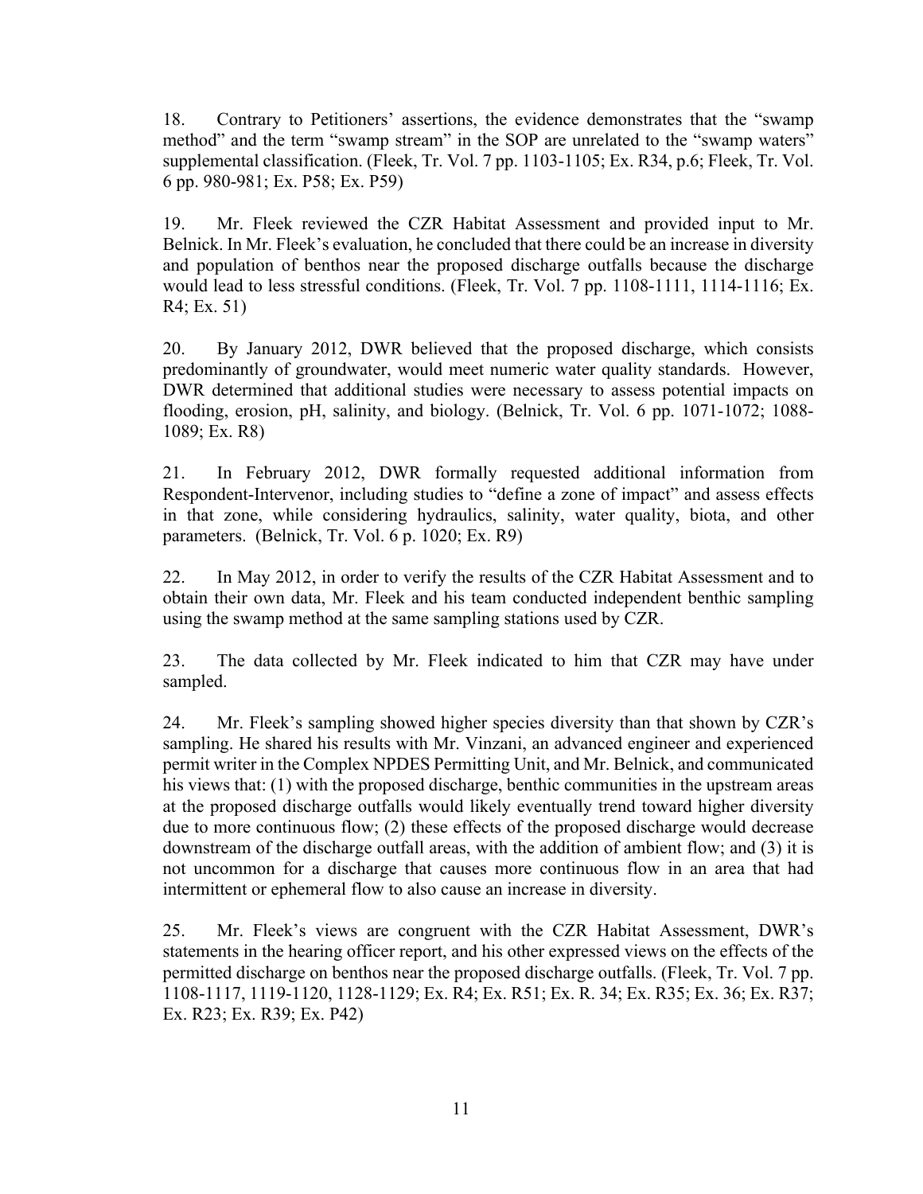18. Contrary to Petitioners' assertions, the evidence demonstrates that the "swamp method" and the term "swamp stream" in the SOP are unrelated to the "swamp waters" supplemental classification. (Fleek, Tr. Vol. 7 pp. 1103-1105; Ex. R34, p.6; Fleek, Tr. Vol. 6 pp. 980-981; Ex. P58; Ex. P59)

19. Mr. Fleek reviewed the CZR Habitat Assessment and provided input to Mr. Belnick. In Mr. Fleek's evaluation, he concluded that there could be an increase in diversity and population of benthos near the proposed discharge outfalls because the discharge would lead to less stressful conditions. (Fleek, Tr. Vol. 7 pp. 1108-1111, 1114-1116; Ex. R4; Ex. 51)

20. By January 2012, DWR believed that the proposed discharge, which consists predominantly of groundwater, would meet numeric water quality standards. However, DWR determined that additional studies were necessary to assess potential impacts on flooding, erosion, pH, salinity, and biology. (Belnick, Tr. Vol. 6 pp. 1071-1072; 1088-1089; Ex. R8)

21. In February 2012, DWR formally requested additional information from Respondent-Intervenor, including studies to "define a zone of impact" and assess effects in that zone, while considering hydraulics, salinity, water quality, biota, and other parameters. (Belnick, Tr. Vol. 6 p. 1020; Ex. R9)

22. In May 2012, in order to verify the results of the CZR Habitat Assessment and to obtain their own data, Mr. Fleek and his team conducted independent benthic sampling using the swamp method at the same sampling stations used by CZR.

23. The data collected by Mr. Fleek indicated to him that CZR may have under sampled.

24. Mr. Fleek's sampling showed higher species diversity than that shown by CZR's sampling. He shared his results with Mr. Vinzani, an advanced engineer and experienced permit writer in the Complex NPDES Permitting Unit, and Mr. Belnick, and communicated his views that: (1) with the proposed discharge, benthic communities in the upstream areas at the proposed discharge outfalls would likely eventually trend toward higher diversity due to more continuous flow; (2) these effects of the proposed discharge would decrease downstream of the discharge outfall areas, with the addition of ambient flow; and (3) it is not uncommon for a discharge that causes more continuous flow in an area that had intermittent or ephemeral flow to also cause an increase in diversity.

25. Mr. Fleek's views are congruent with the CZR Habitat Assessment, DWR's statements in the hearing officer report, and his other expressed views on the effects of the permitted discharge on benthos near the proposed discharge outfalls. (Fleek, Tr. Vol. 7 pp. 1108-1117, 1119-1120, 1128-1129; Ex. R4; Ex. R51; Ex. R. 34; Ex. R35; Ex. 36; Ex. R37; Ex. R23; Ex. R39; Ex. P42)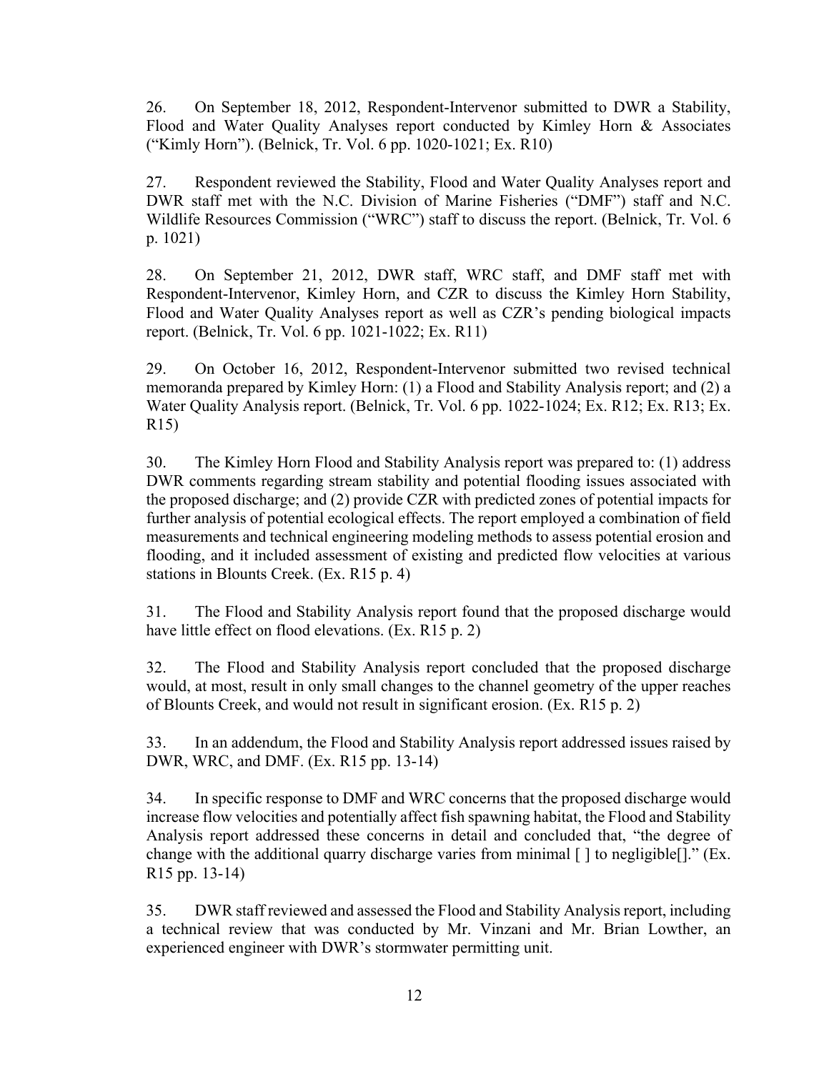26. On September 18, 2012, Respondent-Intervenor submitted to DWR a Stability, Flood and Water Quality Analyses report conducted by Kimley Horn & Associates ("Kimly Horn"). (Belnick, Tr. Vol. 6 pp. 1020-1021; Ex. R10)

27. Respondent reviewed the Stability, Flood and Water Quality Analyses report and DWR staff met with the N.C. Division of Marine Fisheries ("DMF") staff and N.C. Wildlife Resources Commission ("WRC") staff to discuss the report. (Belnick, Tr. Vol. 6 p. 1021)

28. On September 21, 2012, DWR staff, WRC staff, and DMF staff met with Respondent-Intervenor, Kimley Horn, and CZR to discuss the Kimley Horn Stability, Flood and Water Quality Analyses report as well as CZR's pending biological impacts report. (Belnick, Tr. Vol. 6 pp. 1021-1022; Ex. R11)

29. On October 16, 2012, Respondent-Intervenor submitted two revised technical memoranda prepared by Kimley Horn: (1) a Flood and Stability Analysis report; and (2) a Water Quality Analysis report. (Belnick, Tr. Vol. 6 pp. 1022-1024; Ex. R12; Ex. R13; Ex. R15)

30. The Kimley Horn Flood and Stability Analysis report was prepared to: (1) address DWR comments regarding stream stability and potential flooding issues associated with the proposed discharge; and (2) provide CZR with predicted zones of potential impacts for further analysis of potential ecological effects. The report employed a combination of field measurements and technical engineering modeling methods to assess potential erosion and flooding, and it included assessment of existing and predicted flow velocities at various stations in Blounts Creek. (Ex. R15 p. 4)

31. The Flood and Stability Analysis report found that the proposed discharge would have little effect on flood elevations. (Ex. R15 p. 2)

32. The Flood and Stability Analysis report concluded that the proposed discharge would, at most, result in only small changes to the channel geometry of the upper reaches of Blounts Creek, and would not result in significant erosion. (Ex. R15 p. 2)

33. In an addendum, the Flood and Stability Analysis report addressed issues raised by DWR, WRC, and DMF. (Ex. R15 pp. 13-14)

34. In specific response to DMF and WRC concerns that the proposed discharge would increase flow velocities and potentially affect fish spawning habitat, the Flood and Stability Analysis report addressed these concerns in detail and concluded that, "the degree of change with the additional quarry discharge varies from minimal [ ] to negligible[]." (Ex. R15 pp. 13-14)

35. DWR staff reviewed and assessed the Flood and Stability Analysis report, including a technical review that was conducted by Mr. Vinzani and Mr. Brian Lowther, an experienced engineer with DWR's stormwater permitting unit.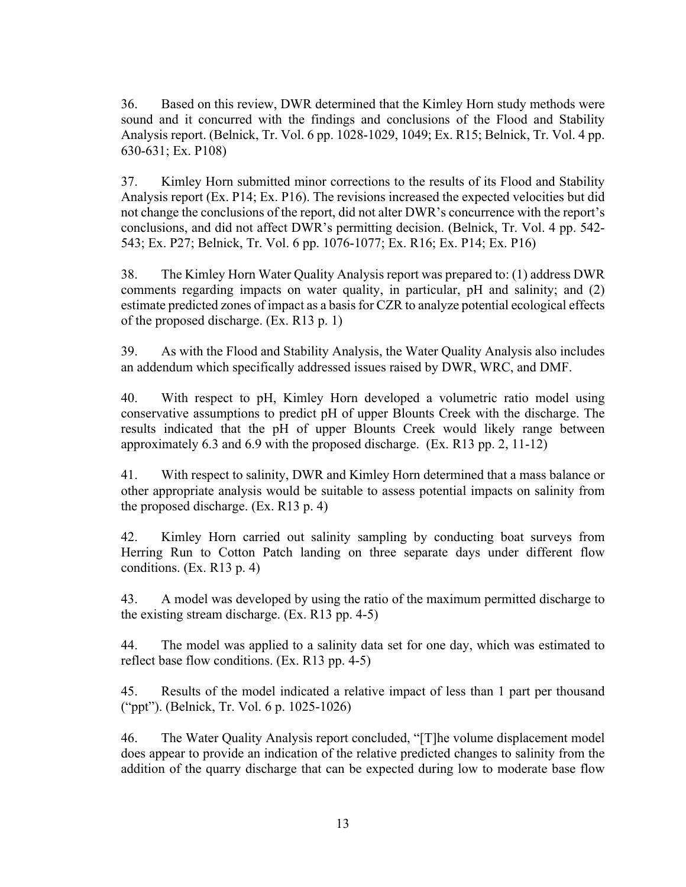36. Based on this review, DWR determined that the Kimley Horn study methods were sound and it concurred with the findings and conclusions of the Flood and Stability Analysis report. (Belnick, Tr. Vol. 6 pp. 1028-1029, 1049; Ex. R15; Belnick, Tr. Vol. 4 pp. 630-631; Ex. P108)

37. Kimley Horn submitted minor corrections to the results of its Flood and Stability Analysis report (Ex. P14; Ex. P16). The revisions increased the expected velocities but did not change the conclusions of the report, did not alter DWR's concurrence with the report's conclusions, and did not affect DWR's permitting decision. (Belnick, Tr. Vol. 4 pp. 542-543; Ex. P27; Belnick, Tr. Vol. 6 pp. 1076-1077; Ex. R16; Ex. P14; Ex. P16)

38. The Kimley Horn Water Quality Analysis report was prepared to: (1) address DWR comments regarding impacts on water quality, in particular, pH and salinity; and (2) estimate predicted zones of impact as a basis for CZR to analyze potential ecological effects of the proposed discharge. (Ex. R13 p. 1)

39. As with the Flood and Stability Analysis, the Water Quality Analysis also includes an addendum which specifically addressed issues raised by DWR, WRC, and DMF.

40. With respect to pH, Kimley Horn developed a volumetric ratio model using conservative assumptions to predict pH of upper Blounts Creek with the discharge. The results indicated that the pH of upper Blounts Creek would likely range between approximately 6.3 and 6.9 with the proposed discharge. (Ex. R13 pp. 2, 11-12)

41. With respect to salinity, DWR and Kimley Horn determined that a mass balance or other appropriate analysis would be suitable to assess potential impacts on salinity from the proposed discharge. (Ex. R13 p. 4)

42. Kimley Horn carried out salinity sampling by conducting boat surveys from Herring Run to Cotton Patch landing on three separate days under different flow conditions. (Ex. R13 p. 4)

43. A model was developed by using the ratio of the maximum permitted discharge to the existing stream discharge. (Ex. R13 pp. 4-5)

44. The model was applied to a salinity data set for one day, which was estimated to reflect base flow conditions. (Ex. R13 pp. 4-5)

45. Results of the model indicated a relative impact of less than 1 part per thousand ("ppt"). (Belnick, Tr. Vol. 6 p. 1025-1026)

46. The Water Quality Analysis report concluded, "[T]he volume displacement model does appear to provide an indication of the relative predicted changes to salinity from the addition of the quarry discharge that can be expected during low to moderate base flow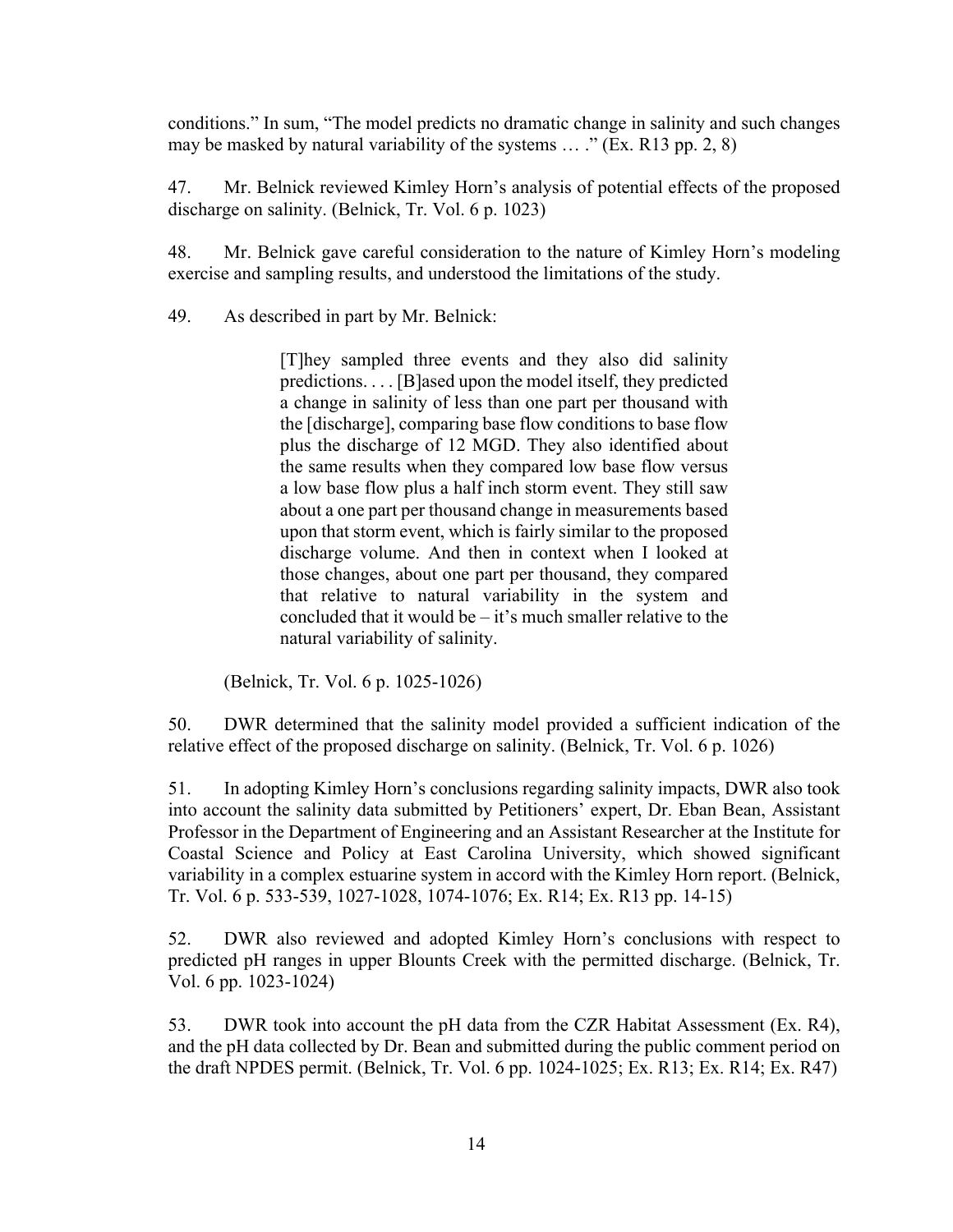conditions." In sum, "The model predicts no dramatic change in salinity and such changes may be masked by natural variability of the systems … ." (Ex. R13 pp. 2, 8)

47. Mr. Belnick reviewed Kimley Horn's analysis of potential effects of the proposed discharge on salinity. (Belnick, Tr. Vol. 6 p. 1023)

48. Mr. Belnick gave careful consideration to the nature of Kimley Horn's modeling exercise and sampling results, and understood the limitations of the study.

49. As described in part by Mr. Belnick:

> [T]hey sampled three events and they also did salinity predictions. . . . [B]ased upon the model itself, they predicted a change in salinity of less than one part per thousand with the [discharge], comparing base flow conditions to base flow plus the discharge of 12 MGD. They also identified about the same results when they compared low base flow versus a low base flow plus a half inch storm event. They still saw about a one part per thousand change in measurements based upon that storm event, which is fairly similar to the proposed discharge volume. And then in context when I looked at those changes, about one part per thousand, they compared that relative to natural variability in the system and concluded that it would be – it's much smaller relative to the natural variability of salinity.

(Belnick, Tr. Vol. 6 p. 1025-1026)

50. DWR determined that the salinity model provided a sufficient indication of the relative effect of the proposed discharge on salinity. (Belnick, Tr. Vol. 6 p. 1026)

51. In adopting Kimley Horn's conclusions regarding salinity impacts, DWR also took into account the salinity data submitted by Petitioners' expert, Dr. Eban Bean, Assistant Professor in the Department of Engineering and an Assistant Researcher at the Institute for Coastal Science and Policy at East Carolina University, which showed significant variability in a complex estuarine system in accord with the Kimley Horn report. (Belnick, Tr. Vol. 6 p. 533-539, 1027-1028, 1074-1076; Ex. R14; Ex. R13 pp. 14-15)

52. DWR also reviewed and adopted Kimley Horn's conclusions with respect to predicted pH ranges in upper Blounts Creek with the permitted discharge. (Belnick, Tr. Vol. 6 pp. 1023-1024)

53. DWR took into account the pH data from the CZR Habitat Assessment (Ex. R4), and the pH data collected by Dr. Bean and submitted during the public comment period on the draft NPDES permit. (Belnick, Tr. Vol. 6 pp. 1024-1025; Ex. R13; Ex. R14; Ex. R47)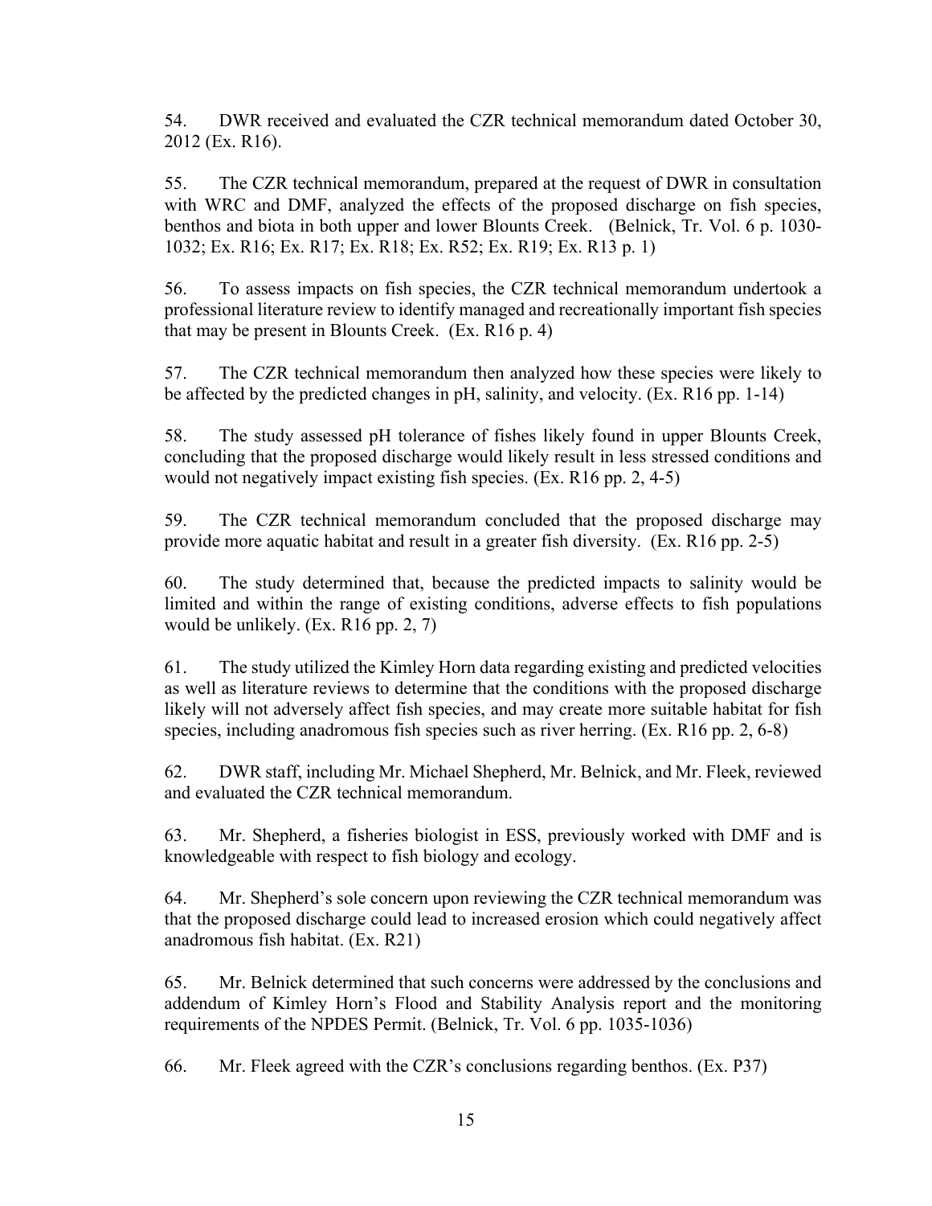54. DWR received and evaluated the CZR technical memorandum dated October 30, 2012 (Ex. R16).

55. The CZR technical memorandum, prepared at the request of DWR in consultation with WRC and DMF, analyzed the effects of the proposed discharge on fish species, benthos and biota in both upper and lower Blounts Creek. (Belnick, Tr. Vol. 6 p. 1030-1032; Ex. R16; Ex. R17; Ex. R18; Ex. R52; Ex. R19; Ex. R13 p. 1)

56. To assess impacts on fish species, the CZR technical memorandum undertook a professional literature review to identify managed and recreationally important fish species that may be present in Blounts Creek. (Ex. R16 p. 4)

57. The CZR technical memorandum then analyzed how these species were likely to be affected by the predicted changes in pH, salinity, and velocity. (Ex. R16 pp. 1-14)

58. The study assessed pH tolerance of fishes likely found in upper Blounts Creek, concluding that the proposed discharge would likely result in less stressed conditions and would not negatively impact existing fish species. (Ex. R16 pp. 2, 4-5)

59. The CZR technical memorandum concluded that the proposed discharge may provide more aquatic habitat and result in a greater fish diversity. (Ex. R16 pp. 2-5)

60. The study determined that, because the predicted impacts to salinity would be limited and within the range of existing conditions, adverse effects to fish populations would be unlikely. (Ex. R16 pp. 2, 7)

61. The study utilized the Kimley Horn data regarding existing and predicted velocities as well as literature reviews to determine that the conditions with the proposed discharge likely will not adversely affect fish species, and may create more suitable habitat for fish species, including anadromous fish species such as river herring. (Ex. R16 pp. 2, 6-8)

62. DWR staff, including Mr. Michael Shepherd, Mr. Belnick, and Mr. Fleek, reviewed and evaluated the CZR technical memorandum.

63. Mr. Shepherd, a fisheries biologist in ESS, previously worked with DMF and is knowledgeable with respect to fish biology and ecology.

64. Mr. Shepherd's sole concern upon reviewing the CZR technical memorandum was that the proposed discharge could lead to increased erosion which could negatively affect anadromous fish habitat. (Ex. R21)

65. Mr. Belnick determined that such concerns were addressed by the conclusions and addendum of Kimley Horn's Flood and Stability Analysis report and the monitoring requirements of the NPDES Permit. (Belnick, Tr. Vol. 6 pp. 1035-1036)

66. Mr. Fleek agreed with the CZR's conclusions regarding benthos. (Ex. P37)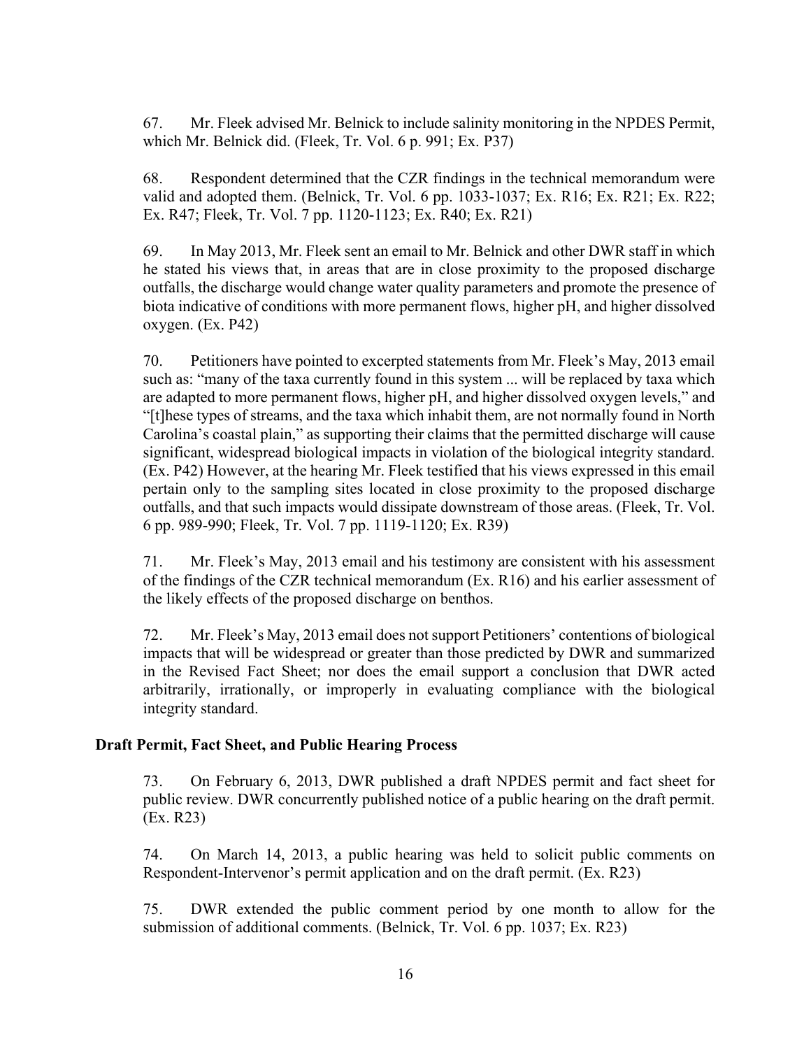67. Mr. Fleek advised Mr. Belnick to include salinity monitoring in the NPDES Permit, which Mr. Belnick did. (Fleek, Tr. Vol. 6 p. 991; Ex. P37)

68. Respondent determined that the CZR findings in the technical memorandum were valid and adopted them. (Belnick, Tr. Vol. 6 pp. 1033-1037; Ex. R16; Ex. R21; Ex. R22; Ex. R47; Fleek, Tr. Vol. 7 pp. 1120-1123; Ex. R40; Ex. R21)

69. In May 2013, Mr. Fleek sent an email to Mr. Belnick and other DWR staff in which he stated his views that, in areas that are in close proximity to the proposed discharge outfalls, the discharge would change water quality parameters and promote the presence of biota indicative of conditions with more permanent flows, higher pH, and higher dissolved oxygen. (Ex. P42)

70. Petitioners have pointed to excerpted statements from Mr. Fleek's May, 2013 email such as: "many of the taxa currently found in this system ... will be replaced by taxa which are adapted to more permanent flows, higher pH, and higher dissolved oxygen levels," and "[t]hese types of streams, and the taxa which inhabit them, are not normally found in North Carolina's coastal plain," as supporting their claims that the permitted discharge will cause significant, widespread biological impacts in violation of the biological integrity standard. (Ex. P42) However, at the hearing Mr. Fleek testified that his views expressed in this email pertain only to the sampling sites located in close proximity to the proposed discharge outfalls, and that such impacts would dissipate downstream of those areas. (Fleek, Tr. Vol. 6 pp. 989-990; Fleek, Tr. Vol. 7 pp. 1119-1120; Ex. R39)

71. Mr. Fleek's May, 2013 email and his testimony are consistent with his assessment of the findings of the CZR technical memorandum (Ex. R16) and his earlier assessment of the likely effects of the proposed discharge on benthos.

72. Mr. Fleek's May, 2013 email does not support Petitioners' contentions of biological impacts that will be widespread or greater than those predicted by DWR and summarized in the Revised Fact Sheet; nor does the email support a conclusion that DWR acted arbitrarily, irrationally, or improperly in evaluating compliance with the biological integrity standard.

**Draft Permit, Fact Sheet, and Public Hearing Process**

73. On February 6, 2013, DWR published a draft NPDES permit and fact sheet for public review. DWR concurrently published notice of a public hearing on the draft permit. (Ex. R23)

74. On March 14, 2013, a public hearing was held to solicit public comments on Respondent-Intervenor's permit application and on the draft permit. (Ex. R23)

75. DWR extended the public comment period by one month to allow for the submission of additional comments. (Belnick, Tr. Vol. 6 pp. 1037; Ex. R23)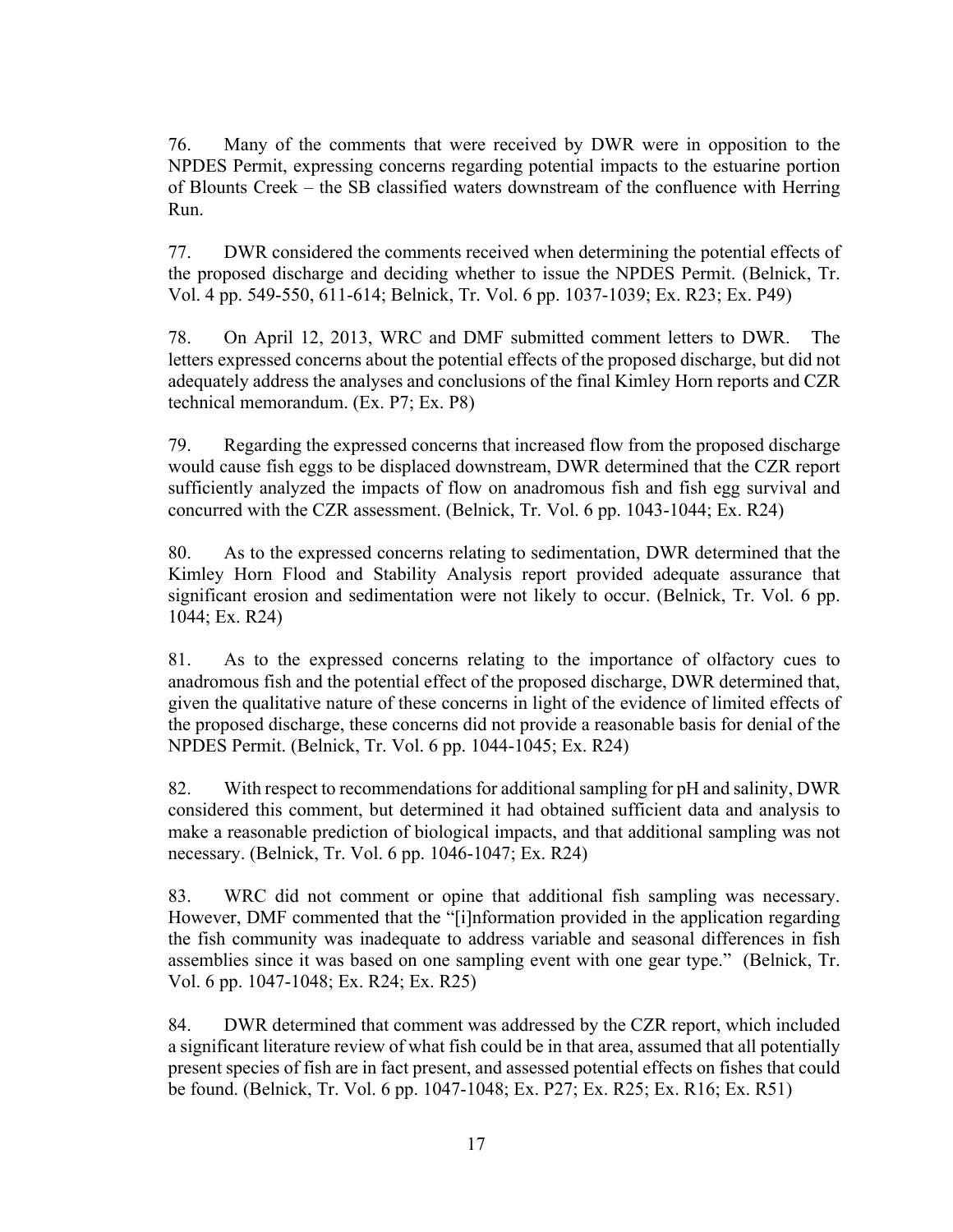76. Many of the comments that were received by DWR were in opposition to the NPDES Permit, expressing concerns regarding potential impacts to the estuarine portion of Blounts Creek – the SB classified waters downstream of the confluence with Herring Run.

77. DWR considered the comments received when determining the potential effects of the proposed discharge and deciding whether to issue the NPDES Permit. (Belnick, Tr. Vol. 4 pp. 549-550, 611-614; Belnick, Tr. Vol. 6 pp. 1037-1039; Ex. R23; Ex. P49)

78. On April 12, 2013, WRC and DMF submitted comment letters to DWR. The letters expressed concerns about the potential effects of the proposed discharge, but did not adequately address the analyses and conclusions of the final Kimley Horn reports and CZR technical memorandum. (Ex. P7; Ex. P8)

79. Regarding the expressed concerns that increased flow from the proposed discharge would cause fish eggs to be displaced downstream, DWR determined that the CZR report sufficiently analyzed the impacts of flow on anadromous fish and fish egg survival and concurred with the CZR assessment. (Belnick, Tr. Vol. 6 pp. 1043-1044; Ex. R24)

80. As to the expressed concerns relating to sedimentation, DWR determined that the Kimley Horn Flood and Stability Analysis report provided adequate assurance that significant erosion and sedimentation were not likely to occur. (Belnick, Tr. Vol. 6 pp. 1044; Ex. R24)

81. As to the expressed concerns relating to the importance of olfactory cues to anadromous fish and the potential effect of the proposed discharge, DWR determined that, given the qualitative nature of these concerns in light of the evidence of limited effects of the proposed discharge, these concerns did not provide a reasonable basis for denial of the NPDES Permit. (Belnick, Tr. Vol. 6 pp. 1044-1045; Ex. R24)

82. With respect to recommendations for additional sampling for pH and salinity, DWR considered this comment, but determined it had obtained sufficient data and analysis to make a reasonable prediction of biological impacts, and that additional sampling was not necessary. (Belnick, Tr. Vol. 6 pp. 1046-1047; Ex. R24)

83. WRC did not comment or opine that additional fish sampling was necessary. However, DMF commented that the "[i]nformation provided in the application regarding the fish community was inadequate to address variable and seasonal differences in fish assemblies since it was based on one sampling event with one gear type." (Belnick, Tr. Vol. 6 pp. 1047-1048; Ex. R24; Ex. R25)

84. DWR determined that comment was addressed by the CZR report, which included a significant literature review of what fish could be in that area, assumed that all potentially present species of fish are in fact present, and assessed potential effects on fishes that could be found. (Belnick, Tr. Vol. 6 pp. 1047-1048; Ex. P27; Ex. R25; Ex. R16; Ex. R51)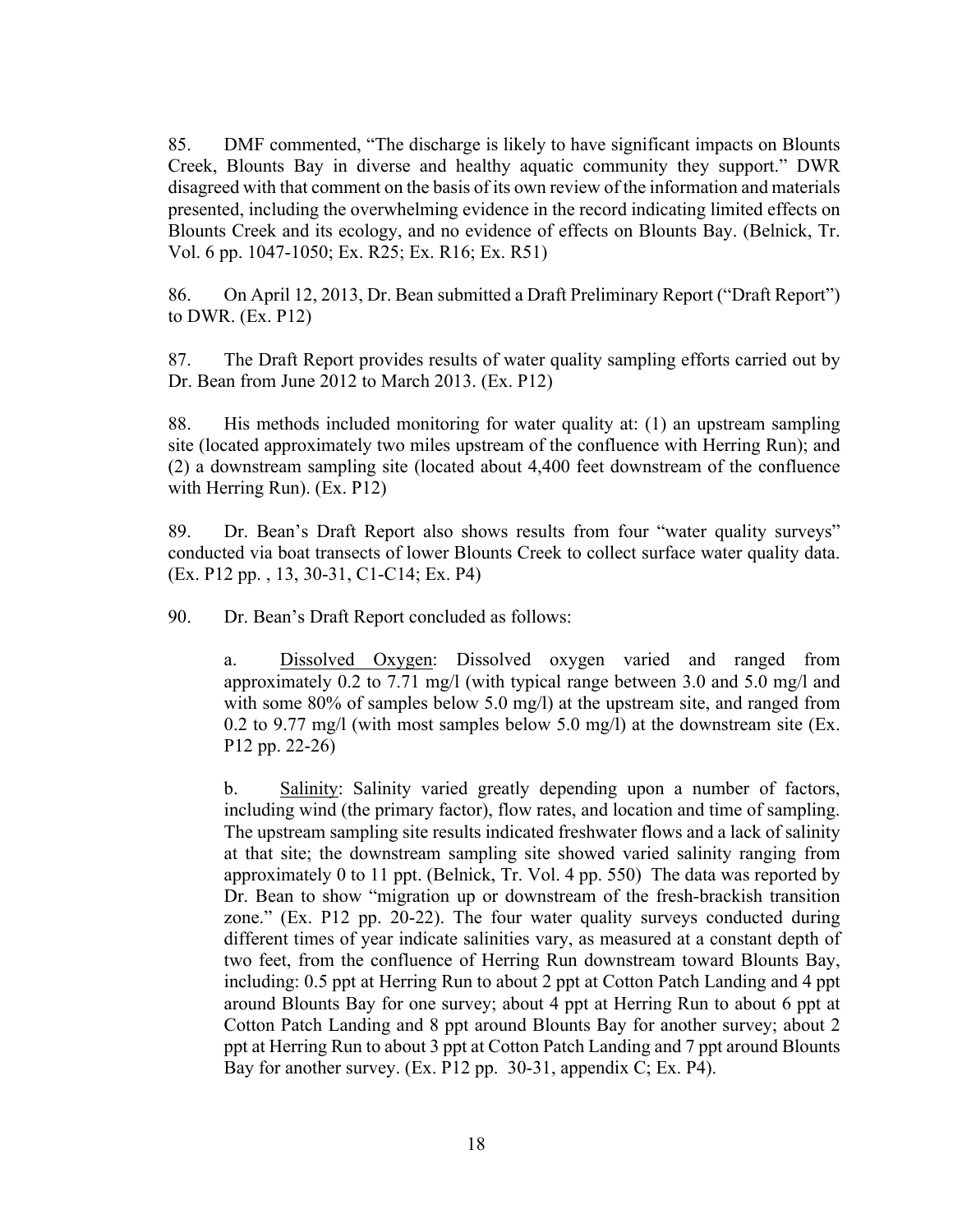85. DMF commented, "The discharge is likely to have significant impacts on Blounts Creek, Blounts Bay in diverse and healthy aquatic community they support." DWR disagreed with that comment on the basis of its own review of the information and materials presented, including the overwhelming evidence in the record indicating limited effects on Blounts Creek and its ecology, and no evidence of effects on Blounts Bay. (Belnick, Tr. Vol. 6 pp. 1047-1050; Ex. R25; Ex. R16; Ex. R51)

86. On April 12, 2013, Dr. Bean submitted a Draft Preliminary Report ("Draft Report") to DWR. (Ex. P12)

87. The Draft Report provides results of water quality sampling efforts carried out by Dr. Bean from June 2012 to March 2013. (Ex. P12)

88. His methods included monitoring for water quality at: (1) an upstream sampling site (located approximately two miles upstream of the confluence with Herring Run); and (2) a downstream sampling site (located about 4,400 feet downstream of the confluence with Herring Run). (Ex. P12)

89. Dr. Bean's Draft Report also shows results from four "water quality surveys" conducted via boat transects of lower Blounts Creek to collect surface water quality data. (Ex. P12 pp. , 13, 30-31, C1-C14; Ex. P4)

90. Dr. Bean's Draft Report concluded as follows:

a. <u>Dissolved Oxygen</u>: Dissolved oxygen varied and ranged from approximately 0.2 to 7.71 mg/l (with typical range between 3.0 and 5.0 mg/l and with some 80% of samples below 5.0 mg/l) at the upstream site, and ranged from 0.2 to 9.77 mg/l (with most samples below 5.0 mg/l) at the downstream site (Ex. P12 pp. 22-26)

b. <u>Salinity</u>: Salinity varied greatly depending upon a number of factors, including wind (the primary factor), flow rates, and location and time of sampling. The upstream sampling site results indicated freshwater flows and a lack of salinity at that site; the downstream sampling site showed varied salinity ranging from approximately 0 to 11 ppt. (Belnick, Tr. Vol. 4 pp. 550) The data was reported by Dr. Bean to show "migration up or downstream of the fresh-brackish transition zone." (Ex. P12 pp. 20-22). The four water quality surveys conducted during different times of year indicate salinities vary, as measured at a constant depth of two feet, from the confluence of Herring Run downstream toward Blounts Bay, including: 0.5 ppt at Herring Run to about 2 ppt at Cotton Patch Landing and 4 ppt around Blounts Bay for one survey; about 4 ppt at Herring Run to about 6 ppt at Cotton Patch Landing and 8 ppt around Blounts Bay for another survey; about 2 ppt at Herring Run to about 3 ppt at Cotton Patch Landing and 7 ppt around Blounts Bay for another survey. (Ex. P12 pp. 30-31, appendix C; Ex. P4).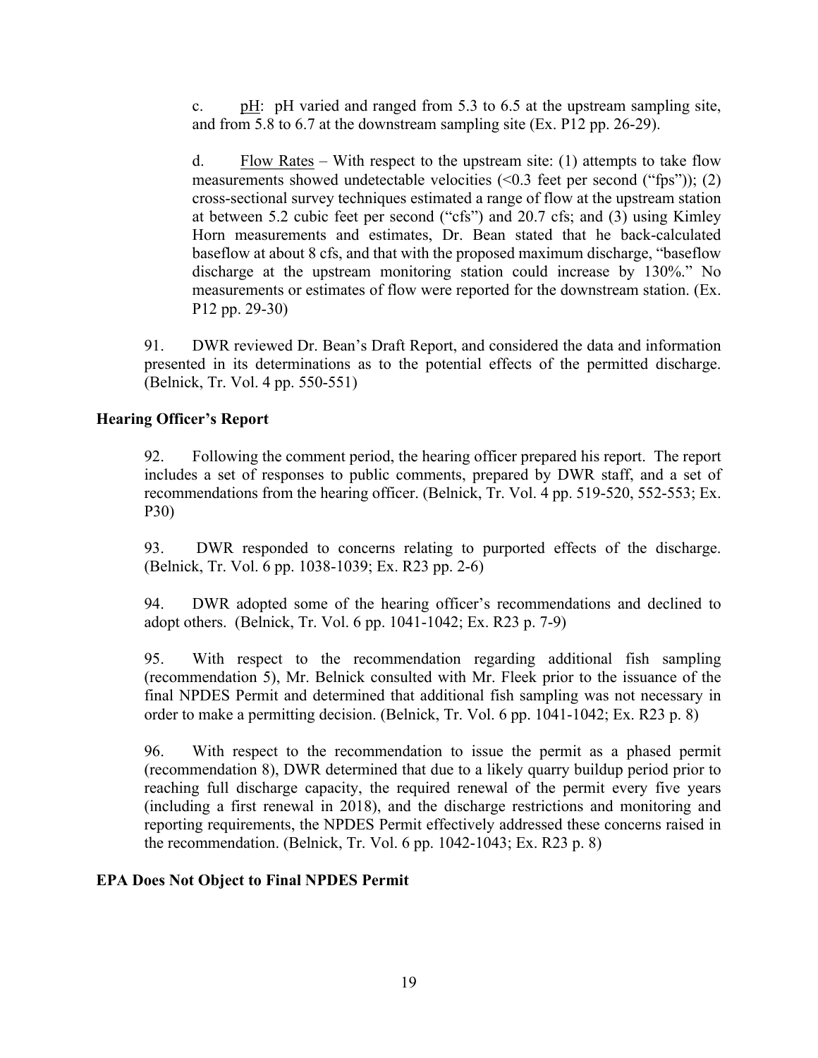c. pH: pH varied and ranged from 5.3 to 6.5 at the upstream sampling site, and from 5.8 to 6.7 at the downstream sampling site (Ex. P12 pp. 26-29).

d. Flow Rates – With respect to the upstream site: (1) attempts to take flow measurements showed undetectable velocities (<0.3 feet per second ("fps")); (2) cross-sectional survey techniques estimated a range of flow at the upstream station at between 5.2 cubic feet per second ("cfs") and 20.7 cfs; and (3) using Kimley Horn measurements and estimates, Dr. Bean stated that he back-calculated baseflow at about 8 cfs, and that with the proposed maximum discharge, "baseflow discharge at the upstream monitoring station could increase by 130%." No measurements or estimates of flow were reported for the downstream station. (Ex. P12 pp. 29-30)

91. DWR reviewed Dr. Bean's Draft Report, and considered the data and information presented in its determinations as to the potential effects of the permitted discharge. (Belnick, Tr. Vol. 4 pp. 550-551)

**Hearing Officer's Report**

92. Following the comment period, the hearing officer prepared his report. The report includes a set of responses to public comments, prepared by DWR staff, and a set of recommendations from the hearing officer. (Belnick, Tr. Vol. 4 pp. 519-520, 552-553; Ex. P30)

93. DWR responded to concerns relating to purported effects of the discharge. (Belnick, Tr. Vol. 6 pp. 1038-1039; Ex. R23 pp. 2-6)

94. DWR adopted some of the hearing officer's recommendations and declined to adopt others. (Belnick, Tr. Vol. 6 pp. 1041-1042; Ex. R23 p. 7-9)

95. With respect to the recommendation regarding additional fish sampling (recommendation 5), Mr. Belnick consulted with Mr. Fleek prior to the issuance of the final NPDES Permit and determined that additional fish sampling was not necessary in order to make a permitting decision. (Belnick, Tr. Vol. 6 pp. 1041-1042; Ex. R23 p. 8)

96. With respect to the recommendation to issue the permit as a phased permit (recommendation 8), DWR determined that due to a likely quarry buildup period prior to reaching full discharge capacity, the required renewal of the permit every five years (including a first renewal in 2018), and the discharge restrictions and monitoring and reporting requirements, the NPDES Permit effectively addressed these concerns raised in the recommendation. (Belnick, Tr. Vol. 6 pp. 1042-1043; Ex. R23 p. 8)

**EPA Does Not Object to Final NPDES Permit**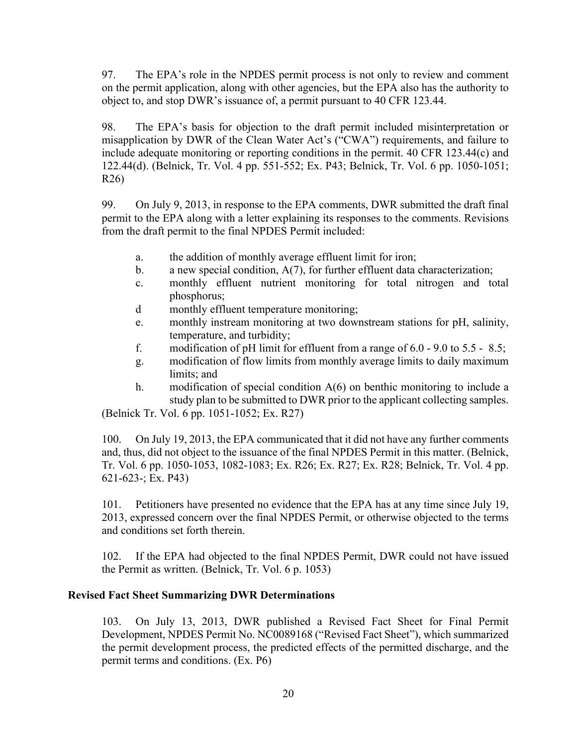97. The EPA's role in the NPDES permit process is not only to review and comment on the permit application, along with other agencies, but the EPA also has the authority to object to, and stop DWR's issuance of, a permit pursuant to 40 CFR 123.44.

98. The EPA's basis for objection to the draft permit included misinterpretation or misapplication by DWR of the Clean Water Act's ("CWA") requirements, and failure to include adequate monitoring or reporting conditions in the permit. 40 CFR 123.44(c) and 122.44(d). (Belnick, Tr. Vol. 4 pp. 551-552; Ex. P43; Belnick, Tr. Vol. 6 pp. 1050-1051; R26)

99. On July 9, 2013, in response to the EPA comments, DWR submitted the draft final permit to the EPA along with a letter explaining its responses to the comments. Revisions from the draft permit to the final NPDES Permit included:

- a. the addition of monthly average effluent limit for iron;
- b. a new special condition, A(7), for further effluent data characterization;
- c. monthly effluent nutrient monitoring for total nitrogen and total phosphorus;
- d monthly effluent temperature monitoring;
- e. monthly instream monitoring at two downstream stations for pH, salinity, temperature, and turbidity;
- f. modification of pH limit for effluent from a range of 6.0 - 9.0 to 5.5 - 8.5;
- g. modification of flow limits from monthly average limits to daily maximum limits; and
- h. modification of special condition A(6) on benthic monitoring to include a study plan to be submitted to DWR prior to the applicant collecting samples.

(Belnick Tr. Vol. 6 pp. 1051-1052; Ex. R27)

100. On July 19, 2013, the EPA communicated that it did not have any further comments and, thus, did not object to the issuance of the final NPDES Permit in this matter. (Belnick, Tr. Vol. 6 pp. 1050-1053, 1082-1083; Ex. R26; Ex. R27; Ex. R28; Belnick, Tr. Vol. 4 pp. 621-623-; Ex. P43)

101. Petitioners have presented no evidence that the EPA has at any time since July 19, 2013, expressed concern over the final NPDES Permit, or otherwise objected to the terms and conditions set forth therein.

102. If the EPA had objected to the final NPDES Permit, DWR could not have issued the Permit as written. (Belnick, Tr. Vol. 6 p. 1053)

**Revised Fact Sheet Summarizing DWR Determinations**

103. On July 13, 2013, DWR published a Revised Fact Sheet for Final Permit Development, NPDES Permit No. NC0089168 ("Revised Fact Sheet"), which summarized the permit development process, the predicted effects of the permitted discharge, and the permit terms and conditions. (Ex. P6)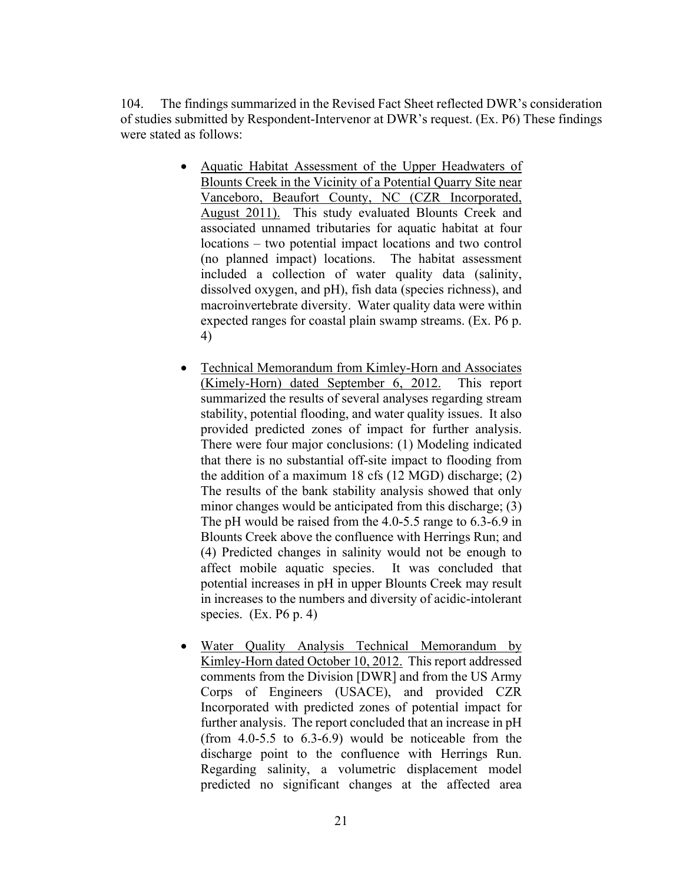104. The findings summarized in the Revised Fact Sheet reflected DWR's consideration of studies submitted by Respondent-Intervenor at DWR's request. (Ex. P6) These findings were stated as follows:

- <u>Aquatic Habitat Assessment of the Upper Headwaters of Blounts Creek in the Vicinity of a Potential Quarry Site near Vanceboro, Beaufort County, NC (CZR Incorporated, August 2011).</u> This study evaluated Blounts Creek and associated unnamed tributaries for aquatic habitat at four locations – two potential impact locations and two control (no planned impact) locations. The habitat assessment included a collection of water quality data (salinity, dissolved oxygen, and pH), fish data (species richness), and macroinvertebrate diversity. Water quality data were within expected ranges for coastal plain swamp streams. (Ex. P6 p. 4)

- <u>Technical Memorandum from Kimley-Horn and Associates (Kimely-Horn) dated September 6, 2012.</u> This report summarized the results of several analyses regarding stream stability, potential flooding, and water quality issues. It also provided predicted zones of impact for further analysis. There were four major conclusions: (1) Modeling indicated that there is no substantial off-site impact to flooding from the addition of a maximum 18 cfs (12 MGD) discharge; (2) The results of the bank stability analysis showed that only minor changes would be anticipated from this discharge; (3) The pH would be raised from the 4.0-5.5 range to 6.3-6.9 in Blounts Creek above the confluence with Herrings Run; and (4) Predicted changes in salinity would not be enough to affect mobile aquatic species. It was concluded that potential increases in pH in upper Blounts Creek may result in increases to the numbers and diversity of acidic-intolerant species. (Ex. P6 p. 4)

- <u>Water Quality Analysis Technical Memorandum by Kimley-Horn dated October 10, 2012.</u> This report addressed comments from the Division [DWR] and from the US Army Corps of Engineers (USACE), and provided CZR Incorporated with predicted zones of potential impact for further analysis. The report concluded that an increase in pH (from 4.0-5.5 to 6.3-6.9) would be noticeable from the discharge point to the confluence with Herrings Run. Regarding salinity, a volumetric displacement model predicted no significant changes at the affected area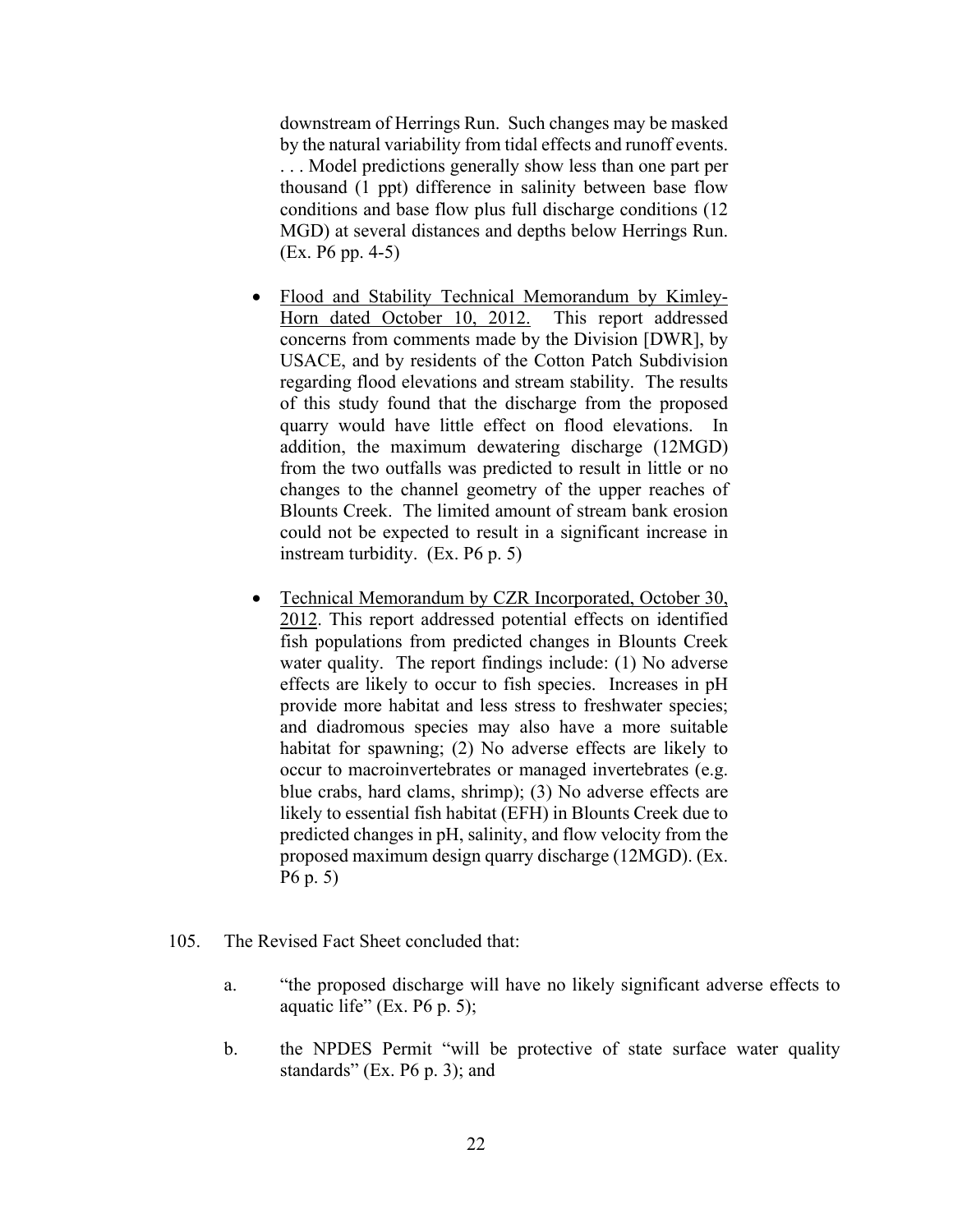downstream of Herrings Run. Such changes may be masked by the natural variability from tidal effects and runoff events. . . . Model predictions generally show less than one part per thousand (1 ppt) difference in salinity between base flow conditions and base flow plus full discharge conditions (12 MGD) at several distances and depths below Herrings Run. (Ex. P6 pp. 4-5)

- Flood and Stability Technical Memorandum by Kimley-Horn dated October 10, 2012. This report addressed concerns from comments made by the Division [DWR], by USACE, and by residents of the Cotton Patch Subdivision regarding flood elevations and stream stability. The results of this study found that the discharge from the proposed quarry would have little effect on flood elevations. In addition, the maximum dewatering discharge (12MGD) from the two outfalls was predicted to result in little or no changes to the channel geometry of the upper reaches of Blounts Creek. The limited amount of stream bank erosion could not be expected to result in a significant increase in instream turbidity. (Ex. P6 p. 5)

- Technical Memorandum by CZR Incorporated, October 30, 2012. This report addressed potential effects on identified fish populations from predicted changes in Blounts Creek water quality. The report findings include: (1) No adverse effects are likely to occur to fish species. Increases in pH provide more habitat and less stress to freshwater species; and diadromous species may also have a more suitable habitat for spawning; (2) No adverse effects are likely to occur to macroinvertebrates or managed invertebrates (e.g. blue crabs, hard clams, shrimp); (3) No adverse effects are likely to essential fish habitat (EFH) in Blounts Creek due to predicted changes in pH, salinity, and flow velocity from the proposed maximum design quarry discharge (12MGD). (Ex. P6 p. 5)

105. The Revised Fact Sheet concluded that:

   a. "the proposed discharge will have no likely significant adverse effects to aquatic life" (Ex. P6 p. 5);

   b. the NPDES Permit "will be protective of state surface water quality standards" (Ex. P6 p. 3); and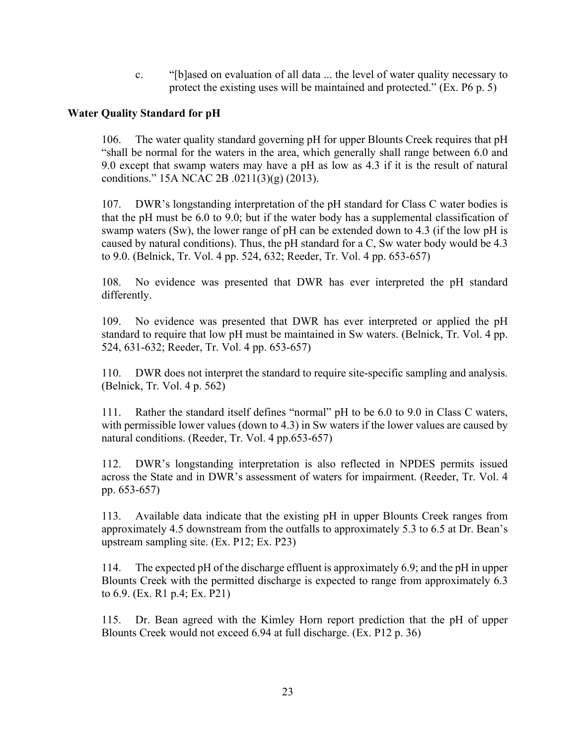c. "[b]ased on evaluation of all data ... the level of water quality necessary to protect the existing uses will be maintained and protected." (Ex. P6 p. 5)

**Water Quality Standard for pH**

106. The water quality standard governing pH for upper Blounts Creek requires that pH "shall be normal for the waters in the area, which generally shall range between 6.0 and 9.0 except that swamp waters may have a pH as low as 4.3 if it is the result of natural conditions." 15A NCAC 2B .0211(3)(g) (2013).

107. DWR's longstanding interpretation of the pH standard for Class C water bodies is that the pH must be 6.0 to 9.0; but if the water body has a supplemental classification of swamp waters (Sw), the lower range of pH can be extended down to 4.3 (if the low pH is caused by natural conditions). Thus, the pH standard for a C, Sw water body would be 4.3 to 9.0. (Belnick, Tr. Vol. 4 pp. 524, 632; Reeder, Tr. Vol. 4 pp. 653-657)

108. No evidence was presented that DWR has ever interpreted the pH standard differently.

109. No evidence was presented that DWR has ever interpreted or applied the pH standard to require that low pH must be maintained in Sw waters. (Belnick, Tr. Vol. 4 pp. 524, 631-632; Reeder, Tr. Vol. 4 pp. 653-657)

110. DWR does not interpret the standard to require site-specific sampling and analysis. (Belnick, Tr. Vol. 4 p. 562)

111. Rather the standard itself defines "normal" pH to be 6.0 to 9.0 in Class C waters, with permissible lower values (down to 4.3) in Sw waters if the lower values are caused by natural conditions. (Reeder, Tr. Vol. 4 pp.653-657)

112. DWR's longstanding interpretation is also reflected in NPDES permits issued across the State and in DWR's assessment of waters for impairment. (Reeder, Tr. Vol. 4 pp. 653-657)

113. Available data indicate that the existing pH in upper Blounts Creek ranges from approximately 4.5 downstream from the outfalls to approximately 5.3 to 6.5 at Dr. Bean's upstream sampling site. (Ex. P12; Ex. P23)

114. The expected pH of the discharge effluent is approximately 6.9; and the pH in upper Blounts Creek with the permitted discharge is expected to range from approximately 6.3 to 6.9. (Ex. R1 p.4; Ex. P21)

115. Dr. Bean agreed with the Kimley Horn report prediction that the pH of upper Blounts Creek would not exceed 6.94 at full discharge. (Ex. P12 p. 36)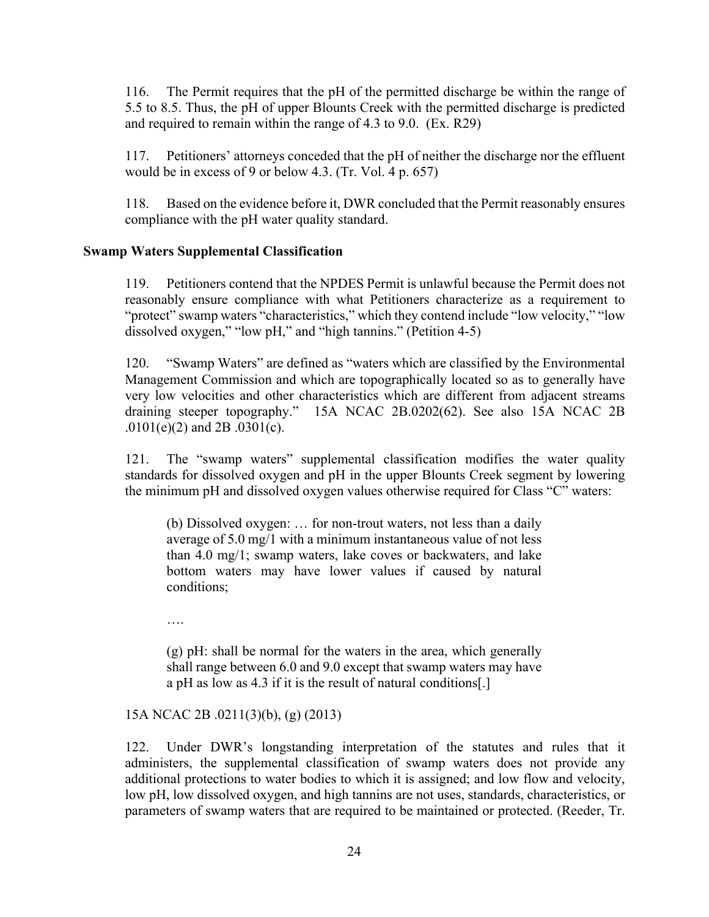116. The Permit requires that the pH of the permitted discharge be within the range of 5.5 to 8.5. Thus, the pH of upper Blounts Creek with the permitted discharge is predicted and required to remain within the range of 4.3 to 9.0. (Ex. R29)

117. Petitioners' attorneys conceded that the pH of neither the discharge nor the effluent would be in excess of 9 or below 4.3. (Tr. Vol. 4 p. 657)

118. Based on the evidence before it, DWR concluded that the Permit reasonably ensures compliance with the pH water quality standard.

**Swamp Waters Supplemental Classification**

119. Petitioners contend that the NPDES Permit is unlawful because the Permit does not reasonably ensure compliance with what Petitioners characterize as a requirement to "protect" swamp waters "characteristics," which they contend include "low velocity," "low dissolved oxygen," "low pH," and "high tannins." (Petition 4-5)

120. "Swamp Waters" are defined as "waters which are classified by the Environmental Management Commission and which are topographically located so as to generally have very low velocities and other characteristics which are different from adjacent streams draining steeper topography." 15A NCAC 2B.0202(62). See also 15A NCAC 2B .0101(e)(2) and 2B .0301(c).

121. The "swamp waters" supplemental classification modifies the water quality standards for dissolved oxygen and pH in the upper Blounts Creek segment by lowering the minimum pH and dissolved oxygen values otherwise required for Class "C" waters:

> (b) Dissolved oxygen: … for non-trout waters, not less than a daily average of 5.0 mg/1 with a minimum instantaneous value of not less than 4.0 mg/1; swamp waters, lake coves or backwaters, and lake bottom waters may have lower values if caused by natural conditions;
>
> ….
>
> (g) pH: shall be normal for the waters in the area, which generally shall range between 6.0 and 9.0 except that swamp waters may have a pH as low as 4.3 if it is the result of natural conditions[.]

15A NCAC 2B .0211(3)(b), (g) (2013)

122. Under DWR's longstanding interpretation of the statutes and rules that it administers, the supplemental classification of swamp waters does not provide any additional protections to water bodies to which it is assigned; and low flow and velocity, low pH, low dissolved oxygen, and high tannins are not uses, standards, characteristics, or parameters of swamp waters that are required to be maintained or protected. (Reeder, Tr.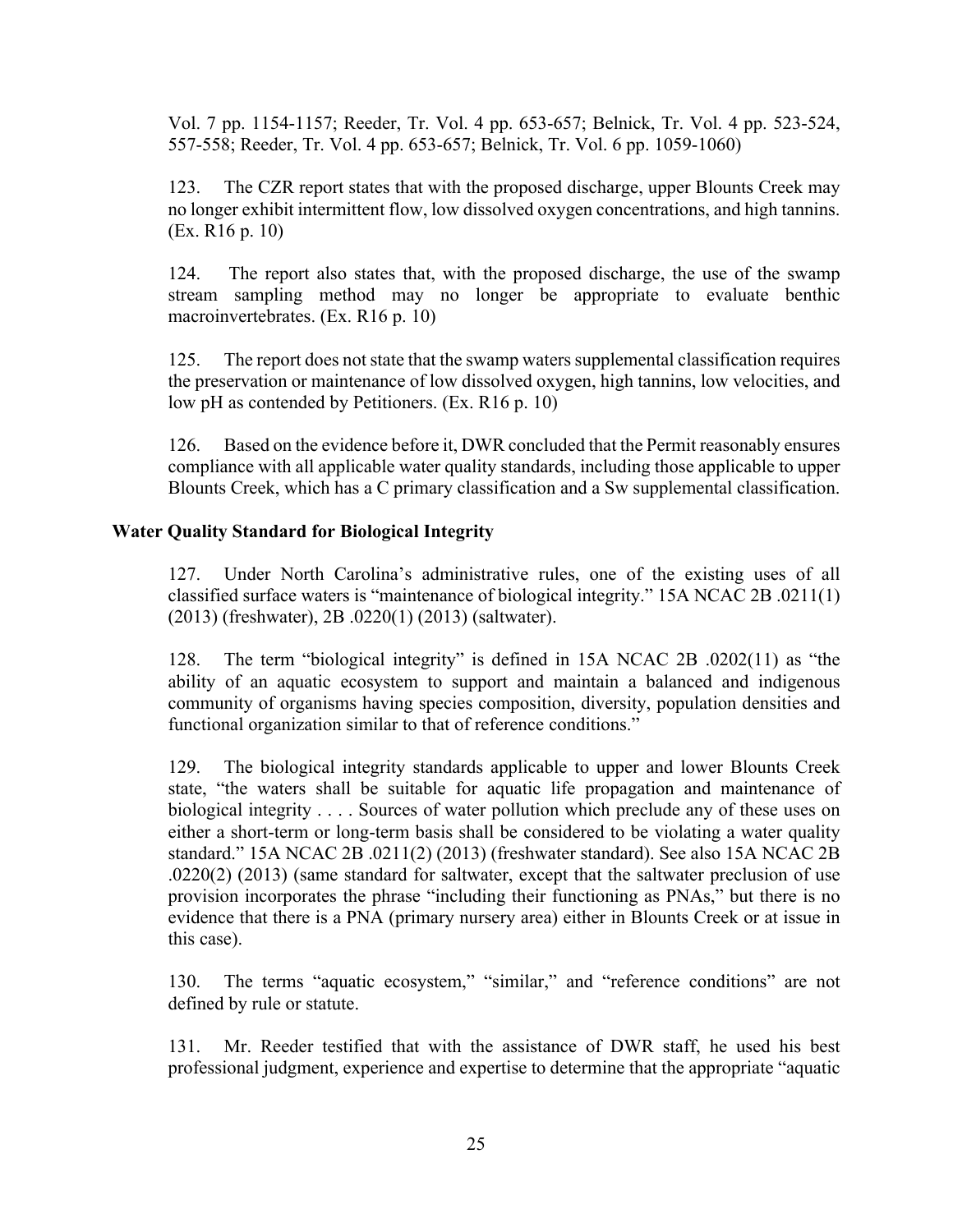Vol. 7 pp. 1154-1157; Reeder, Tr. Vol. 4 pp. 653-657; Belnick, Tr. Vol. 4 pp. 523-524, 557-558; Reeder, Tr. Vol. 4 pp. 653-657; Belnick, Tr. Vol. 6 pp. 1059-1060)

123. The CZR report states that with the proposed discharge, upper Blounts Creek may no longer exhibit intermittent flow, low dissolved oxygen concentrations, and high tannins. (Ex. R16 p. 10)

124. The report also states that, with the proposed discharge, the use of the swamp stream sampling method may no longer be appropriate to evaluate benthic macroinvertebrates. (Ex. R16 p. 10)

125. The report does not state that the swamp waters supplemental classification requires the preservation or maintenance of low dissolved oxygen, high tannins, low velocities, and low pH as contended by Petitioners. (Ex. R16 p. 10)

126. Based on the evidence before it, DWR concluded that the Permit reasonably ensures compliance with all applicable water quality standards, including those applicable to upper Blounts Creek, which has a C primary classification and a Sw supplemental classification.

**Water Quality Standard for Biological Integrity**

127. Under North Carolina's administrative rules, one of the existing uses of all classified surface waters is "maintenance of biological integrity." 15A NCAC 2B .0211(1) (2013) (freshwater), 2B .0220(1) (2013) (saltwater).

128. The term "biological integrity" is defined in 15A NCAC 2B .0202(11) as "the ability of an aquatic ecosystem to support and maintain a balanced and indigenous community of organisms having species composition, diversity, population densities and functional organization similar to that of reference conditions."

129. The biological integrity standards applicable to upper and lower Blounts Creek state, "the waters shall be suitable for aquatic life propagation and maintenance of biological integrity . . . . Sources of water pollution which preclude any of these uses on either a short-term or long-term basis shall be considered to be violating a water quality standard." 15A NCAC 2B .0211(2) (2013) (freshwater standard). See also 15A NCAC 2B .0220(2) (2013) (same standard for saltwater, except that the saltwater preclusion of use provision incorporates the phrase "including their functioning as PNAs," but there is no evidence that there is a PNA (primary nursery area) either in Blounts Creek or at issue in this case).

130. The terms "aquatic ecosystem," "similar," and "reference conditions" are not defined by rule or statute.

131. Mr. Reeder testified that with the assistance of DWR staff, he used his best professional judgment, experience and expertise to determine that the appropriate "aquatic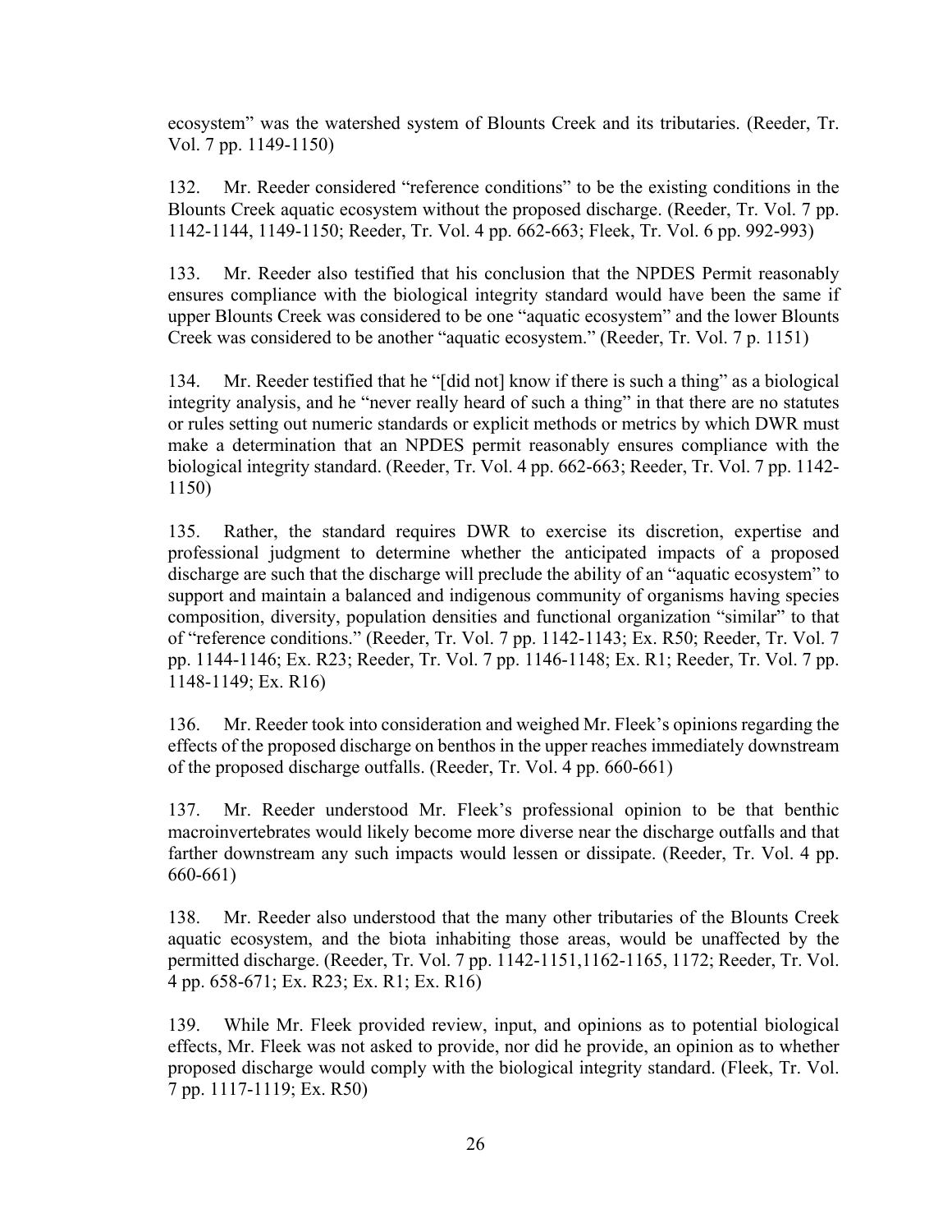ecosystem" was the watershed system of Blounts Creek and its tributaries. (Reeder, Tr. Vol. 7 pp. 1149-1150)

132. Mr. Reeder considered "reference conditions" to be the existing conditions in the Blounts Creek aquatic ecosystem without the proposed discharge. (Reeder, Tr. Vol. 7 pp. 1142-1144, 1149-1150; Reeder, Tr. Vol. 4 pp. 662-663; Fleek, Tr. Vol. 6 pp. 992-993)

133. Mr. Reeder also testified that his conclusion that the NPDES Permit reasonably ensures compliance with the biological integrity standard would have been the same if upper Blounts Creek was considered to be one "aquatic ecosystem" and the lower Blounts Creek was considered to be another "aquatic ecosystem." (Reeder, Tr. Vol. 7 p. 1151)

134. Mr. Reeder testified that he "[did not] know if there is such a thing" as a biological integrity analysis, and he "never really heard of such a thing" in that there are no statutes or rules setting out numeric standards or explicit methods or metrics by which DWR must make a determination that an NPDES permit reasonably ensures compliance with the biological integrity standard. (Reeder, Tr. Vol. 4 pp. 662-663; Reeder, Tr. Vol. 7 pp. 1142-1150)

135. Rather, the standard requires DWR to exercise its discretion, expertise and professional judgment to determine whether the anticipated impacts of a proposed discharge are such that the discharge will preclude the ability of an "aquatic ecosystem" to support and maintain a balanced and indigenous community of organisms having species composition, diversity, population densities and functional organization "similar" to that of "reference conditions." (Reeder, Tr. Vol. 7 pp. 1142-1143; Ex. R50; Reeder, Tr. Vol. 7 pp. 1144-1146; Ex. R23; Reeder, Tr. Vol. 7 pp. 1146-1148; Ex. R1; Reeder, Tr. Vol. 7 pp. 1148-1149; Ex. R16)

136. Mr. Reeder took into consideration and weighed Mr. Fleek's opinions regarding the effects of the proposed discharge on benthos in the upper reaches immediately downstream of the proposed discharge outfalls. (Reeder, Tr. Vol. 4 pp. 660-661)

137. Mr. Reeder understood Mr. Fleek's professional opinion to be that benthic macroinvertebrates would likely become more diverse near the discharge outfalls and that farther downstream any such impacts would lessen or dissipate. (Reeder, Tr. Vol. 4 pp. 660-661)

138. Mr. Reeder also understood that the many other tributaries of the Blounts Creek aquatic ecosystem, and the biota inhabiting those areas, would be unaffected by the permitted discharge. (Reeder, Tr. Vol. 7 pp. 1142-1151,1162-1165, 1172; Reeder, Tr. Vol. 4 pp. 658-671; Ex. R23; Ex. R1; Ex. R16)

139. While Mr. Fleek provided review, input, and opinions as to potential biological effects, Mr. Fleek was not asked to provide, nor did he provide, an opinion as to whether proposed discharge would comply with the biological integrity standard. (Fleek, Tr. Vol. 7 pp. 1117-1119; Ex. R50)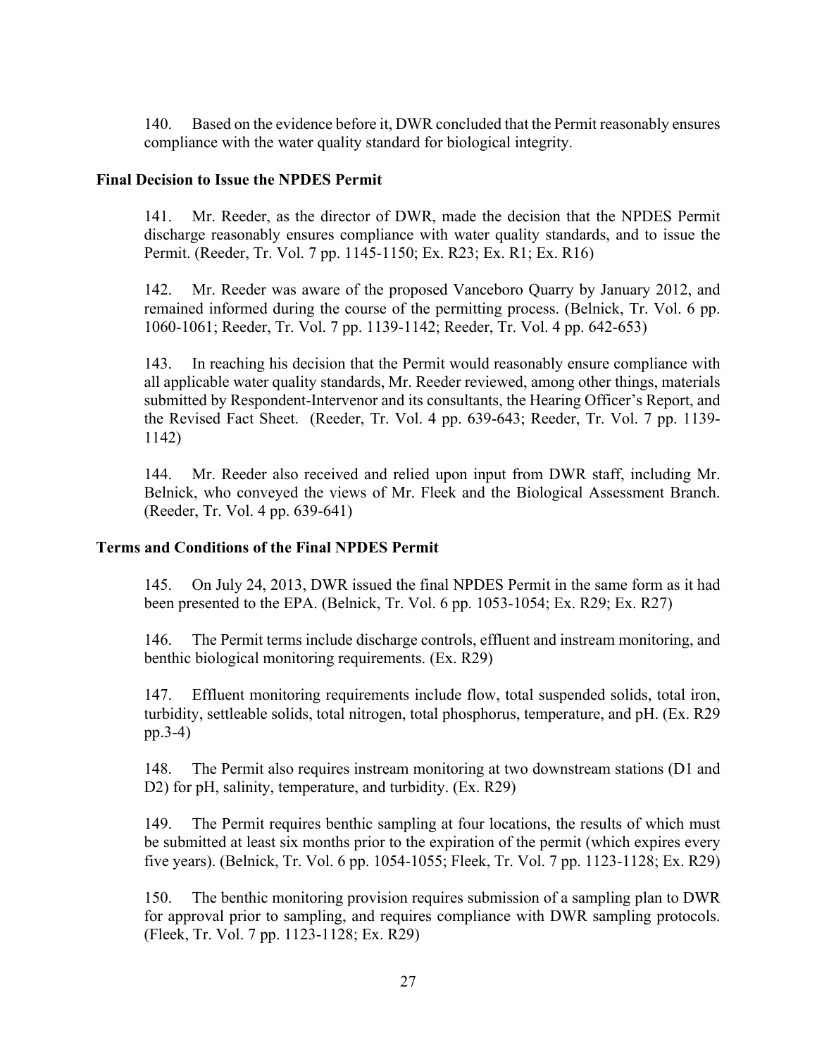140. Based on the evidence before it, DWR concluded that the Permit reasonably ensures compliance with the water quality standard for biological integrity.

### Final Decision to Issue the NPDES Permit

141. Mr. Reeder, as the director of DWR, made the decision that the NPDES Permit discharge reasonably ensures compliance with water quality standards, and to issue the Permit. (Reeder, Tr. Vol. 7 pp. 1145-1150; Ex. R23; Ex. R1; Ex. R16)

142. Mr. Reeder was aware of the proposed Vanceboro Quarry by January 2012, and remained informed during the course of the permitting process. (Belnick, Tr. Vol. 6 pp. 1060-1061; Reeder, Tr. Vol. 7 pp. 1139-1142; Reeder, Tr. Vol. 4 pp. 642-653)

143. In reaching his decision that the Permit would reasonably ensure compliance with all applicable water quality standards, Mr. Reeder reviewed, among other things, materials submitted by Respondent-Intervenor and its consultants, the Hearing Officer's Report, and the Revised Fact Sheet. (Reeder, Tr. Vol. 4 pp. 639-643; Reeder, Tr. Vol. 7 pp. 1139-1142)

144. Mr. Reeder also received and relied upon input from DWR staff, including Mr. Belnick, who conveyed the views of Mr. Fleek and the Biological Assessment Branch. (Reeder, Tr. Vol. 4 pp. 639-641)

### Terms and Conditions of the Final NPDES Permit

145. On July 24, 2013, DWR issued the final NPDES Permit in the same form as it had been presented to the EPA. (Belnick, Tr. Vol. 6 pp. 1053-1054; Ex. R29; Ex. R27)

146. The Permit terms include discharge controls, effluent and instream monitoring, and benthic biological monitoring requirements. (Ex. R29)

147. Effluent monitoring requirements include flow, total suspended solids, total iron, turbidity, settleable solids, total nitrogen, total phosphorus, temperature, and pH. (Ex. R29 pp.3-4)

148. The Permit also requires instream monitoring at two downstream stations (D1 and D2) for pH, salinity, temperature, and turbidity. (Ex. R29)

149. The Permit requires benthic sampling at four locations, the results of which must be submitted at least six months prior to the expiration of the permit (which expires every five years). (Belnick, Tr. Vol. 6 pp. 1054-1055; Fleek, Tr. Vol. 7 pp. 1123-1128; Ex. R29)

150. The benthic monitoring provision requires submission of a sampling plan to DWR for approval prior to sampling, and requires compliance with DWR sampling protocols. (Fleek, Tr. Vol. 7 pp. 1123-1128; Ex. R29)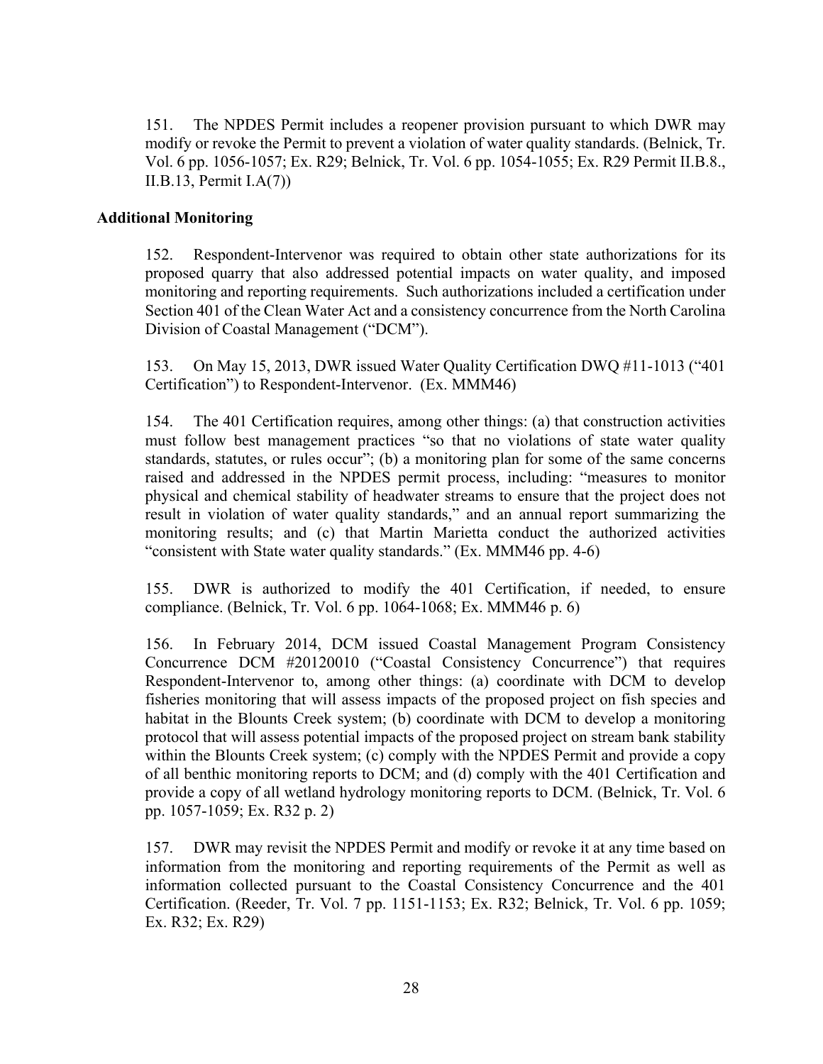151. The NPDES Permit includes a reopener provision pursuant to which DWR may modify or revoke the Permit to prevent a violation of water quality standards. (Belnick, Tr. Vol. 6 pp. 1056-1057; Ex. R29; Belnick, Tr. Vol. 6 pp. 1054-1055; Ex. R29 Permit II.B.8., II.B.13, Permit I.A(7))

**Additional Monitoring**

152. Respondent-Intervenor was required to obtain other state authorizations for its proposed quarry that also addressed potential impacts on water quality, and imposed monitoring and reporting requirements. Such authorizations included a certification under Section 401 of the Clean Water Act and a consistency concurrence from the North Carolina Division of Coastal Management ("DCM").

153. On May 15, 2013, DWR issued Water Quality Certification DWQ #11-1013 ("401 Certification") to Respondent-Intervenor. (Ex. MMM46)

154. The 401 Certification requires, among other things: (a) that construction activities must follow best management practices "so that no violations of state water quality standards, statutes, or rules occur"; (b) a monitoring plan for some of the same concerns raised and addressed in the NPDES permit process, including: "measures to monitor physical and chemical stability of headwater streams to ensure that the project does not result in violation of water quality standards," and an annual report summarizing the monitoring results; and (c) that Martin Marietta conduct the authorized activities "consistent with State water quality standards." (Ex. MMM46 pp. 4-6)

155. DWR is authorized to modify the 401 Certification, if needed, to ensure compliance. (Belnick, Tr. Vol. 6 pp. 1064-1068; Ex. MMM46 p. 6)

156. In February 2014, DCM issued Coastal Management Program Consistency Concurrence DCM #20120010 ("Coastal Consistency Concurrence") that requires Respondent-Intervenor to, among other things: (a) coordinate with DCM to develop fisheries monitoring that will assess impacts of the proposed project on fish species and habitat in the Blounts Creek system; (b) coordinate with DCM to develop a monitoring protocol that will assess potential impacts of the proposed project on stream bank stability within the Blounts Creek system; (c) comply with the NPDES Permit and provide a copy of all benthic monitoring reports to DCM; and (d) comply with the 401 Certification and provide a copy of all wetland hydrology monitoring reports to DCM. (Belnick, Tr. Vol. 6 pp. 1057-1059; Ex. R32 p. 2)

157. DWR may revisit the NPDES Permit and modify or revoke it at any time based on information from the monitoring and reporting requirements of the Permit as well as information collected pursuant to the Coastal Consistency Concurrence and the 401 Certification. (Reeder, Tr. Vol. 7 pp. 1151-1153; Ex. R32; Belnick, Tr. Vol. 6 pp. 1059; Ex. R32; Ex. R29)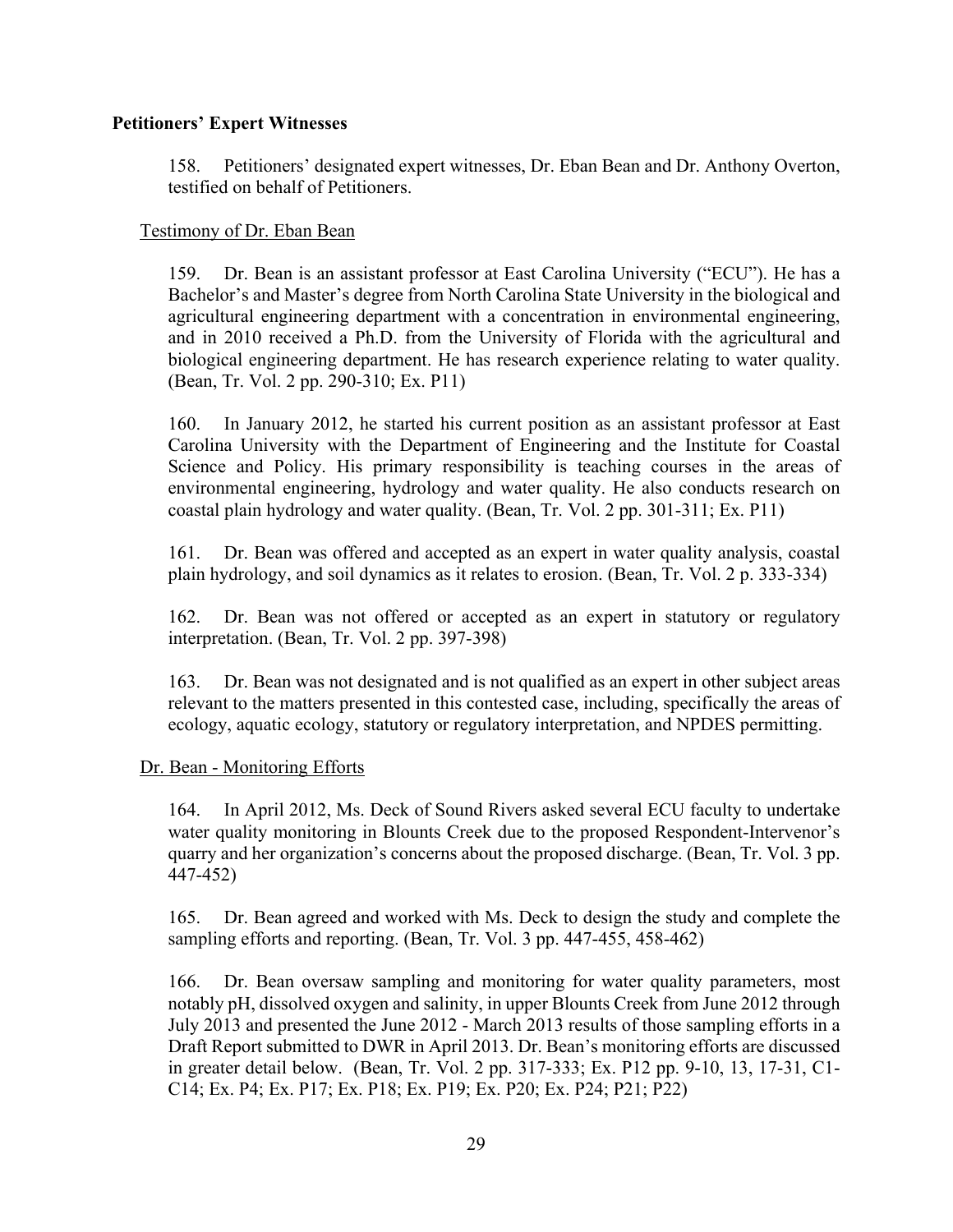**Petitioners' Expert Witnesses**

158. Petitioners' designated expert witnesses, Dr. Eban Bean and Dr. Anthony Overton, testified on behalf of Petitioners.

Testimony of Dr. Eban Bean

159. Dr. Bean is an assistant professor at East Carolina University ("ECU"). He has a Bachelor's and Master's degree from North Carolina State University in the biological and agricultural engineering department with a concentration in environmental engineering, and in 2010 received a Ph.D. from the University of Florida with the agricultural and biological engineering department. He has research experience relating to water quality. (Bean, Tr. Vol. 2 pp. 290-310; Ex. P11)

160. In January 2012, he started his current position as an assistant professor at East Carolina University with the Department of Engineering and the Institute for Coastal Science and Policy. His primary responsibility is teaching courses in the areas of environmental engineering, hydrology and water quality. He also conducts research on coastal plain hydrology and water quality. (Bean, Tr. Vol. 2 pp. 301-311; Ex. P11)

161. Dr. Bean was offered and accepted as an expert in water quality analysis, coastal plain hydrology, and soil dynamics as it relates to erosion. (Bean, Tr. Vol. 2 p. 333-334)

162. Dr. Bean was not offered or accepted as an expert in statutory or regulatory interpretation. (Bean, Tr. Vol. 2 pp. 397-398)

163. Dr. Bean was not designated and is not qualified as an expert in other subject areas relevant to the matters presented in this contested case, including, specifically the areas of ecology, aquatic ecology, statutory or regulatory interpretation, and NPDES permitting.

Dr. Bean - Monitoring Efforts

164. In April 2012, Ms. Deck of Sound Rivers asked several ECU faculty to undertake water quality monitoring in Blounts Creek due to the proposed Respondent-Intervenor's quarry and her organization's concerns about the proposed discharge. (Bean, Tr. Vol. 3 pp. 447-452)

165. Dr. Bean agreed and worked with Ms. Deck to design the study and complete the sampling efforts and reporting. (Bean, Tr. Vol. 3 pp. 447-455, 458-462)

166. Dr. Bean oversaw sampling and monitoring for water quality parameters, most notably pH, dissolved oxygen and salinity, in upper Blounts Creek from June 2012 through July 2013 and presented the June 2012 - March 2013 results of those sampling efforts in a Draft Report submitted to DWR in April 2013. Dr. Bean's monitoring efforts are discussed in greater detail below. (Bean, Tr. Vol. 2 pp. 317-333; Ex. P12 pp. 9-10, 13, 17-31, C1-C14; Ex. P4; Ex. P17; Ex. P18; Ex. P19; Ex. P20; Ex. P24; P21; P22)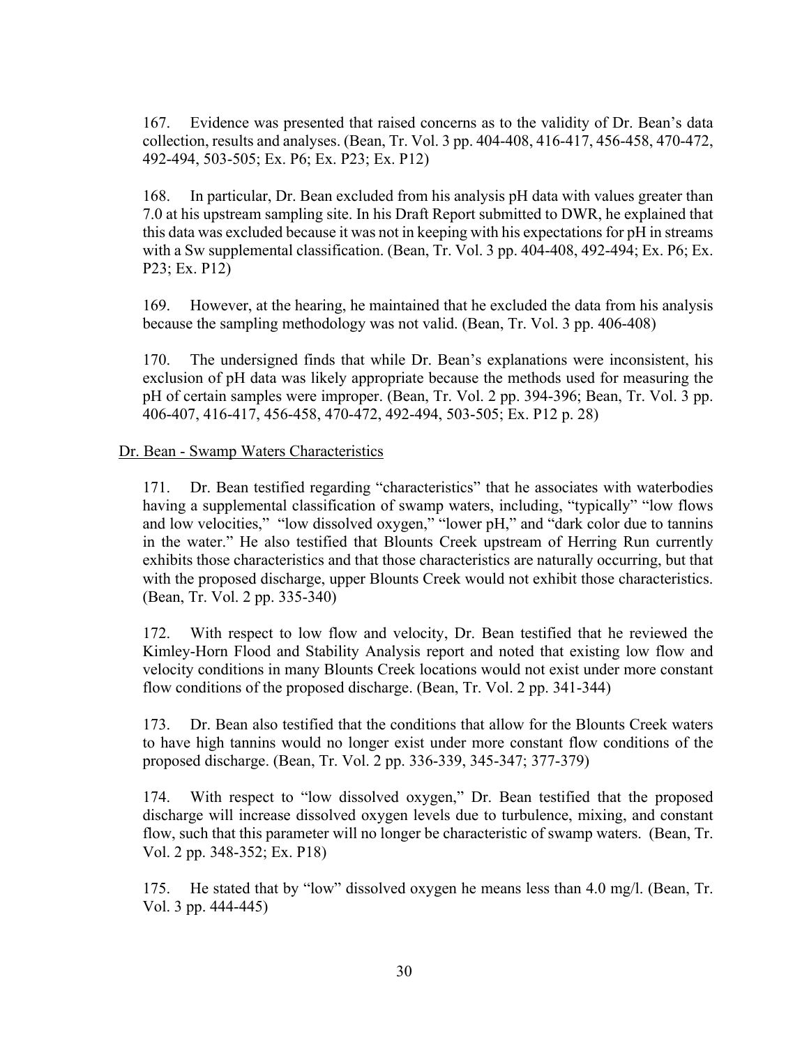167. Evidence was presented that raised concerns as to the validity of Dr. Bean's data collection, results and analyses. (Bean, Tr. Vol. 3 pp. 404-408, 416-417, 456-458, 470-472, 492-494, 503-505; Ex. P6; Ex. P23; Ex. P12)

168. In particular, Dr. Bean excluded from his analysis pH data with values greater than 7.0 at his upstream sampling site. In his Draft Report submitted to DWR, he explained that this data was excluded because it was not in keeping with his expectations for pH in streams with a Sw supplemental classification. (Bean, Tr. Vol. 3 pp. 404-408, 492-494; Ex. P6; Ex. P23; Ex. P12)

169. However, at the hearing, he maintained that he excluded the data from his analysis because the sampling methodology was not valid. (Bean, Tr. Vol. 3 pp. 406-408)

170. The undersigned finds that while Dr. Bean's explanations were inconsistent, his exclusion of pH data was likely appropriate because the methods used for measuring the pH of certain samples were improper. (Bean, Tr. Vol. 2 pp. 394-396; Bean, Tr. Vol. 3 pp. 406-407, 416-417, 456-458, 470-472, 492-494, 503-505; Ex. P12 p. 28)

Dr. Bean - Swamp Waters Characteristics

171. Dr. Bean testified regarding "characteristics" that he associates with waterbodies having a supplemental classification of swamp waters, including, "typically" "low flows and low velocities," "low dissolved oxygen," "lower pH," and "dark color due to tannins in the water." He also testified that Blounts Creek upstream of Herring Run currently exhibits those characteristics and that those characteristics are naturally occurring, but that with the proposed discharge, upper Blounts Creek would not exhibit those characteristics. (Bean, Tr. Vol. 2 pp. 335-340)

172. With respect to low flow and velocity, Dr. Bean testified that he reviewed the Kimley-Horn Flood and Stability Analysis report and noted that existing low flow and velocity conditions in many Blounts Creek locations would not exist under more constant flow conditions of the proposed discharge. (Bean, Tr. Vol. 2 pp. 341-344)

173. Dr. Bean also testified that the conditions that allow for the Blounts Creek waters to have high tannins would no longer exist under more constant flow conditions of the proposed discharge. (Bean, Tr. Vol. 2 pp. 336-339, 345-347; 377-379)

174. With respect to "low dissolved oxygen," Dr. Bean testified that the proposed discharge will increase dissolved oxygen levels due to turbulence, mixing, and constant flow, such that this parameter will no longer be characteristic of swamp waters. (Bean, Tr. Vol. 2 pp. 348-352; Ex. P18)

175. He stated that by "low" dissolved oxygen he means less than 4.0 mg/l. (Bean, Tr. Vol. 3 pp. 444-445)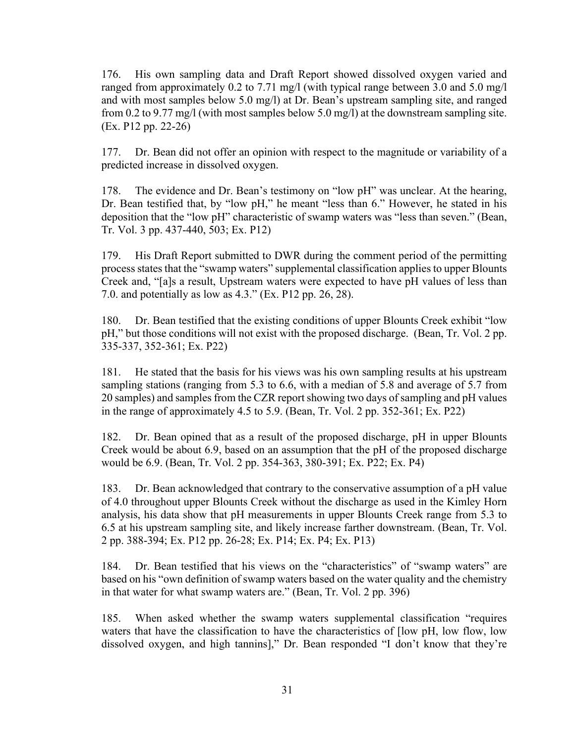176. His own sampling data and Draft Report showed dissolved oxygen varied and ranged from approximately 0.2 to 7.71 mg/l (with typical range between 3.0 and 5.0 mg/l and with most samples below 5.0 mg/l) at Dr. Bean's upstream sampling site, and ranged from 0.2 to 9.77 mg/l (with most samples below 5.0 mg/l) at the downstream sampling site. (Ex. P12 pp. 22-26)

177. Dr. Bean did not offer an opinion with respect to the magnitude or variability of a predicted increase in dissolved oxygen.

178. The evidence and Dr. Bean's testimony on "low pH" was unclear. At the hearing, Dr. Bean testified that, by "low pH," he meant "less than 6." However, he stated in his deposition that the "low pH" characteristic of swamp waters was "less than seven." (Bean, Tr. Vol. 3 pp. 437-440, 503; Ex. P12)

179. His Draft Report submitted to DWR during the comment period of the permitting process states that the "swamp waters" supplemental classification applies to upper Blounts Creek and, "[a]s a result, Upstream waters were expected to have pH values of less than 7.0. and potentially as low as 4.3." (Ex. P12 pp. 26, 28).

180. Dr. Bean testified that the existing conditions of upper Blounts Creek exhibit "low pH," but those conditions will not exist with the proposed discharge. (Bean, Tr. Vol. 2 pp. 335-337, 352-361; Ex. P22)

181. He stated that the basis for his views was his own sampling results at his upstream sampling stations (ranging from 5.3 to 6.6, with a median of 5.8 and average of 5.7 from 20 samples) and samples from the CZR report showing two days of sampling and pH values in the range of approximately 4.5 to 5.9. (Bean, Tr. Vol. 2 pp. 352-361; Ex. P22)

182. Dr. Bean opined that as a result of the proposed discharge, pH in upper Blounts Creek would be about 6.9, based on an assumption that the pH of the proposed discharge would be 6.9. (Bean, Tr. Vol. 2 pp. 354-363, 380-391; Ex. P22; Ex. P4)

183. Dr. Bean acknowledged that contrary to the conservative assumption of a pH value of 4.0 throughout upper Blounts Creek without the discharge as used in the Kimley Horn analysis, his data show that pH measurements in upper Blounts Creek range from 5.3 to 6.5 at his upstream sampling site, and likely increase farther downstream. (Bean, Tr. Vol. 2 pp. 388-394; Ex. P12 pp. 26-28; Ex. P14; Ex. P4; Ex. P13)

184. Dr. Bean testified that his views on the "characteristics" of "swamp waters" are based on his "own definition of swamp waters based on the water quality and the chemistry in that water for what swamp waters are." (Bean, Tr. Vol. 2 pp. 396)

185. When asked whether the swamp waters supplemental classification "requires waters that have the classification to have the characteristics of [low pH, low flow, low dissolved oxygen, and high tannins]," Dr. Bean responded "I don't know that they're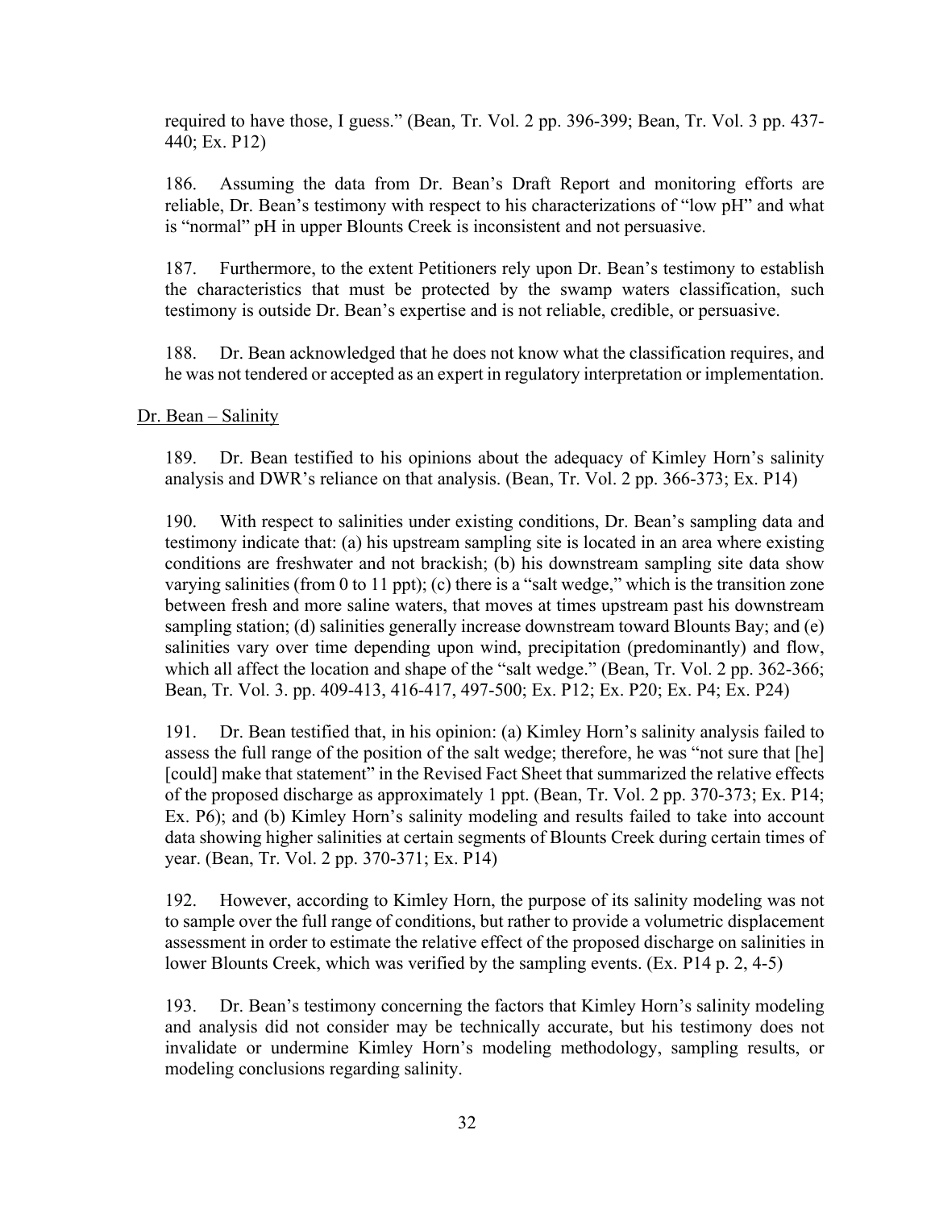required to have those, I guess." (Bean, Tr. Vol. 2 pp. 396-399; Bean, Tr. Vol. 3 pp. 437-440; Ex. P12)

186. Assuming the data from Dr. Bean's Draft Report and monitoring efforts are reliable, Dr. Bean's testimony with respect to his characterizations of "low pH" and what is "normal" pH in upper Blounts Creek is inconsistent and not persuasive.

187. Furthermore, to the extent Petitioners rely upon Dr. Bean's testimony to establish the characteristics that must be protected by the swamp waters classification, such testimony is outside Dr. Bean's expertise and is not reliable, credible, or persuasive.

188. Dr. Bean acknowledged that he does not know what the classification requires, and he was not tendered or accepted as an expert in regulatory interpretation or implementation.

Dr. Bean – Salinity

189. Dr. Bean testified to his opinions about the adequacy of Kimley Horn's salinity analysis and DWR's reliance on that analysis. (Bean, Tr. Vol. 2 pp. 366-373; Ex. P14)

190. With respect to salinities under existing conditions, Dr. Bean's sampling data and testimony indicate that: (a) his upstream sampling site is located in an area where existing conditions are freshwater and not brackish; (b) his downstream sampling site data show varying salinities (from 0 to 11 ppt); (c) there is a "salt wedge," which is the transition zone between fresh and more saline waters, that moves at times upstream past his downstream sampling station; (d) salinities generally increase downstream toward Blounts Bay; and (e) salinities vary over time depending upon wind, precipitation (predominantly) and flow, which all affect the location and shape of the "salt wedge." (Bean, Tr. Vol. 2 pp. 362-366; Bean, Tr. Vol. 3. pp. 409-413, 416-417, 497-500; Ex. P12; Ex. P20; Ex. P4; Ex. P24)

191. Dr. Bean testified that, in his opinion: (a) Kimley Horn's salinity analysis failed to assess the full range of the position of the salt wedge; therefore, he was "not sure that [he] [could] make that statement" in the Revised Fact Sheet that summarized the relative effects of the proposed discharge as approximately 1 ppt. (Bean, Tr. Vol. 2 pp. 370-373; Ex. P14; Ex. P6); and (b) Kimley Horn's salinity modeling and results failed to take into account data showing higher salinities at certain segments of Blounts Creek during certain times of year. (Bean, Tr. Vol. 2 pp. 370-371; Ex. P14)

192. However, according to Kimley Horn, the purpose of its salinity modeling was not to sample over the full range of conditions, but rather to provide a volumetric displacement assessment in order to estimate the relative effect of the proposed discharge on salinities in lower Blounts Creek, which was verified by the sampling events. (Ex. P14 p. 2, 4-5)

193. Dr. Bean's testimony concerning the factors that Kimley Horn's salinity modeling and analysis did not consider may be technically accurate, but his testimony does not invalidate or undermine Kimley Horn's modeling methodology, sampling results, or modeling conclusions regarding salinity.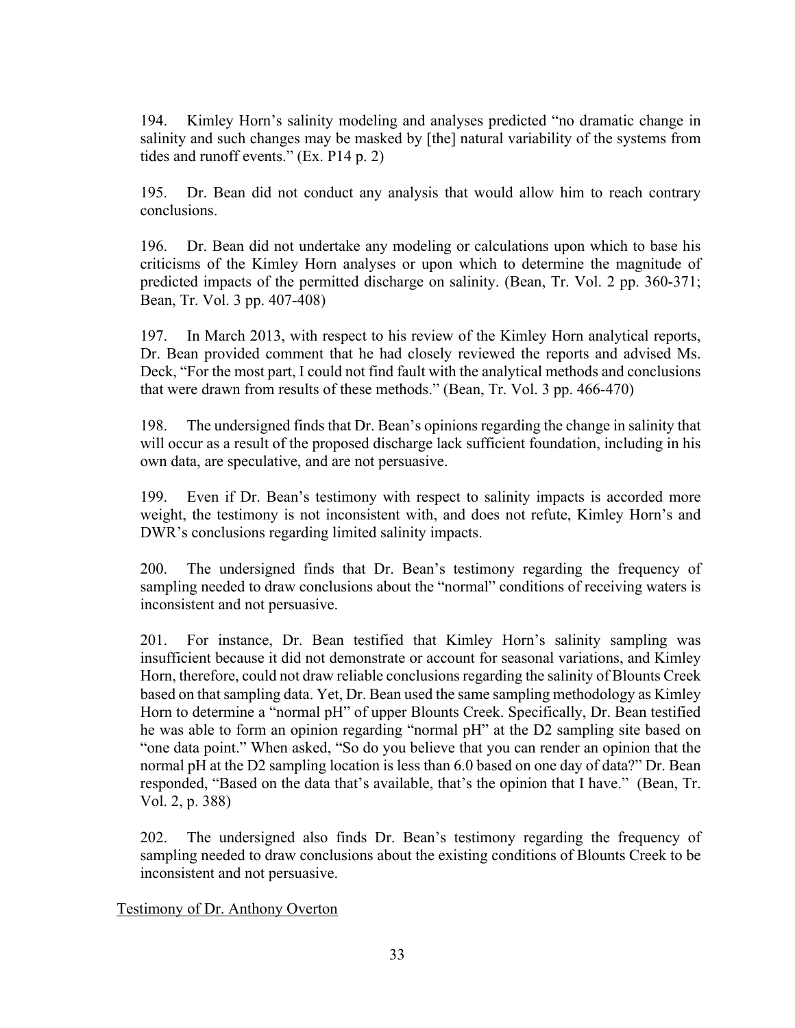194. Kimley Horn's salinity modeling and analyses predicted "no dramatic change in salinity and such changes may be masked by [the] natural variability of the systems from tides and runoff events." (Ex. P14 p. 2)

195. Dr. Bean did not conduct any analysis that would allow him to reach contrary conclusions.

196. Dr. Bean did not undertake any modeling or calculations upon which to base his criticisms of the Kimley Horn analyses or upon which to determine the magnitude of predicted impacts of the permitted discharge on salinity. (Bean, Tr. Vol. 2 pp. 360-371; Bean, Tr. Vol. 3 pp. 407-408)

197. In March 2013, with respect to his review of the Kimley Horn analytical reports, Dr. Bean provided comment that he had closely reviewed the reports and advised Ms. Deck, "For the most part, I could not find fault with the analytical methods and conclusions that were drawn from results of these methods." (Bean, Tr. Vol. 3 pp. 466-470)

198. The undersigned finds that Dr. Bean's opinions regarding the change in salinity that will occur as a result of the proposed discharge lack sufficient foundation, including in his own data, are speculative, and are not persuasive.

199. Even if Dr. Bean's testimony with respect to salinity impacts is accorded more weight, the testimony is not inconsistent with, and does not refute, Kimley Horn's and DWR's conclusions regarding limited salinity impacts.

200. The undersigned finds that Dr. Bean's testimony regarding the frequency of sampling needed to draw conclusions about the "normal" conditions of receiving waters is inconsistent and not persuasive.

201. For instance, Dr. Bean testified that Kimley Horn's salinity sampling was insufficient because it did not demonstrate or account for seasonal variations, and Kimley Horn, therefore, could not draw reliable conclusions regarding the salinity of Blounts Creek based on that sampling data. Yet, Dr. Bean used the same sampling methodology as Kimley Horn to determine a "normal pH" of upper Blounts Creek. Specifically, Dr. Bean testified he was able to form an opinion regarding "normal pH" at the D2 sampling site based on "one data point." When asked, "So do you believe that you can render an opinion that the normal pH at the D2 sampling location is less than 6.0 based on one day of data?" Dr. Bean responded, "Based on the data that's available, that's the opinion that I have." (Bean, Tr. Vol. 2, p. 388)

202. The undersigned also finds Dr. Bean's testimony regarding the frequency of sampling needed to draw conclusions about the existing conditions of Blounts Creek to be inconsistent and not persuasive.

<u>Testimony of Dr. Anthony Overton</u>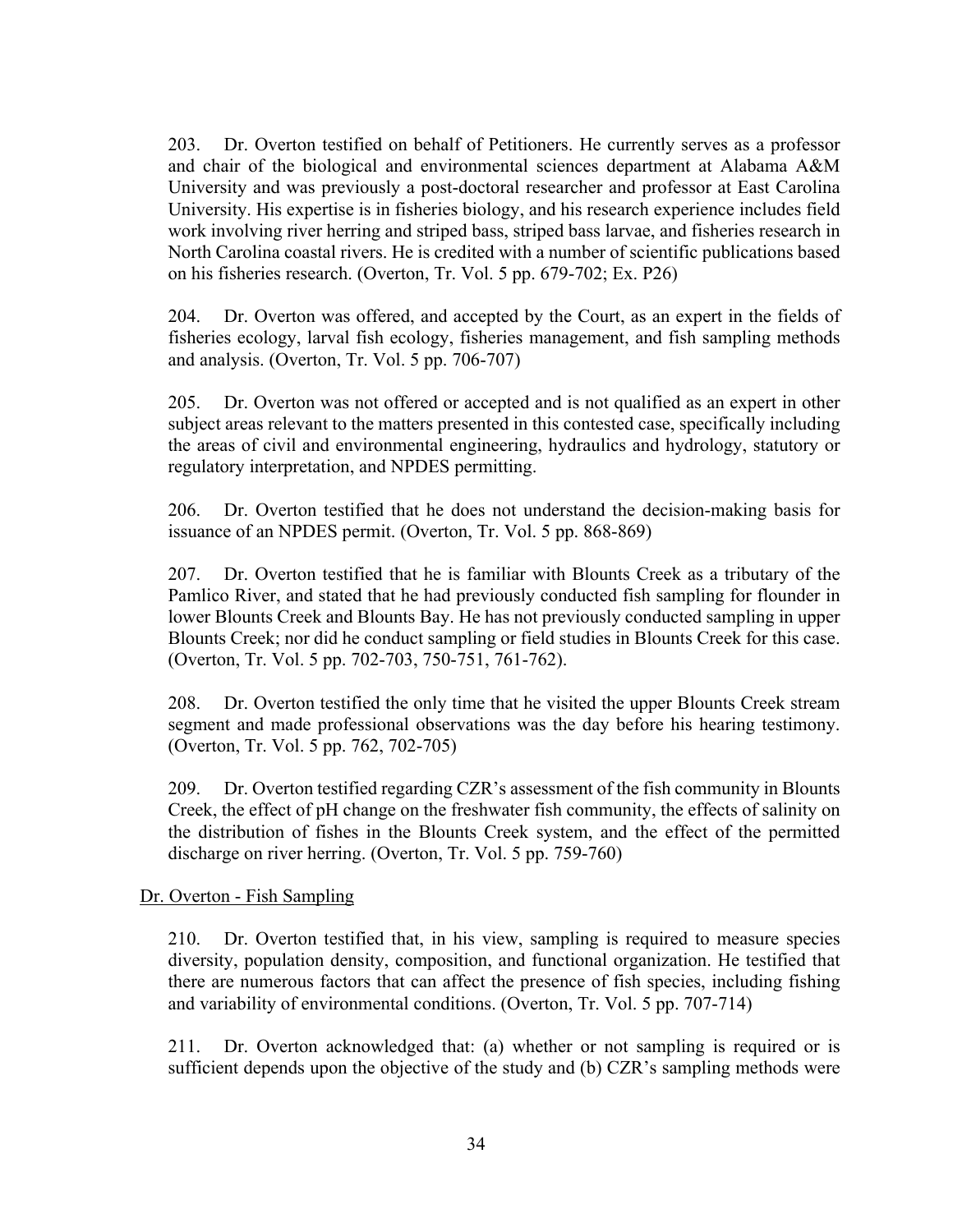203. Dr. Overton testified on behalf of Petitioners. He currently serves as a professor and chair of the biological and environmental sciences department at Alabama A&M University and was previously a post-doctoral researcher and professor at East Carolina University. His expertise is in fisheries biology, and his research experience includes field work involving river herring and striped bass, striped bass larvae, and fisheries research in North Carolina coastal rivers. He is credited with a number of scientific publications based on his fisheries research. (Overton, Tr. Vol. 5 pp. 679-702; Ex. P26)

204. Dr. Overton was offered, and accepted by the Court, as an expert in the fields of fisheries ecology, larval fish ecology, fisheries management, and fish sampling methods and analysis. (Overton, Tr. Vol. 5 pp. 706-707)

205. Dr. Overton was not offered or accepted and is not qualified as an expert in other subject areas relevant to the matters presented in this contested case, specifically including the areas of civil and environmental engineering, hydraulics and hydrology, statutory or regulatory interpretation, and NPDES permitting.

206. Dr. Overton testified that he does not understand the decision-making basis for issuance of an NPDES permit. (Overton, Tr. Vol. 5 pp. 868-869)

207. Dr. Overton testified that he is familiar with Blounts Creek as a tributary of the Pamlico River, and stated that he had previously conducted fish sampling for flounder in lower Blounts Creek and Blounts Bay. He has not previously conducted sampling in upper Blounts Creek; nor did he conduct sampling or field studies in Blounts Creek for this case. (Overton, Tr. Vol. 5 pp. 702-703, 750-751, 761-762).

208. Dr. Overton testified the only time that he visited the upper Blounts Creek stream segment and made professional observations was the day before his hearing testimony. (Overton, Tr. Vol. 5 pp. 762, 702-705)

209. Dr. Overton testified regarding CZR's assessment of the fish community in Blounts Creek, the effect of pH change on the freshwater fish community, the effects of salinity on the distribution of fishes in the Blounts Creek system, and the effect of the permitted discharge on river herring. (Overton, Tr. Vol. 5 pp. 759-760)

<u>Dr. Overton - Fish Sampling</u>

210. Dr. Overton testified that, in his view, sampling is required to measure species diversity, population density, composition, and functional organization. He testified that there are numerous factors that can affect the presence of fish species, including fishing and variability of environmental conditions. (Overton, Tr. Vol. 5 pp. 707-714)

211. Dr. Overton acknowledged that: (a) whether or not sampling is required or is sufficient depends upon the objective of the study and (b) CZR's sampling methods were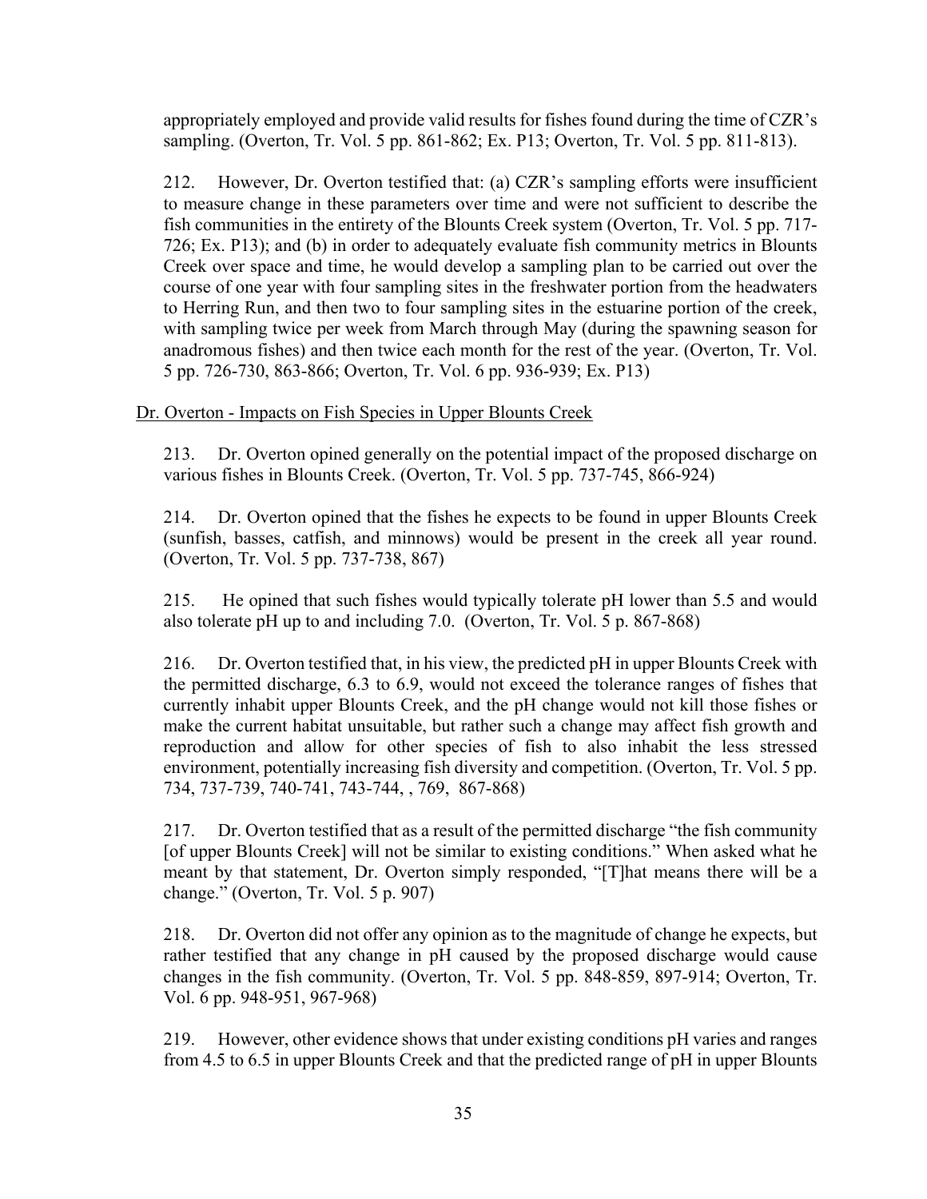appropriately employed and provide valid results for fishes found during the time of CZR's sampling. (Overton, Tr. Vol. 5 pp. 861-862; Ex. P13; Overton, Tr. Vol. 5 pp. 811-813).

212. However, Dr. Overton testified that: (a) CZR's sampling efforts were insufficient to measure change in these parameters over time and were not sufficient to describe the fish communities in the entirety of the Blounts Creek system (Overton, Tr. Vol. 5 pp. 717-726; Ex. P13); and (b) in order to adequately evaluate fish community metrics in Blounts Creek over space and time, he would develop a sampling plan to be carried out over the course of one year with four sampling sites in the freshwater portion from the headwaters to Herring Run, and then two to four sampling sites in the estuarine portion of the creek, with sampling twice per week from March through May (during the spawning season for anadromous fishes) and then twice each month for the rest of the year. (Overton, Tr. Vol. 5 pp. 726-730, 863-866; Overton, Tr. Vol. 6 pp. 936-939; Ex. P13)

Dr. Overton - Impacts on Fish Species in Upper Blounts Creek

213. Dr. Overton opined generally on the potential impact of the proposed discharge on various fishes in Blounts Creek. (Overton, Tr. Vol. 5 pp. 737-745, 866-924)

214. Dr. Overton opined that the fishes he expects to be found in upper Blounts Creek (sunfish, basses, catfish, and minnows) would be present in the creek all year round. (Overton, Tr. Vol. 5 pp. 737-738, 867)

215. He opined that such fishes would typically tolerate pH lower than 5.5 and would also tolerate pH up to and including 7.0. (Overton, Tr. Vol. 5 p. 867-868)

216. Dr. Overton testified that, in his view, the predicted pH in upper Blounts Creek with the permitted discharge, 6.3 to 6.9, would not exceed the tolerance ranges of fishes that currently inhabit upper Blounts Creek, and the pH change would not kill those fishes or make the current habitat unsuitable, but rather such a change may affect fish growth and reproduction and allow for other species of fish to also inhabit the less stressed environment, potentially increasing fish diversity and competition. (Overton, Tr. Vol. 5 pp. 734, 737-739, 740-741, 743-744, , 769, 867-868)

217. Dr. Overton testified that as a result of the permitted discharge "the fish community [of upper Blounts Creek] will not be similar to existing conditions." When asked what he meant by that statement, Dr. Overton simply responded, "[T]hat means there will be a change." (Overton, Tr. Vol. 5 p. 907)

218. Dr. Overton did not offer any opinion as to the magnitude of change he expects, but rather testified that any change in pH caused by the proposed discharge would cause changes in the fish community. (Overton, Tr. Vol. 5 pp. 848-859, 897-914; Overton, Tr. Vol. 6 pp. 948-951, 967-968)

219. However, other evidence shows that under existing conditions pH varies and ranges from 4.5 to 6.5 in upper Blounts Creek and that the predicted range of pH in upper Blounts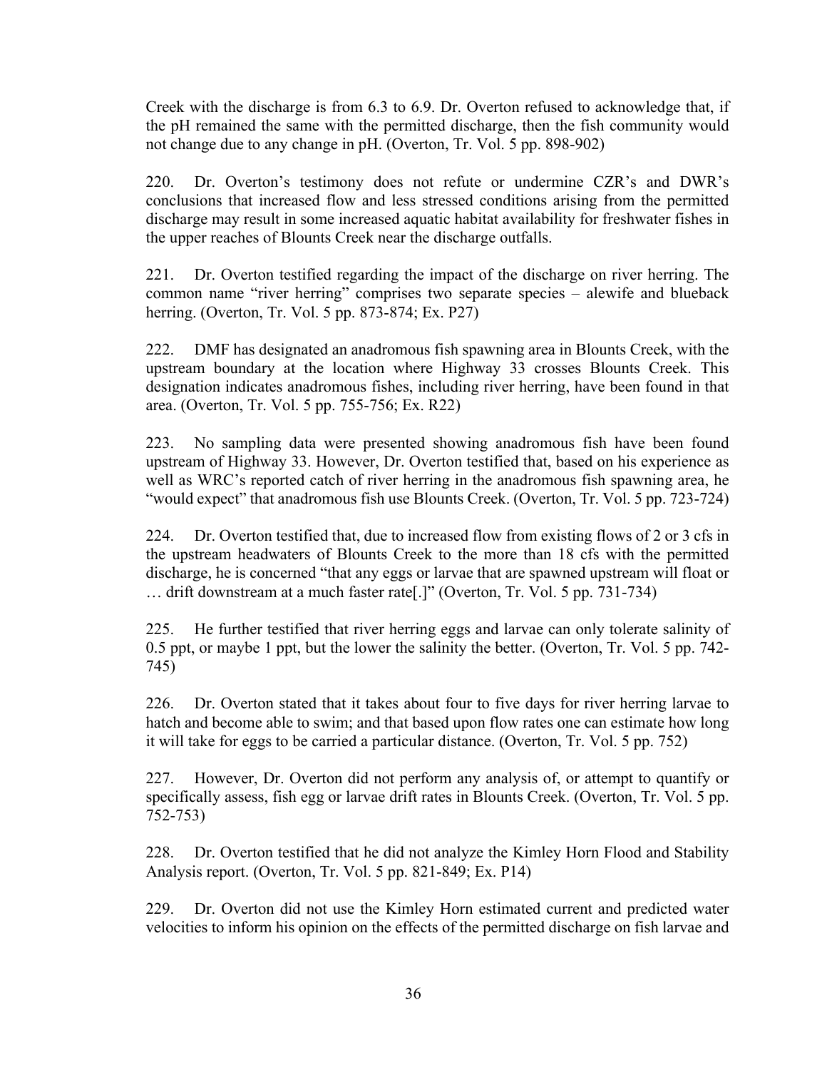Creek with the discharge is from 6.3 to 6.9. Dr. Overton refused to acknowledge that, if the pH remained the same with the permitted discharge, then the fish community would not change due to any change in pH. (Overton, Tr. Vol. 5 pp. 898-902)

220. Dr. Overton's testimony does not refute or undermine CZR's and DWR's conclusions that increased flow and less stressed conditions arising from the permitted discharge may result in some increased aquatic habitat availability for freshwater fishes in the upper reaches of Blounts Creek near the discharge outfalls.

221. Dr. Overton testified regarding the impact of the discharge on river herring. The common name "river herring" comprises two separate species – alewife and blueback herring. (Overton, Tr. Vol. 5 pp. 873-874; Ex. P27)

222. DMF has designated an anadromous fish spawning area in Blounts Creek, with the upstream boundary at the location where Highway 33 crosses Blounts Creek. This designation indicates anadromous fishes, including river herring, have been found in that area. (Overton, Tr. Vol. 5 pp. 755-756; Ex. R22)

223. No sampling data were presented showing anadromous fish have been found upstream of Highway 33. However, Dr. Overton testified that, based on his experience as well as WRC's reported catch of river herring in the anadromous fish spawning area, he "would expect" that anadromous fish use Blounts Creek. (Overton, Tr. Vol. 5 pp. 723-724)

224. Dr. Overton testified that, due to increased flow from existing flows of 2 or 3 cfs in the upstream headwaters of Blounts Creek to the more than 18 cfs with the permitted discharge, he is concerned "that any eggs or larvae that are spawned upstream will float or … drift downstream at a much faster rate[.]" (Overton, Tr. Vol. 5 pp. 731-734)

225. He further testified that river herring eggs and larvae can only tolerate salinity of 0.5 ppt, or maybe 1 ppt, but the lower the salinity the better. (Overton, Tr. Vol. 5 pp. 742-745)

226. Dr. Overton stated that it takes about four to five days for river herring larvae to hatch and become able to swim; and that based upon flow rates one can estimate how long it will take for eggs to be carried a particular distance. (Overton, Tr. Vol. 5 pp. 752)

227. However, Dr. Overton did not perform any analysis of, or attempt to quantify or specifically assess, fish egg or larvae drift rates in Blounts Creek. (Overton, Tr. Vol. 5 pp. 752-753)

228. Dr. Overton testified that he did not analyze the Kimley Horn Flood and Stability Analysis report. (Overton, Tr. Vol. 5 pp. 821-849; Ex. P14)

229. Dr. Overton did not use the Kimley Horn estimated current and predicted water velocities to inform his opinion on the effects of the permitted discharge on fish larvae and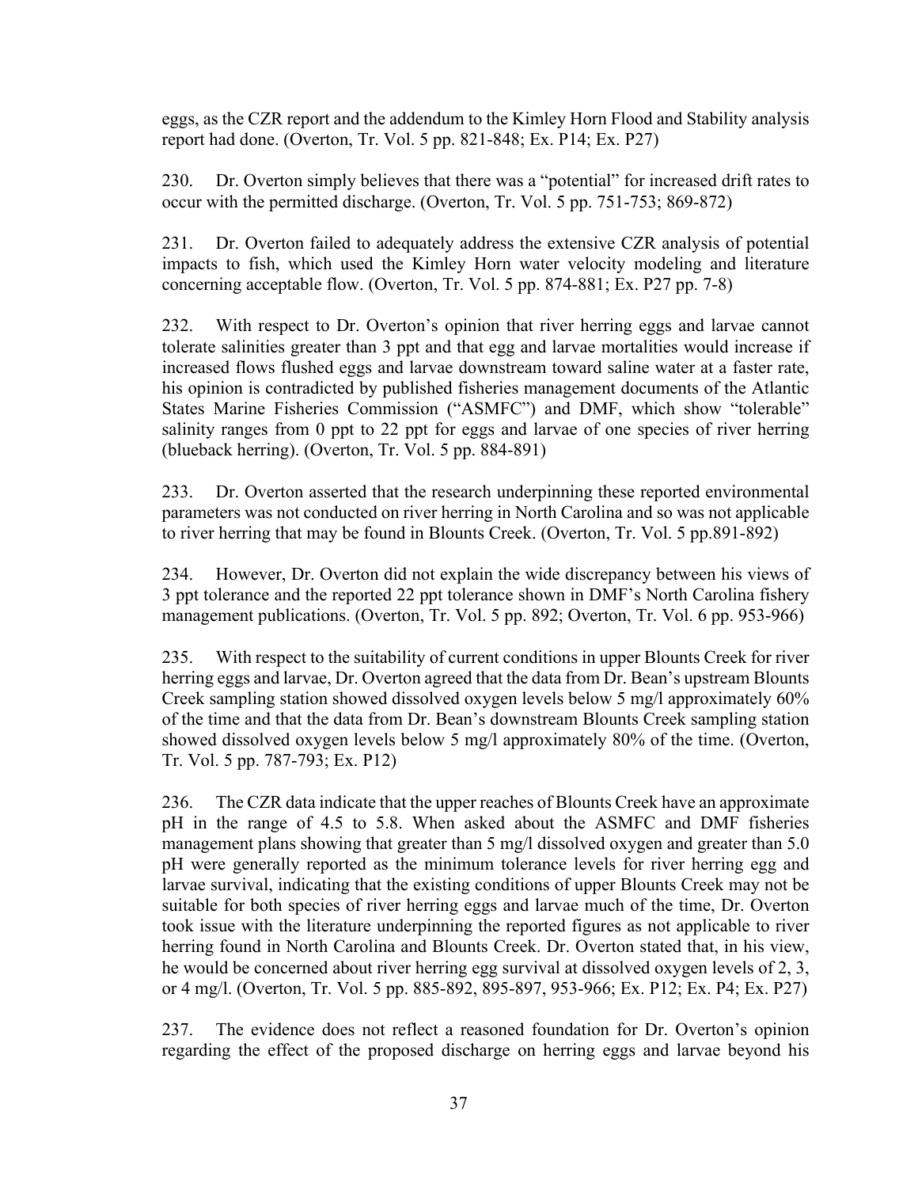eggs, as the CZR report and the addendum to the Kimley Horn Flood and Stability analysis report had done. (Overton, Tr. Vol. 5 pp. 821-848; Ex. P14; Ex. P27)

230. Dr. Overton simply believes that there was a "potential" for increased drift rates to occur with the permitted discharge. (Overton, Tr. Vol. 5 pp. 751-753; 869-872)

231. Dr. Overton failed to adequately address the extensive CZR analysis of potential impacts to fish, which used the Kimley Horn water velocity modeling and literature concerning acceptable flow. (Overton, Tr. Vol. 5 pp. 874-881; Ex. P27 pp. 7-8)

232. With respect to Dr. Overton's opinion that river herring eggs and larvae cannot tolerate salinities greater than 3 ppt and that egg and larvae mortalities would increase if increased flows flushed eggs and larvae downstream toward saline water at a faster rate, his opinion is contradicted by published fisheries management documents of the Atlantic States Marine Fisheries Commission ("ASMFC") and DMF, which show "tolerable" salinity ranges from 0 ppt to 22 ppt for eggs and larvae of one species of river herring (blueback herring). (Overton, Tr. Vol. 5 pp. 884-891)

233. Dr. Overton asserted that the research underpinning these reported environmental parameters was not conducted on river herring in North Carolina and so was not applicable to river herring that may be found in Blounts Creek. (Overton, Tr. Vol. 5 pp.891-892)

234. However, Dr. Overton did not explain the wide discrepancy between his views of 3 ppt tolerance and the reported 22 ppt tolerance shown in DMF's North Carolina fishery management publications. (Overton, Tr. Vol. 5 pp. 892; Overton, Tr. Vol. 6 pp. 953-966)

235. With respect to the suitability of current conditions in upper Blounts Creek for river herring eggs and larvae, Dr. Overton agreed that the data from Dr. Bean's upstream Blounts Creek sampling station showed dissolved oxygen levels below 5 mg/l approximately 60% of the time and that the data from Dr. Bean's downstream Blounts Creek sampling station showed dissolved oxygen levels below 5 mg/l approximately 80% of the time. (Overton, Tr. Vol. 5 pp. 787-793; Ex. P12)

236. The CZR data indicate that the upper reaches of Blounts Creek have an approximate pH in the range of 4.5 to 5.8. When asked about the ASMFC and DMF fisheries management plans showing that greater than 5 mg/l dissolved oxygen and greater than 5.0 pH were generally reported as the minimum tolerance levels for river herring egg and larvae survival, indicating that the existing conditions of upper Blounts Creek may not be suitable for both species of river herring eggs and larvae much of the time, Dr. Overton took issue with the literature underpinning the reported figures as not applicable to river herring found in North Carolina and Blounts Creek. Dr. Overton stated that, in his view, he would be concerned about river herring egg survival at dissolved oxygen levels of 2, 3, or 4 mg/l. (Overton, Tr. Vol. 5 pp. 885-892, 895-897, 953-966; Ex. P12; Ex. P4; Ex. P27)

237. The evidence does not reflect a reasoned foundation for Dr. Overton's opinion regarding the effect of the proposed discharge on herring eggs and larvae beyond his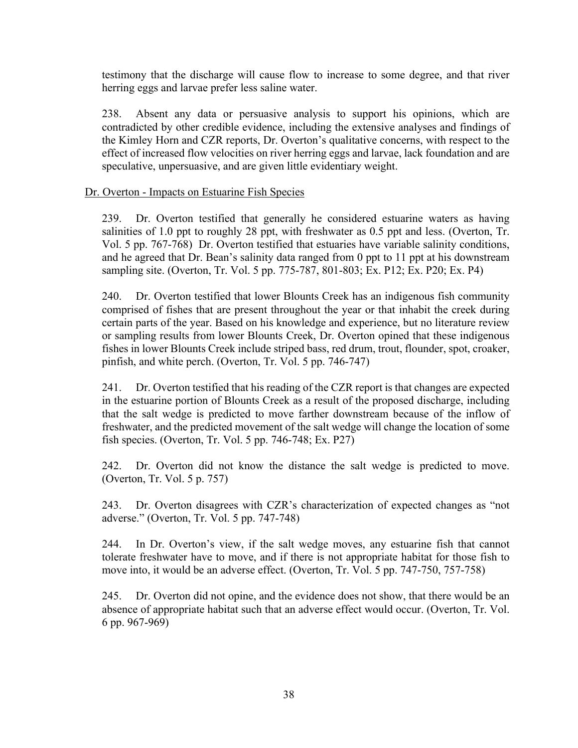testimony that the discharge will cause flow to increase to some degree, and that river herring eggs and larvae prefer less saline water.

238. Absent any data or persuasive analysis to support his opinions, which are contradicted by other credible evidence, including the extensive analyses and findings of the Kimley Horn and CZR reports, Dr. Overton's qualitative concerns, with respect to the effect of increased flow velocities on river herring eggs and larvae, lack foundation and are speculative, unpersuasive, and are given little evidentiary weight.

Dr. Overton - Impacts on Estuarine Fish Species

239. Dr. Overton testified that generally he considered estuarine waters as having salinities of 1.0 ppt to roughly 28 ppt, with freshwater as 0.5 ppt and less. (Overton, Tr. Vol. 5 pp. 767-768) Dr. Overton testified that estuaries have variable salinity conditions, and he agreed that Dr. Bean's salinity data ranged from 0 ppt to 11 ppt at his downstream sampling site. (Overton, Tr. Vol. 5 pp. 775-787, 801-803; Ex. P12; Ex. P20; Ex. P4)

240. Dr. Overton testified that lower Blounts Creek has an indigenous fish community comprised of fishes that are present throughout the year or that inhabit the creek during certain parts of the year. Based on his knowledge and experience, but no literature review or sampling results from lower Blounts Creek, Dr. Overton opined that these indigenous fishes in lower Blounts Creek include striped bass, red drum, trout, flounder, spot, croaker, pinfish, and white perch. (Overton, Tr. Vol. 5 pp. 746-747)

241. Dr. Overton testified that his reading of the CZR report is that changes are expected in the estuarine portion of Blounts Creek as a result of the proposed discharge, including that the salt wedge is predicted to move farther downstream because of the inflow of freshwater, and the predicted movement of the salt wedge will change the location of some fish species. (Overton, Tr. Vol. 5 pp. 746-748; Ex. P27)

242. Dr. Overton did not know the distance the salt wedge is predicted to move. (Overton, Tr. Vol. 5 p. 757)

243. Dr. Overton disagrees with CZR's characterization of expected changes as "not adverse." (Overton, Tr. Vol. 5 pp. 747-748)

244. In Dr. Overton's view, if the salt wedge moves, any estuarine fish that cannot tolerate freshwater have to move, and if there is not appropriate habitat for those fish to move into, it would be an adverse effect. (Overton, Tr. Vol. 5 pp. 747-750, 757-758)

245. Dr. Overton did not opine, and the evidence does not show, that there would be an absence of appropriate habitat such that an adverse effect would occur. (Overton, Tr. Vol. 6 pp. 967-969)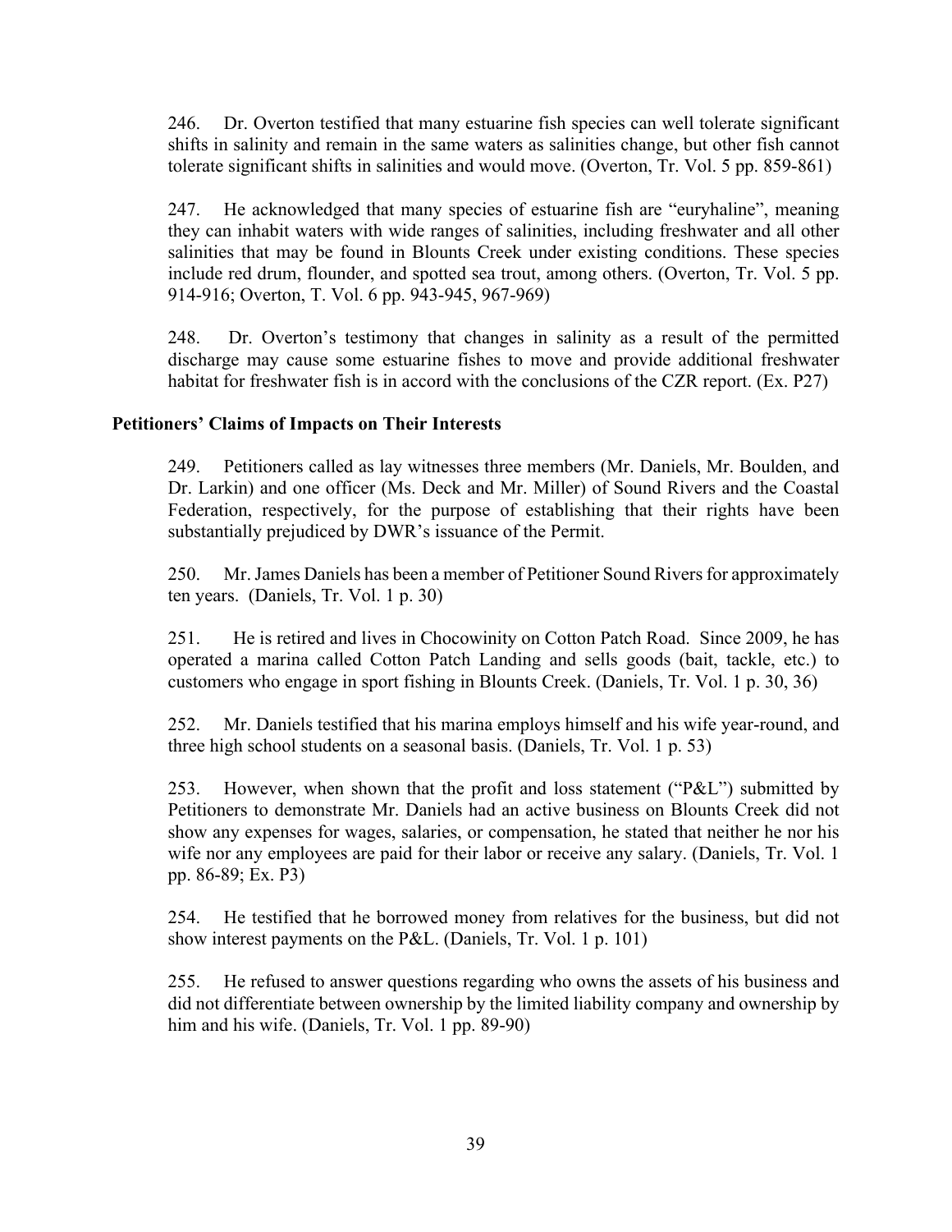246. Dr. Overton testified that many estuarine fish species can well tolerate significant shifts in salinity and remain in the same waters as salinities change, but other fish cannot tolerate significant shifts in salinities and would move. (Overton, Tr. Vol. 5 pp. 859-861)

247. He acknowledged that many species of estuarine fish are "euryhaline", meaning they can inhabit waters with wide ranges of salinities, including freshwater and all other salinities that may be found in Blounts Creek under existing conditions. These species include red drum, flounder, and spotted sea trout, among others. (Overton, Tr. Vol. 5 pp. 914-916; Overton, T. Vol. 6 pp. 943-945, 967-969)

248. Dr. Overton's testimony that changes in salinity as a result of the permitted discharge may cause some estuarine fishes to move and provide additional freshwater habitat for freshwater fish is in accord with the conclusions of the CZR report. (Ex. P27)

**Petitioners' Claims of Impacts on Their Interests**

249. Petitioners called as lay witnesses three members (Mr. Daniels, Mr. Boulden, and Dr. Larkin) and one officer (Ms. Deck and Mr. Miller) of Sound Rivers and the Coastal Federation, respectively, for the purpose of establishing that their rights have been substantially prejudiced by DWR's issuance of the Permit.

250. Mr. James Daniels has been a member of Petitioner Sound Rivers for approximately ten years. (Daniels, Tr. Vol. 1 p. 30)

251. He is retired and lives in Chocowinity on Cotton Patch Road. Since 2009, he has operated a marina called Cotton Patch Landing and sells goods (bait, tackle, etc.) to customers who engage in sport fishing in Blounts Creek. (Daniels, Tr. Vol. 1 p. 30, 36)

252. Mr. Daniels testified that his marina employs himself and his wife year-round, and three high school students on a seasonal basis. (Daniels, Tr. Vol. 1 p. 53)

253. However, when shown that the profit and loss statement ("P&L") submitted by Petitioners to demonstrate Mr. Daniels had an active business on Blounts Creek did not show any expenses for wages, salaries, or compensation, he stated that neither he nor his wife nor any employees are paid for their labor or receive any salary. (Daniels, Tr. Vol. 1 pp. 86-89; Ex. P3)

254. He testified that he borrowed money from relatives for the business, but did not show interest payments on the P&L. (Daniels, Tr. Vol. 1 p. 101)

255. He refused to answer questions regarding who owns the assets of his business and did not differentiate between ownership by the limited liability company and ownership by him and his wife. (Daniels, Tr. Vol. 1 pp. 89-90)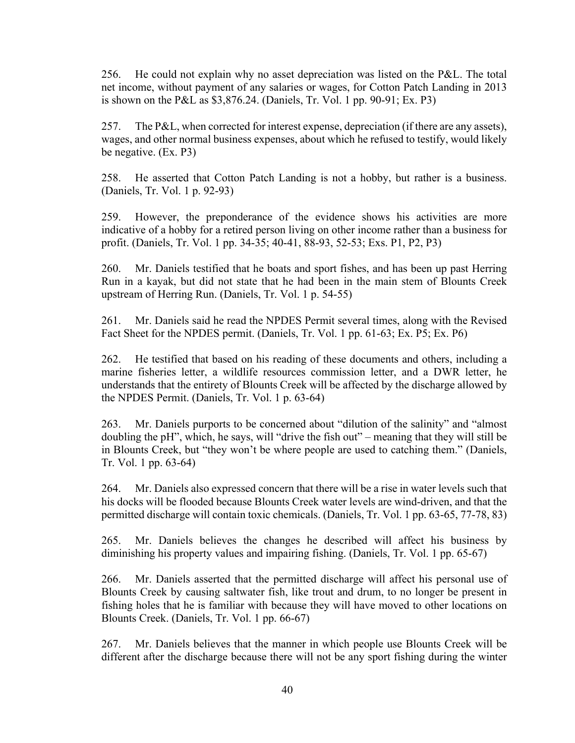256. He could not explain why no asset depreciation was listed on the P&L. The total net income, without payment of any salaries or wages, for Cotton Patch Landing in 2013 is shown on the P&L as $3,876.24. (Daniels, Tr. Vol. 1 pp. 90-91; Ex. P3)

257. The P&L, when corrected for interest expense, depreciation (if there are any assets), wages, and other normal business expenses, about which he refused to testify, would likely be negative. (Ex. P3)

258. He asserted that Cotton Patch Landing is not a hobby, but rather is a business. (Daniels, Tr. Vol. 1 p. 92-93)

259. However, the preponderance of the evidence shows his activities are more indicative of a hobby for a retired person living on other income rather than a business for profit. (Daniels, Tr. Vol. 1 pp. 34-35; 40-41, 88-93, 52-53; Exs. P1, P2, P3)

260. Mr. Daniels testified that he boats and sport fishes, and has been up past Herring Run in a kayak, but did not state that he had been in the main stem of Blounts Creek upstream of Herring Run. (Daniels, Tr. Vol. 1 p. 54-55)

261. Mr. Daniels said he read the NPDES Permit several times, along with the Revised Fact Sheet for the NPDES permit. (Daniels, Tr. Vol. 1 pp. 61-63; Ex. P5; Ex. P6)

262. He testified that based on his reading of these documents and others, including a marine fisheries letter, a wildlife resources commission letter, and a DWR letter, he understands that the entirety of Blounts Creek will be affected by the discharge allowed by the NPDES Permit. (Daniels, Tr. Vol. 1 p. 63-64)

263. Mr. Daniels purports to be concerned about "dilution of the salinity" and "almost doubling the pH", which, he says, will "drive the fish out" – meaning that they will still be in Blounts Creek, but "they won't be where people are used to catching them." (Daniels, Tr. Vol. 1 pp. 63-64)

264. Mr. Daniels also expressed concern that there will be a rise in water levels such that his docks will be flooded because Blounts Creek water levels are wind-driven, and that the permitted discharge will contain toxic chemicals. (Daniels, Tr. Vol. 1 pp. 63-65, 77-78, 83)

265. Mr. Daniels believes the changes he described will affect his business by diminishing his property values and impairing fishing. (Daniels, Tr. Vol. 1 pp. 65-67)

266. Mr. Daniels asserted that the permitted discharge will affect his personal use of Blounts Creek by causing saltwater fish, like trout and drum, to no longer be present in fishing holes that he is familiar with because they will have moved to other locations on Blounts Creek. (Daniels, Tr. Vol. 1 pp. 66-67)

267. Mr. Daniels believes that the manner in which people use Blounts Creek will be different after the discharge because there will not be any sport fishing during the winter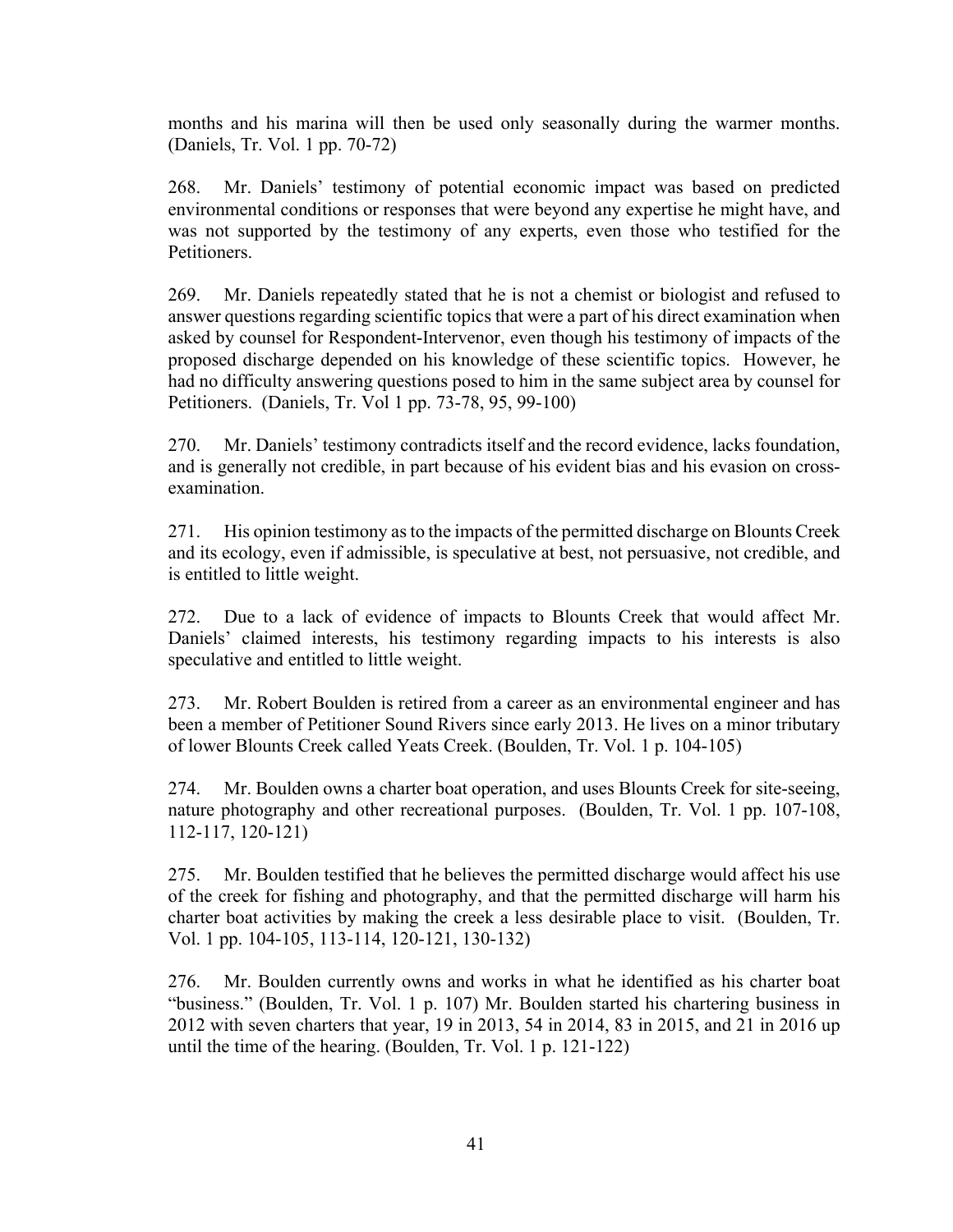months and his marina will then be used only seasonally during the warmer months. (Daniels, Tr. Vol. 1 pp. 70-72)

268. Mr. Daniels' testimony of potential economic impact was based on predicted environmental conditions or responses that were beyond any expertise he might have, and was not supported by the testimony of any experts, even those who testified for the Petitioners.

269. Mr. Daniels repeatedly stated that he is not a chemist or biologist and refused to answer questions regarding scientific topics that were a part of his direct examination when asked by counsel for Respondent-Intervenor, even though his testimony of impacts of the proposed discharge depended on his knowledge of these scientific topics. However, he had no difficulty answering questions posed to him in the same subject area by counsel for Petitioners. (Daniels, Tr. Vol 1 pp. 73-78, 95, 99-100)

270. Mr. Daniels' testimony contradicts itself and the record evidence, lacks foundation, and is generally not credible, in part because of his evident bias and his evasion on cross-examination.

271. His opinion testimony as to the impacts of the permitted discharge on Blounts Creek and its ecology, even if admissible, is speculative at best, not persuasive, not credible, and is entitled to little weight.

272. Due to a lack of evidence of impacts to Blounts Creek that would affect Mr. Daniels' claimed interests, his testimony regarding impacts to his interests is also speculative and entitled to little weight.

273. Mr. Robert Boulden is retired from a career as an environmental engineer and has been a member of Petitioner Sound Rivers since early 2013. He lives on a minor tributary of lower Blounts Creek called Yeats Creek. (Boulden, Tr. Vol. 1 p. 104-105)

274. Mr. Boulden owns a charter boat operation, and uses Blounts Creek for site-seeing, nature photography and other recreational purposes. (Boulden, Tr. Vol. 1 pp. 107-108, 112-117, 120-121)

275. Mr. Boulden testified that he believes the permitted discharge would affect his use of the creek for fishing and photography, and that the permitted discharge will harm his charter boat activities by making the creek a less desirable place to visit. (Boulden, Tr. Vol. 1 pp. 104-105, 113-114, 120-121, 130-132)

276. Mr. Boulden currently owns and works in what he identified as his charter boat "business." (Boulden, Tr. Vol. 1 p. 107) Mr. Boulden started his chartering business in 2012 with seven charters that year, 19 in 2013, 54 in 2014, 83 in 2015, and 21 in 2016 up until the time of the hearing. (Boulden, Tr. Vol. 1 p. 121-122)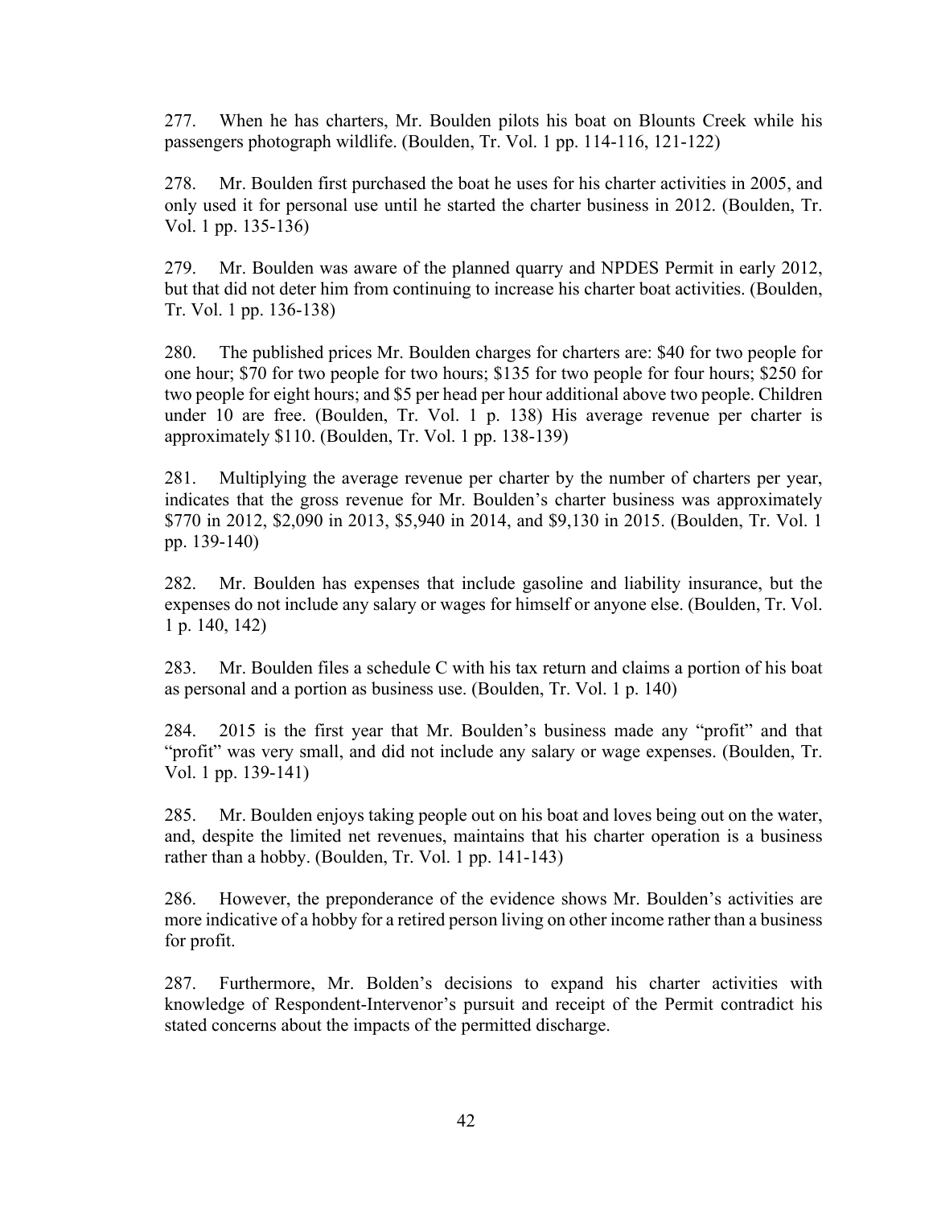277. When he has charters, Mr. Boulden pilots his boat on Blounts Creek while his passengers photograph wildlife. (Boulden, Tr. Vol. 1 pp. 114-116, 121-122)

278. Mr. Boulden first purchased the boat he uses for his charter activities in 2005, and only used it for personal use until he started the charter business in 2012. (Boulden, Tr. Vol. 1 pp. 135-136)

279. Mr. Boulden was aware of the planned quarry and NPDES Permit in early 2012, but that did not deter him from continuing to increase his charter boat activities. (Boulden, Tr. Vol. 1 pp. 136-138)

280. The published prices Mr. Boulden charges for charters are: $40 for two people for one hour; $70 for two people for two hours; $135 for two people for four hours; $250 for two people for eight hours; and $5 per head per hour additional above two people. Children under 10 are free. (Boulden, Tr. Vol. 1 p. 138) His average revenue per charter is approximately $110. (Boulden, Tr. Vol. 1 pp. 138-139)

281. Multiplying the average revenue per charter by the number of charters per year, indicates that the gross revenue for Mr. Boulden's charter business was approximately $770 in 2012, $2,090 in 2013, $5,940 in 2014, and $9,130 in 2015. (Boulden, Tr. Vol. 1 pp. 139-140)

282. Mr. Boulden has expenses that include gasoline and liability insurance, but the expenses do not include any salary or wages for himself or anyone else. (Boulden, Tr. Vol. 1 p. 140, 142)

283. Mr. Boulden files a schedule C with his tax return and claims a portion of his boat as personal and a portion as business use. (Boulden, Tr. Vol. 1 p. 140)

284. 2015 is the first year that Mr. Boulden's business made any "profit" and that "profit" was very small, and did not include any salary or wage expenses. (Boulden, Tr. Vol. 1 pp. 139-141)

285. Mr. Boulden enjoys taking people out on his boat and loves being out on the water, and, despite the limited net revenues, maintains that his charter operation is a business rather than a hobby. (Boulden, Tr. Vol. 1 pp. 141-143)

286. However, the preponderance of the evidence shows Mr. Boulden's activities are more indicative of a hobby for a retired person living on other income rather than a business for profit.

287. Furthermore, Mr. Bolden's decisions to expand his charter activities with knowledge of Respondent-Intervenor's pursuit and receipt of the Permit contradict his stated concerns about the impacts of the permitted discharge.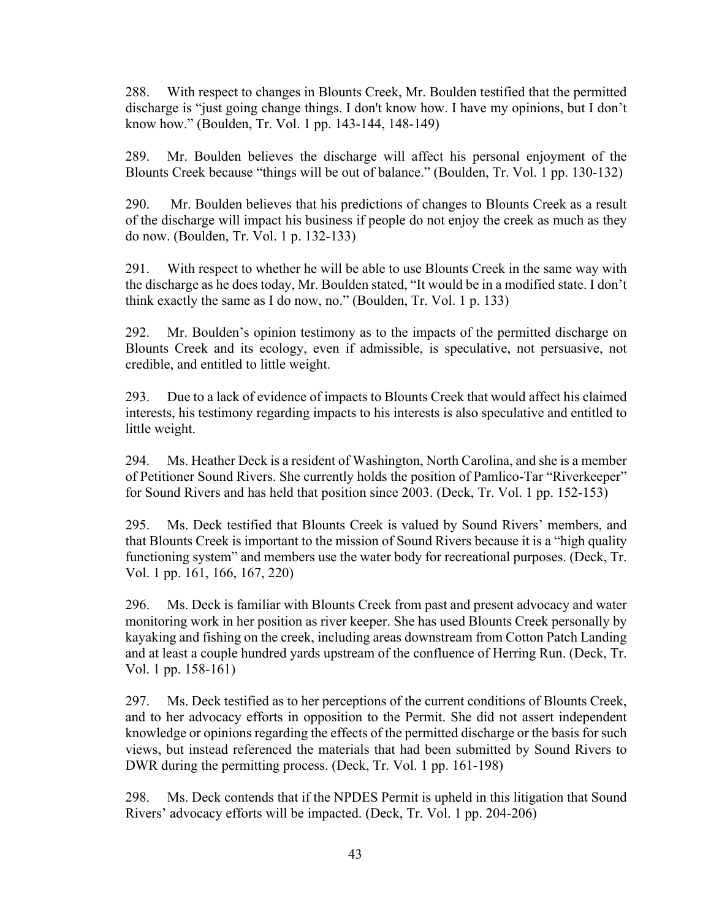288. With respect to changes in Blounts Creek, Mr. Boulden testified that the permitted discharge is "just going change things. I don't know how. I have my opinions, but I don't know how." (Boulden, Tr. Vol. 1 pp. 143-144, 148-149)

289. Mr. Boulden believes the discharge will affect his personal enjoyment of the Blounts Creek because "things will be out of balance." (Boulden, Tr. Vol. 1 pp. 130-132)

290. Mr. Boulden believes that his predictions of changes to Blounts Creek as a result of the discharge will impact his business if people do not enjoy the creek as much as they do now. (Boulden, Tr. Vol. 1 p. 132-133)

291. With respect to whether he will be able to use Blounts Creek in the same way with the discharge as he does today, Mr. Boulden stated, "It would be in a modified state. I don't think exactly the same as I do now, no." (Boulden, Tr. Vol. 1 p. 133)

292. Mr. Boulden's opinion testimony as to the impacts of the permitted discharge on Blounts Creek and its ecology, even if admissible, is speculative, not persuasive, not credible, and entitled to little weight.

293. Due to a lack of evidence of impacts to Blounts Creek that would affect his claimed interests, his testimony regarding impacts to his interests is also speculative and entitled to little weight.

294. Ms. Heather Deck is a resident of Washington, North Carolina, and she is a member of Petitioner Sound Rivers. She currently holds the position of Pamlico-Tar "Riverkeeper" for Sound Rivers and has held that position since 2003. (Deck, Tr. Vol. 1 pp. 152-153)

295. Ms. Deck testified that Blounts Creek is valued by Sound Rivers' members, and that Blounts Creek is important to the mission of Sound Rivers because it is a "high quality functioning system" and members use the water body for recreational purposes. (Deck, Tr. Vol. 1 pp. 161, 166, 167, 220)

296. Ms. Deck is familiar with Blounts Creek from past and present advocacy and water monitoring work in her position as river keeper. She has used Blounts Creek personally by kayaking and fishing on the creek, including areas downstream from Cotton Patch Landing and at least a couple hundred yards upstream of the confluence of Herring Run. (Deck, Tr. Vol. 1 pp. 158-161)

297. Ms. Deck testified as to her perceptions of the current conditions of Blounts Creek, and to her advocacy efforts in opposition to the Permit. She did not assert independent knowledge or opinions regarding the effects of the permitted discharge or the basis for such views, but instead referenced the materials that had been submitted by Sound Rivers to DWR during the permitting process. (Deck, Tr. Vol. 1 pp. 161-198)

298. Ms. Deck contends that if the NPDES Permit is upheld in this litigation that Sound Rivers' advocacy efforts will be impacted. (Deck, Tr. Vol. 1 pp. 204-206)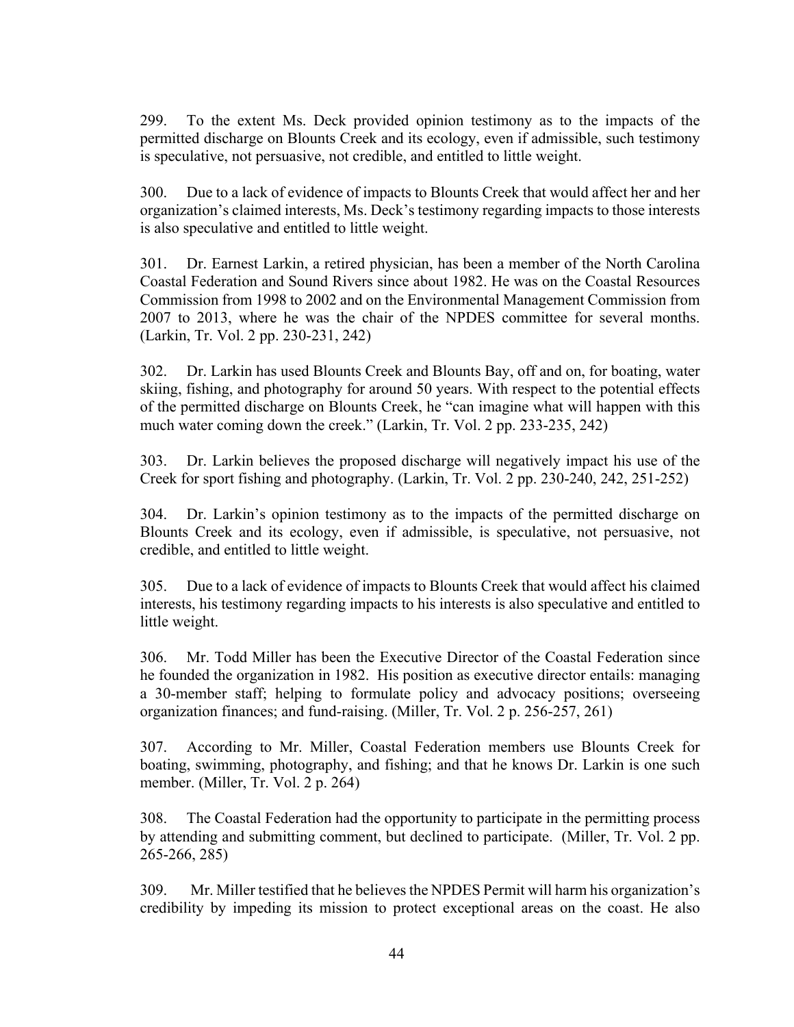299. To the extent Ms. Deck provided opinion testimony as to the impacts of the permitted discharge on Blounts Creek and its ecology, even if admissible, such testimony is speculative, not persuasive, not credible, and entitled to little weight.

300. Due to a lack of evidence of impacts to Blounts Creek that would affect her and her organization's claimed interests, Ms. Deck's testimony regarding impacts to those interests is also speculative and entitled to little weight.

301. Dr. Earnest Larkin, a retired physician, has been a member of the North Carolina Coastal Federation and Sound Rivers since about 1982. He was on the Coastal Resources Commission from 1998 to 2002 and on the Environmental Management Commission from 2007 to 2013, where he was the chair of the NPDES committee for several months. (Larkin, Tr. Vol. 2 pp. 230-231, 242)

302. Dr. Larkin has used Blounts Creek and Blounts Bay, off and on, for boating, water skiing, fishing, and photography for around 50 years. With respect to the potential effects of the permitted discharge on Blounts Creek, he "can imagine what will happen with this much water coming down the creek." (Larkin, Tr. Vol. 2 pp. 233-235, 242)

303. Dr. Larkin believes the proposed discharge will negatively impact his use of the Creek for sport fishing and photography. (Larkin, Tr. Vol. 2 pp. 230-240, 242, 251-252)

304. Dr. Larkin's opinion testimony as to the impacts of the permitted discharge on Blounts Creek and its ecology, even if admissible, is speculative, not persuasive, not credible, and entitled to little weight.

305. Due to a lack of evidence of impacts to Blounts Creek that would affect his claimed interests, his testimony regarding impacts to his interests is also speculative and entitled to little weight.

306. Mr. Todd Miller has been the Executive Director of the Coastal Federation since he founded the organization in 1982. His position as executive director entails: managing a 30-member staff; helping to formulate policy and advocacy positions; overseeing organization finances; and fund-raising. (Miller, Tr. Vol. 2 p. 256-257, 261)

307. According to Mr. Miller, Coastal Federation members use Blounts Creek for boating, swimming, photography, and fishing; and that he knows Dr. Larkin is one such member. (Miller, Tr. Vol. 2 p. 264)

308. The Coastal Federation had the opportunity to participate in the permitting process by attending and submitting comment, but declined to participate. (Miller, Tr. Vol. 2 pp. 265-266, 285)

309. Mr. Miller testified that he believes the NPDES Permit will harm his organization's credibility by impeding its mission to protect exceptional areas on the coast. He also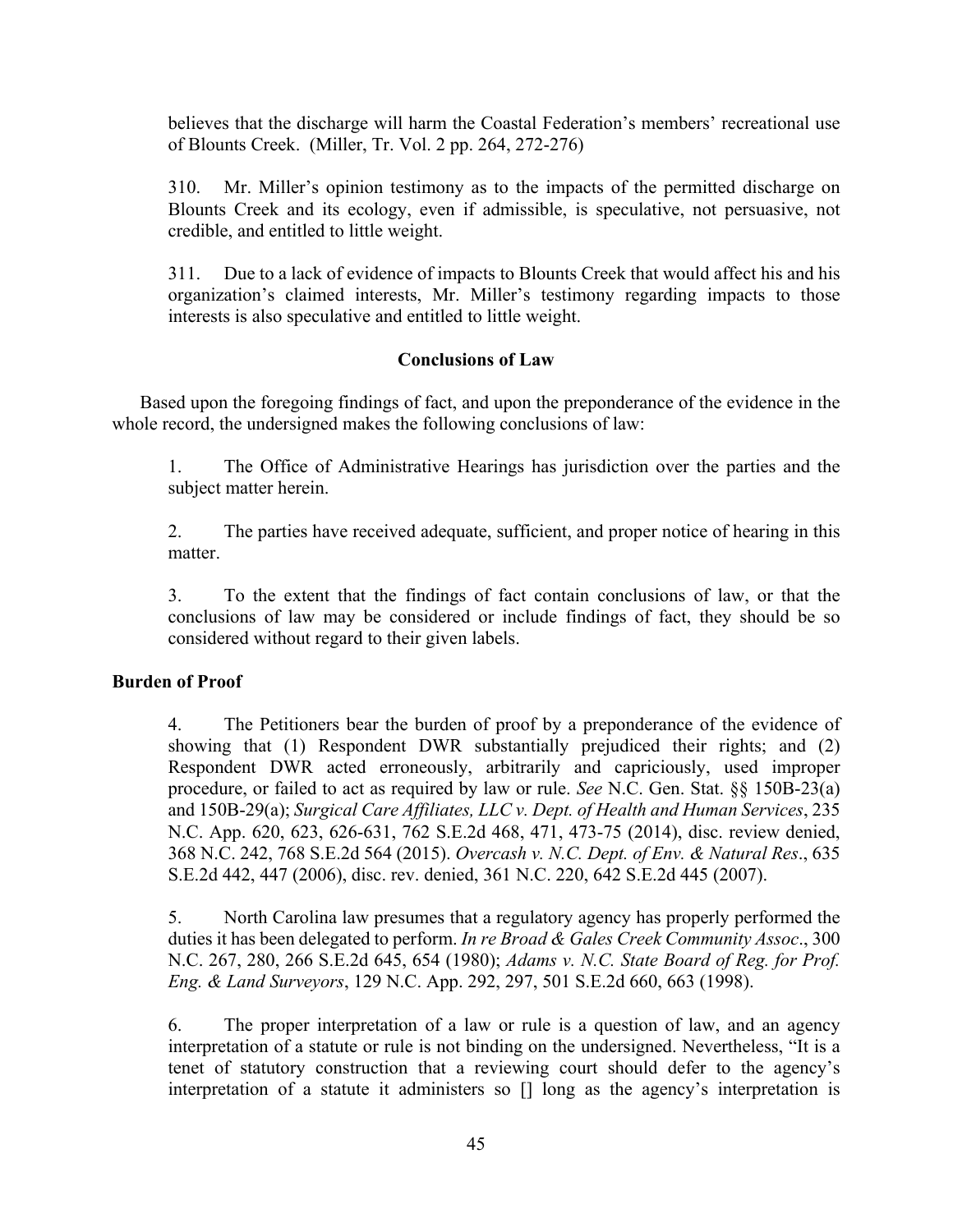believes that the discharge will harm the Coastal Federation's members' recreational use of Blounts Creek. (Miller, Tr. Vol. 2 pp. 264, 272-276)

310. Mr. Miller's opinion testimony as to the impacts of the permitted discharge on Blounts Creek and its ecology, even if admissible, is speculative, not persuasive, not credible, and entitled to little weight.

311. Due to a lack of evidence of impacts to Blounts Creek that would affect his and his organization's claimed interests, Mr. Miller's testimony regarding impacts to those interests is also speculative and entitled to little weight.

## Conclusions of Law

Based upon the foregoing findings of fact, and upon the preponderance of the evidence in the whole record, the undersigned makes the following conclusions of law:

1. The Office of Administrative Hearings has jurisdiction over the parties and the subject matter herein.

2. The parties have received adequate, sufficient, and proper notice of hearing in this matter.

3. To the extent that the findings of fact contain conclusions of law, or that the conclusions of law may be considered or include findings of fact, they should be so considered without regard to their given labels.

### Burden of Proof

4. The Petitioners bear the burden of proof by a preponderance of the evidence of showing that (1) Respondent DWR substantially prejudiced their rights; and (2) Respondent DWR acted erroneously, arbitrarily and capriciously, used improper procedure, or failed to act as required by law or rule. *See* N.C. Gen. Stat. §§ 150B-23(a) and 150B-29(a); *Surgical Care Affiliates, LLC v. Dept. of Health and Human Services*, 235 N.C. App. 620, 623, 626-631, 762 S.E.2d 468, 471, 473-75 (2014), disc. review denied, 368 N.C. 242, 768 S.E.2d 564 (2015). *Overcash v. N.C. Dept. of Env. & Natural Res*., 635 S.E.2d 442, 447 (2006), disc. rev. denied, 361 N.C. 220, 642 S.E.2d 445 (2007).

5. North Carolina law presumes that a regulatory agency has properly performed the duties it has been delegated to perform. *In re Broad & Gales Creek Community Assoc*., 300 N.C. 267, 280, 266 S.E.2d 645, 654 (1980); *Adams v. N.C. State Board of Reg. for Prof. Eng. & Land Surveyors*, 129 N.C. App. 292, 297, 501 S.E.2d 660, 663 (1998).

6. The proper interpretation of a law or rule is a question of law, and an agency interpretation of a statute or rule is not binding on the undersigned. Nevertheless, "It is a tenet of statutory construction that a reviewing court should defer to the agency's interpretation of a statute it administers so [] long as the agency's interpretation is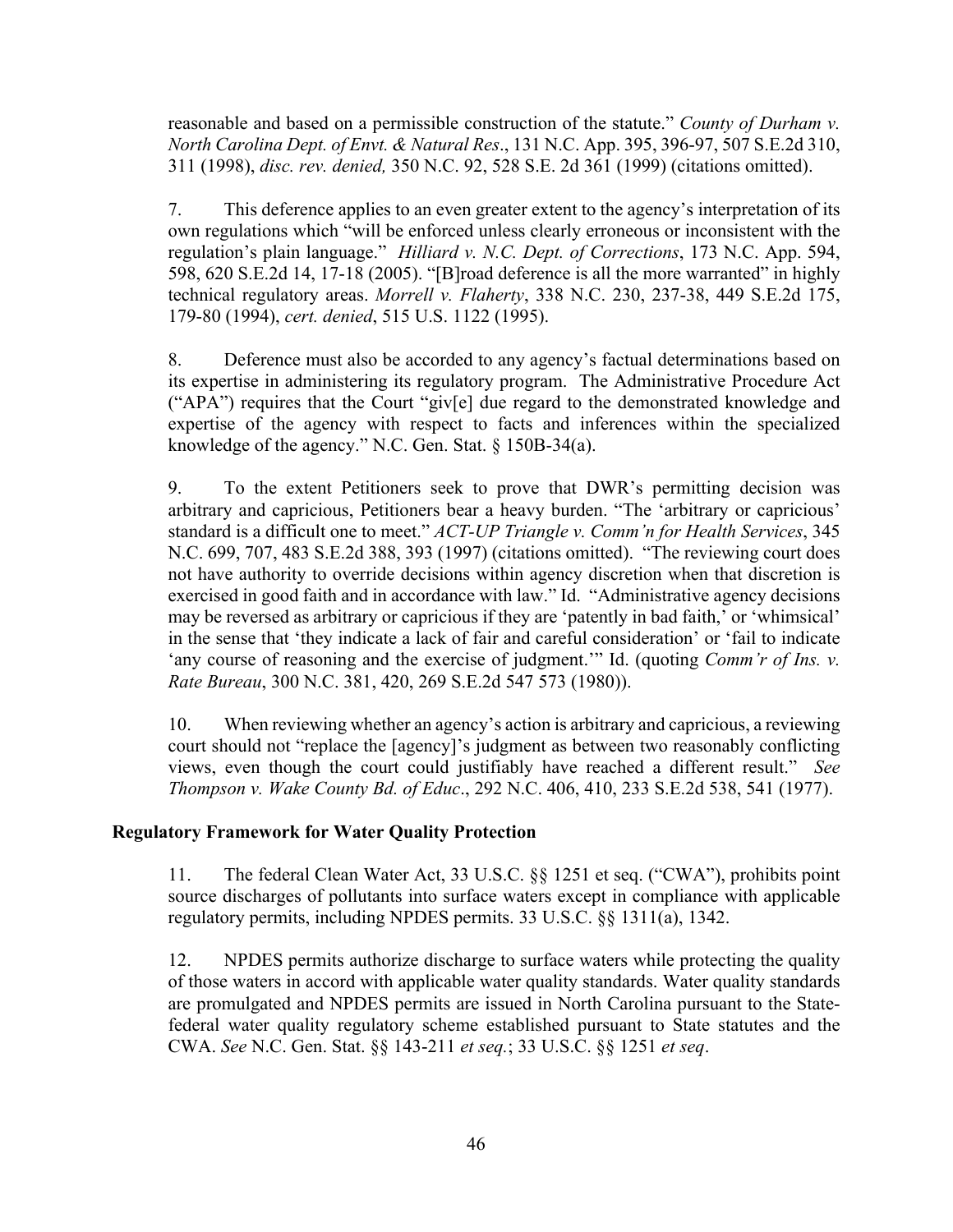reasonable and based on a permissible construction of the statute." *County of Durham v. North Carolina Dept. of Envt. & Natural Res*., 131 N.C. App. 395, 396-97, 507 S.E.2d 310, 311 (1998), *disc. rev. denied,* 350 N.C. 92, 528 S.E. 2d 361 (1999) (citations omitted).

7. This deference applies to an even greater extent to the agency's interpretation of its own regulations which "will be enforced unless clearly erroneous or inconsistent with the regulation's plain language." *Hilliard v. N.C. Dept. of Corrections*, 173 N.C. App. 594, 598, 620 S.E.2d 14, 17-18 (2005). "[B]road deference is all the more warranted" in highly technical regulatory areas. *Morrell v. Flaherty*, 338 N.C. 230, 237-38, 449 S.E.2d 175, 179-80 (1994), *cert. denied*, 515 U.S. 1122 (1995).

8. Deference must also be accorded to any agency's factual determinations based on its expertise in administering its regulatory program. The Administrative Procedure Act ("APA") requires that the Court "giv[e] due regard to the demonstrated knowledge and expertise of the agency with respect to facts and inferences within the specialized knowledge of the agency." N.C. Gen. Stat. § 150B-34(a).

9. To the extent Petitioners seek to prove that DWR's permitting decision was arbitrary and capricious, Petitioners bear a heavy burden. "The 'arbitrary or capricious' standard is a difficult one to meet." *ACT-UP Triangle v. Comm'n for Health Services*, 345 N.C. 699, 707, 483 S.E.2d 388, 393 (1997) (citations omitted). "The reviewing court does not have authority to override decisions within agency discretion when that discretion is exercised in good faith and in accordance with law." Id. "Administrative agency decisions may be reversed as arbitrary or capricious if they are 'patently in bad faith,' or 'whimsical' in the sense that 'they indicate a lack of fair and careful consideration' or 'fail to indicate 'any course of reasoning and the exercise of judgment.'" Id. (quoting *Comm'r of Ins. v. Rate Bureau*, 300 N.C. 381, 420, 269 S.E.2d 547 573 (1980)).

10. When reviewing whether an agency's action is arbitrary and capricious, a reviewing court should not "replace the [agency]'s judgment as between two reasonably conflicting views, even though the court could justifiably have reached a different result." *See Thompson v. Wake County Bd. of Educ*., 292 N.C. 406, 410, 233 S.E.2d 538, 541 (1977).

**Regulatory Framework for Water Quality Protection**

11. The federal Clean Water Act, 33 U.S.C. §§ 1251 et seq. ("CWA"), prohibits point source discharges of pollutants into surface waters except in compliance with applicable regulatory permits, including NPDES permits. 33 U.S.C. §§ 1311(a), 1342.

12. NPDES permits authorize discharge to surface waters while protecting the quality of those waters in accord with applicable water quality standards. Water quality standards are promulgated and NPDES permits are issued in North Carolina pursuant to the State-federal water quality regulatory scheme established pursuant to State statutes and the CWA. *See* N.C. Gen. Stat. §§ 143-211 *et seq.*; 33 U.S.C. §§ 1251 *et seq*.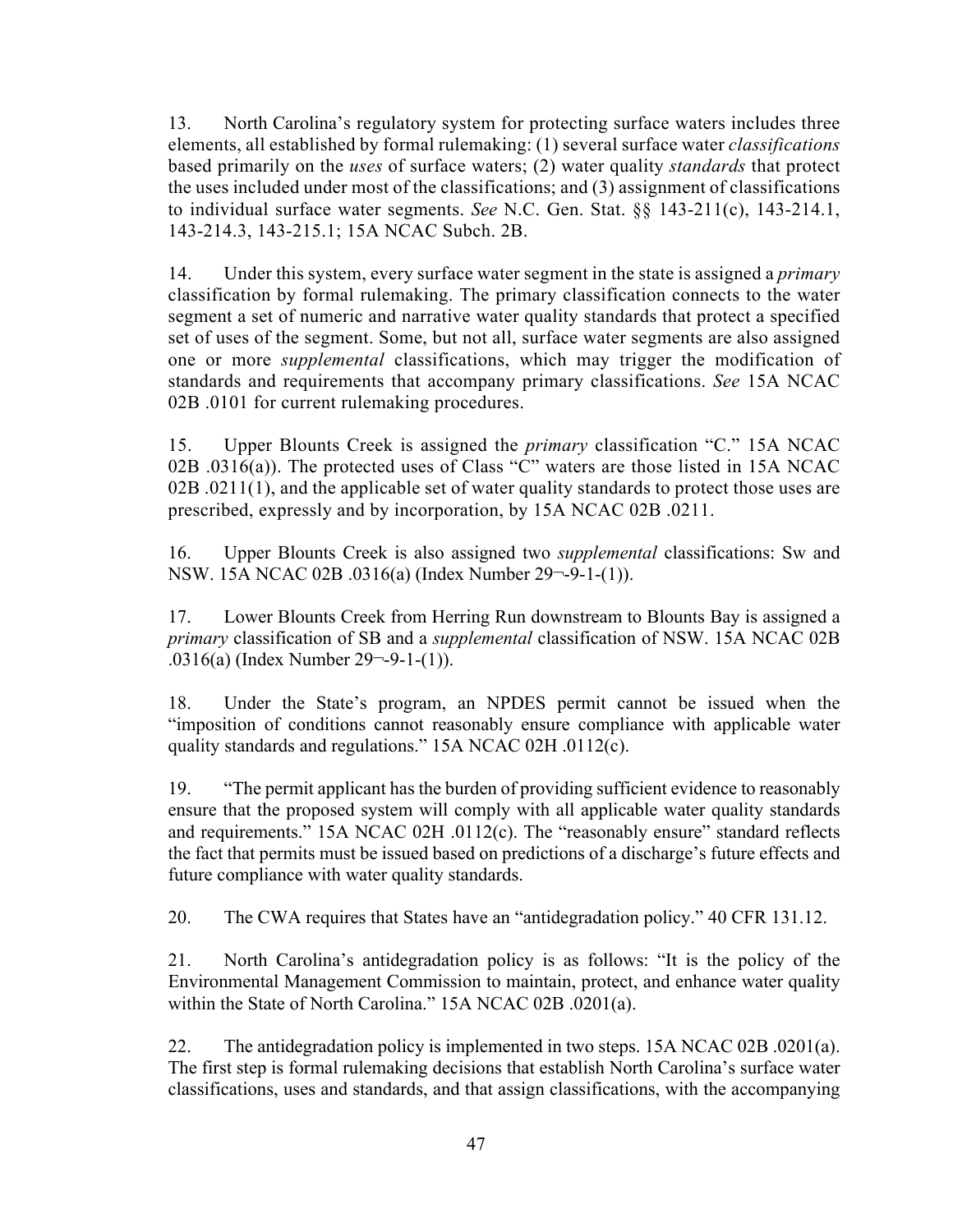13. North Carolina's regulatory system for protecting surface waters includes three elements, all established by formal rulemaking: (1) several surface water *classifications* based primarily on the *uses* of surface waters; (2) water quality *standards* that protect the uses included under most of the classifications; and (3) assignment of classifications to individual surface water segments. *See* N.C. Gen. Stat. §§ 143-211(c), 143-214.1, 143-214.3, 143-215.1; 15A NCAC Subch. 2B.

14. Under this system, every surface water segment in the state is assigned a *primary* classification by formal rulemaking. The primary classification connects to the water segment a set of numeric and narrative water quality standards that protect a specified set of uses of the segment. Some, but not all, surface water segments are also assigned one or more *supplemental* classifications, which may trigger the modification of standards and requirements that accompany primary classifications. *See* 15A NCAC 02B .0101 for current rulemaking procedures.

15. Upper Blounts Creek is assigned the *primary* classification "C." 15A NCAC 02B .0316(a)). The protected uses of Class "C" waters are those listed in 15A NCAC 02B .0211(1), and the applicable set of water quality standards to protect those uses are prescribed, expressly and by incorporation, by 15A NCAC 02B .0211.

16. Upper Blounts Creek is also assigned two *supplemental* classifications: Sw and NSW. 15A NCAC 02B .0316(a) (Index Number 29¬-9-1-(1)).

17. Lower Blounts Creek from Herring Run downstream to Blounts Bay is assigned a *primary* classification of SB and a *supplemental* classification of NSW. 15A NCAC 02B .0316(a) (Index Number 29¬-9-1-(1)).

18. Under the State's program, an NPDES permit cannot be issued when the "imposition of conditions cannot reasonably ensure compliance with applicable water quality standards and regulations." 15A NCAC 02H .0112(c).

19. "The permit applicant has the burden of providing sufficient evidence to reasonably ensure that the proposed system will comply with all applicable water quality standards and requirements." 15A NCAC 02H .0112(c). The "reasonably ensure" standard reflects the fact that permits must be issued based on predictions of a discharge's future effects and future compliance with water quality standards.

20. The CWA requires that States have an "antidegradation policy." 40 CFR 131.12.

21. North Carolina's antidegradation policy is as follows: "It is the policy of the Environmental Management Commission to maintain, protect, and enhance water quality within the State of North Carolina." 15A NCAC 02B .0201(a).

22. The antidegradation policy is implemented in two steps. 15A NCAC 02B .0201(a). The first step is formal rulemaking decisions that establish North Carolina's surface water classifications, uses and standards, and that assign classifications, with the accompanying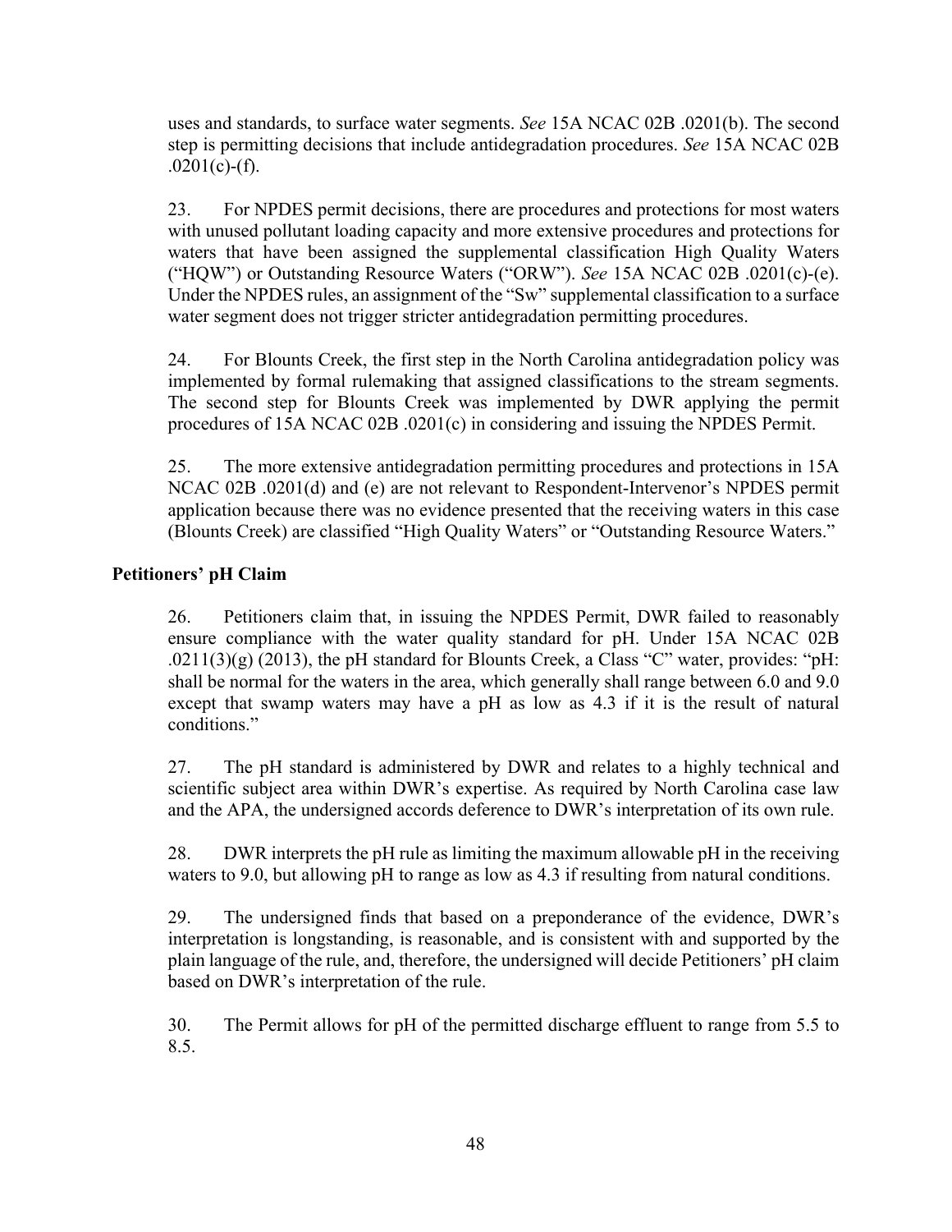uses and standards, to surface water segments. *See* 15A NCAC 02B .0201(b). The second step is permitting decisions that include antidegradation procedures. *See* 15A NCAC 02B .0201(c)-(f).

23. For NPDES permit decisions, there are procedures and protections for most waters with unused pollutant loading capacity and more extensive procedures and protections for waters that have been assigned the supplemental classification High Quality Waters ("HQW") or Outstanding Resource Waters ("ORW"). *See* 15A NCAC 02B .0201(c)-(e). Under the NPDES rules, an assignment of the "Sw" supplemental classification to a surface water segment does not trigger stricter antidegradation permitting procedures.

24. For Blounts Creek, the first step in the North Carolina antidegradation policy was implemented by formal rulemaking that assigned classifications to the stream segments. The second step for Blounts Creek was implemented by DWR applying the permit procedures of 15A NCAC 02B .0201(c) in considering and issuing the NPDES Permit.

25. The more extensive antidegradation permitting procedures and protections in 15A NCAC 02B .0201(d) and (e) are not relevant to Respondent-Intervenor's NPDES permit application because there was no evidence presented that the receiving waters in this case (Blounts Creek) are classified "High Quality Waters" or "Outstanding Resource Waters."

**Petitioners' pH Claim**

26. Petitioners claim that, in issuing the NPDES Permit, DWR failed to reasonably ensure compliance with the water quality standard for pH. Under 15A NCAC 02B .0211(3)(g) (2013), the pH standard for Blounts Creek, a Class "C" water, provides: "pH: shall be normal for the waters in the area, which generally shall range between 6.0 and 9.0 except that swamp waters may have a pH as low as 4.3 if it is the result of natural conditions."

27. The pH standard is administered by DWR and relates to a highly technical and scientific subject area within DWR's expertise. As required by North Carolina case law and the APA, the undersigned accords deference to DWR's interpretation of its own rule.

28. DWR interprets the pH rule as limiting the maximum allowable pH in the receiving waters to 9.0, but allowing pH to range as low as 4.3 if resulting from natural conditions.

29. The undersigned finds that based on a preponderance of the evidence, DWR's interpretation is longstanding, is reasonable, and is consistent with and supported by the plain language of the rule, and, therefore, the undersigned will decide Petitioners' pH claim based on DWR's interpretation of the rule.

30. The Permit allows for pH of the permitted discharge effluent to range from 5.5 to 8.5.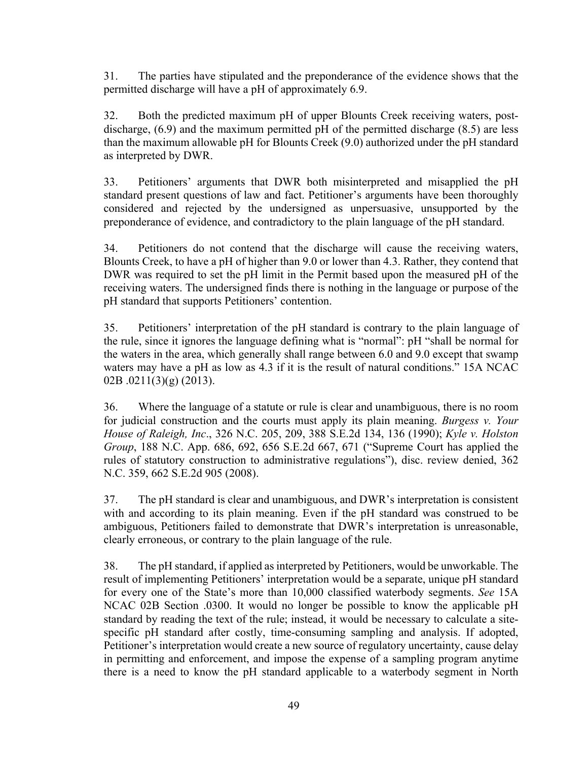31. The parties have stipulated and the preponderance of the evidence shows that the permitted discharge will have a pH of approximately 6.9.

32. Both the predicted maximum pH of upper Blounts Creek receiving waters, post-discharge, (6.9) and the maximum permitted pH of the permitted discharge (8.5) are less than the maximum allowable pH for Blounts Creek (9.0) authorized under the pH standard as interpreted by DWR.

33. Petitioners' arguments that DWR both misinterpreted and misapplied the pH standard present questions of law and fact. Petitioner's arguments have been thoroughly considered and rejected by the undersigned as unpersuasive, unsupported by the preponderance of evidence, and contradictory to the plain language of the pH standard.

34. Petitioners do not contend that the discharge will cause the receiving waters, Blounts Creek, to have a pH of higher than 9.0 or lower than 4.3. Rather, they contend that DWR was required to set the pH limit in the Permit based upon the measured pH of the receiving waters. The undersigned finds there is nothing in the language or purpose of the pH standard that supports Petitioners' contention.

35. Petitioners' interpretation of the pH standard is contrary to the plain language of the rule, since it ignores the language defining what is "normal": pH "shall be normal for the waters in the area, which generally shall range between 6.0 and 9.0 except that swamp waters may have a pH as low as 4.3 if it is the result of natural conditions." 15A NCAC 02B .0211(3)(g) (2013).

36. Where the language of a statute or rule is clear and unambiguous, there is no room for judicial construction and the courts must apply its plain meaning. *Burgess v. Your House of Raleigh, Inc*., 326 N.C. 205, 209, 388 S.E.2d 134, 136 (1990); *Kyle v. Holston Group*, 188 N.C. App. 686, 692, 656 S.E.2d 667, 671 ("Supreme Court has applied the rules of statutory construction to administrative regulations"), disc. review denied, 362 N.C. 359, 662 S.E.2d 905 (2008).

37. The pH standard is clear and unambiguous, and DWR's interpretation is consistent with and according to its plain meaning. Even if the pH standard was construed to be ambiguous, Petitioners failed to demonstrate that DWR's interpretation is unreasonable, clearly erroneous, or contrary to the plain language of the rule.

38. The pH standard, if applied as interpreted by Petitioners, would be unworkable. The result of implementing Petitioners' interpretation would be a separate, unique pH standard for every one of the State's more than 10,000 classified waterbody segments. *See* 15A NCAC 02B Section .0300. It would no longer be possible to know the applicable pH standard by reading the text of the rule; instead, it would be necessary to calculate a site-specific pH standard after costly, time-consuming sampling and analysis. If adopted, Petitioner's interpretation would create a new source of regulatory uncertainty, cause delay in permitting and enforcement, and impose the expense of a sampling program anytime there is a need to know the pH standard applicable to a waterbody segment in North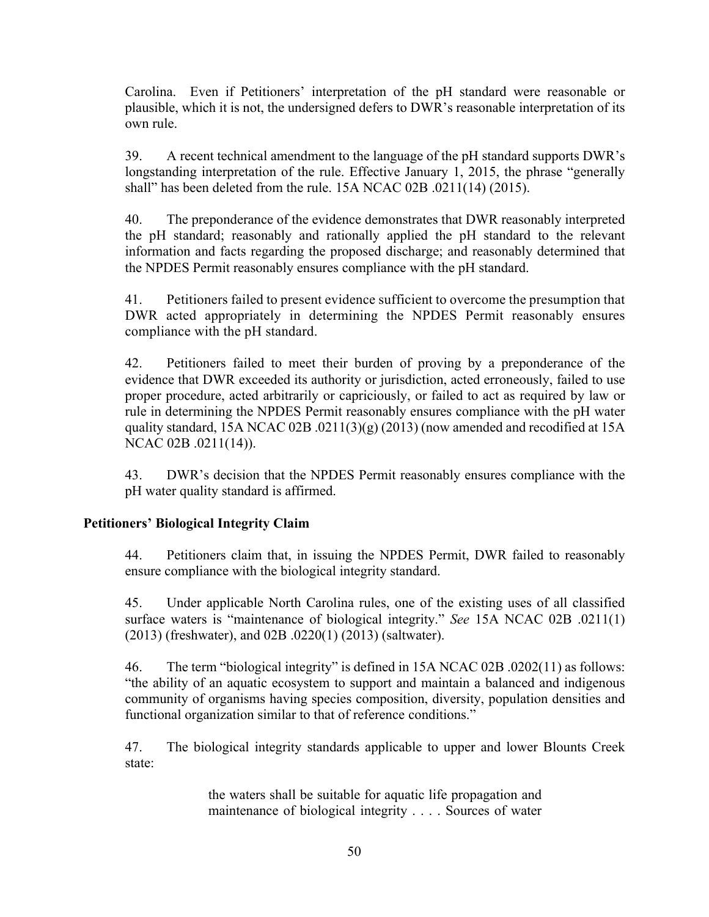Carolina. Even if Petitioners' interpretation of the pH standard were reasonable or plausible, which it is not, the undersigned defers to DWR's reasonable interpretation of its own rule.

39. A recent technical amendment to the language of the pH standard supports DWR's longstanding interpretation of the rule. Effective January 1, 2015, the phrase "generally shall" has been deleted from the rule. 15A NCAC 02B .0211(14) (2015).

40. The preponderance of the evidence demonstrates that DWR reasonably interpreted the pH standard; reasonably and rationally applied the pH standard to the relevant information and facts regarding the proposed discharge; and reasonably determined that the NPDES Permit reasonably ensures compliance with the pH standard.

41. Petitioners failed to present evidence sufficient to overcome the presumption that DWR acted appropriately in determining the NPDES Permit reasonably ensures compliance with the pH standard.

42. Petitioners failed to meet their burden of proving by a preponderance of the evidence that DWR exceeded its authority or jurisdiction, acted erroneously, failed to use proper procedure, acted arbitrarily or capriciously, or failed to act as required by law or rule in determining the NPDES Permit reasonably ensures compliance with the pH water quality standard, 15A NCAC 02B .0211(3)(g) (2013) (now amended and recodified at 15A NCAC 02B .0211(14)).

43. DWR's decision that the NPDES Permit reasonably ensures compliance with the pH water quality standard is affirmed.

**Petitioners' Biological Integrity Claim**

44. Petitioners claim that, in issuing the NPDES Permit, DWR failed to reasonably ensure compliance with the biological integrity standard.

45. Under applicable North Carolina rules, one of the existing uses of all classified surface waters is "maintenance of biological integrity." *See* 15A NCAC 02B .0211(1) (2013) (freshwater), and 02B .0220(1) (2013) (saltwater).

46. The term "biological integrity" is defined in 15A NCAC 02B .0202(11) as follows: "the ability of an aquatic ecosystem to support and maintain a balanced and indigenous community of organisms having species composition, diversity, population densities and functional organization similar to that of reference conditions."

47. The biological integrity standards applicable to upper and lower Blounts Creek state:

> the waters shall be suitable for aquatic life propagation and maintenance of biological integrity . . . . Sources of water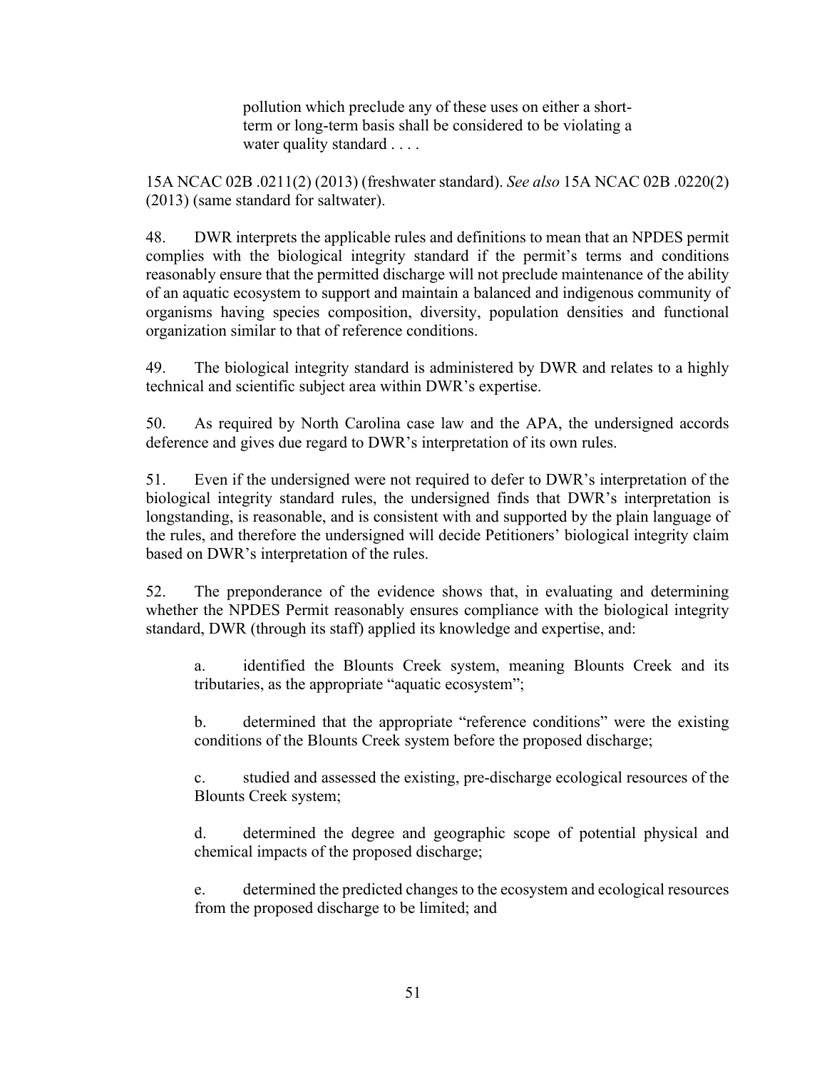> pollution which preclude any of these uses on either a short-term or long-term basis shall be considered to be violating a water quality standard . . . .

15A NCAC 02B .0211(2) (2013) (freshwater standard). *See also* 15A NCAC 02B .0220(2) (2013) (same standard for saltwater).

48. DWR interprets the applicable rules and definitions to mean that an NPDES permit complies with the biological integrity standard if the permit's terms and conditions reasonably ensure that the permitted discharge will not preclude maintenance of the ability of an aquatic ecosystem to support and maintain a balanced and indigenous community of organisms having species composition, diversity, population densities and functional organization similar to that of reference conditions.

49. The biological integrity standard is administered by DWR and relates to a highly technical and scientific subject area within DWR's expertise.

50. As required by North Carolina case law and the APA, the undersigned accords deference and gives due regard to DWR's interpretation of its own rules.

51. Even if the undersigned were not required to defer to DWR's interpretation of the biological integrity standard rules, the undersigned finds that DWR's interpretation is longstanding, is reasonable, and is consistent with and supported by the plain language of the rules, and therefore the undersigned will decide Petitioners' biological integrity claim based on DWR's interpretation of the rules.

52. The preponderance of the evidence shows that, in evaluating and determining whether the NPDES Permit reasonably ensures compliance with the biological integrity standard, DWR (through its staff) applied its knowledge and expertise, and:

> a. identified the Blounts Creek system, meaning Blounts Creek and its tributaries, as the appropriate "aquatic ecosystem";
>
> b. determined that the appropriate "reference conditions" were the existing conditions of the Blounts Creek system before the proposed discharge;
>
> c. studied and assessed the existing, pre-discharge ecological resources of the Blounts Creek system;
>
> d. determined the degree and geographic scope of potential physical and chemical impacts of the proposed discharge;
>
> e. determined the predicted changes to the ecosystem and ecological resources from the proposed discharge to be limited; and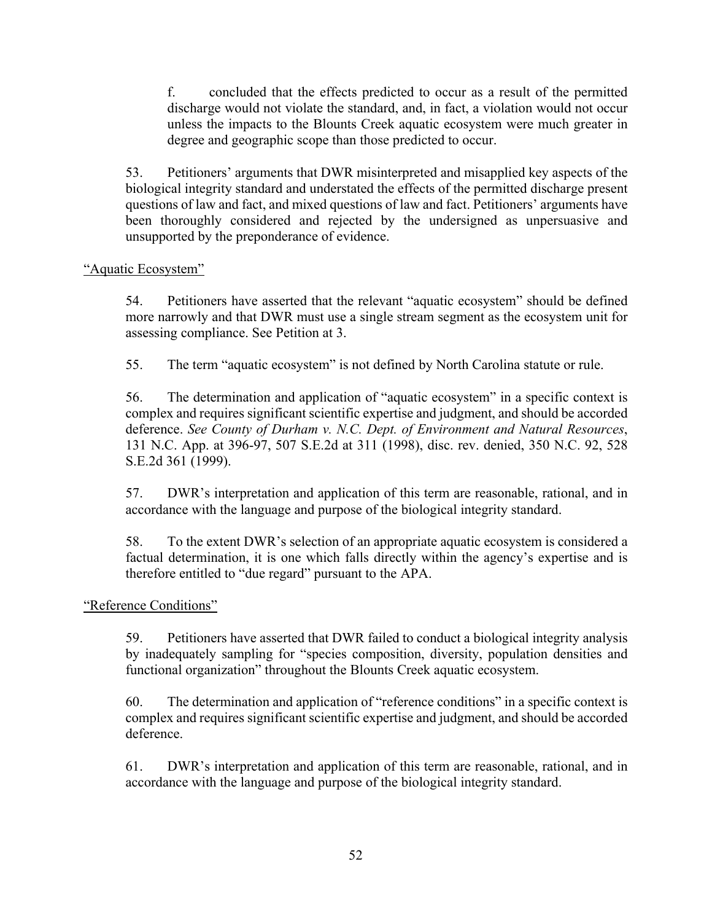f. concluded that the effects predicted to occur as a result of the permitted discharge would not violate the standard, and, in fact, a violation would not occur unless the impacts to the Blounts Creek aquatic ecosystem were much greater in degree and geographic scope than those predicted to occur.

53. Petitioners' arguments that DWR misinterpreted and misapplied key aspects of the biological integrity standard and understated the effects of the permitted discharge present questions of law and fact, and mixed questions of law and fact. Petitioners' arguments have been thoroughly considered and rejected by the undersigned as unpersuasive and unsupported by the preponderance of evidence.

"Aquatic Ecosystem"

54. Petitioners have asserted that the relevant "aquatic ecosystem" should be defined more narrowly and that DWR must use a single stream segment as the ecosystem unit for assessing compliance. See Petition at 3.

55. The term "aquatic ecosystem" is not defined by North Carolina statute or rule.

56. The determination and application of "aquatic ecosystem" in a specific context is complex and requires significant scientific expertise and judgment, and should be accorded deference. *See County of Durham v. N.C. Dept. of Environment and Natural Resources*, 131 N.C. App. at 396-97, 507 S.E.2d at 311 (1998), disc. rev. denied, 350 N.C. 92, 528 S.E.2d 361 (1999).

57. DWR's interpretation and application of this term are reasonable, rational, and in accordance with the language and purpose of the biological integrity standard.

58. To the extent DWR's selection of an appropriate aquatic ecosystem is considered a factual determination, it is one which falls directly within the agency's expertise and is therefore entitled to "due regard" pursuant to the APA.

"Reference Conditions"

59. Petitioners have asserted that DWR failed to conduct a biological integrity analysis by inadequately sampling for "species composition, diversity, population densities and functional organization" throughout the Blounts Creek aquatic ecosystem.

60. The determination and application of "reference conditions" in a specific context is complex and requires significant scientific expertise and judgment, and should be accorded deference.

61. DWR's interpretation and application of this term are reasonable, rational, and in accordance with the language and purpose of the biological integrity standard.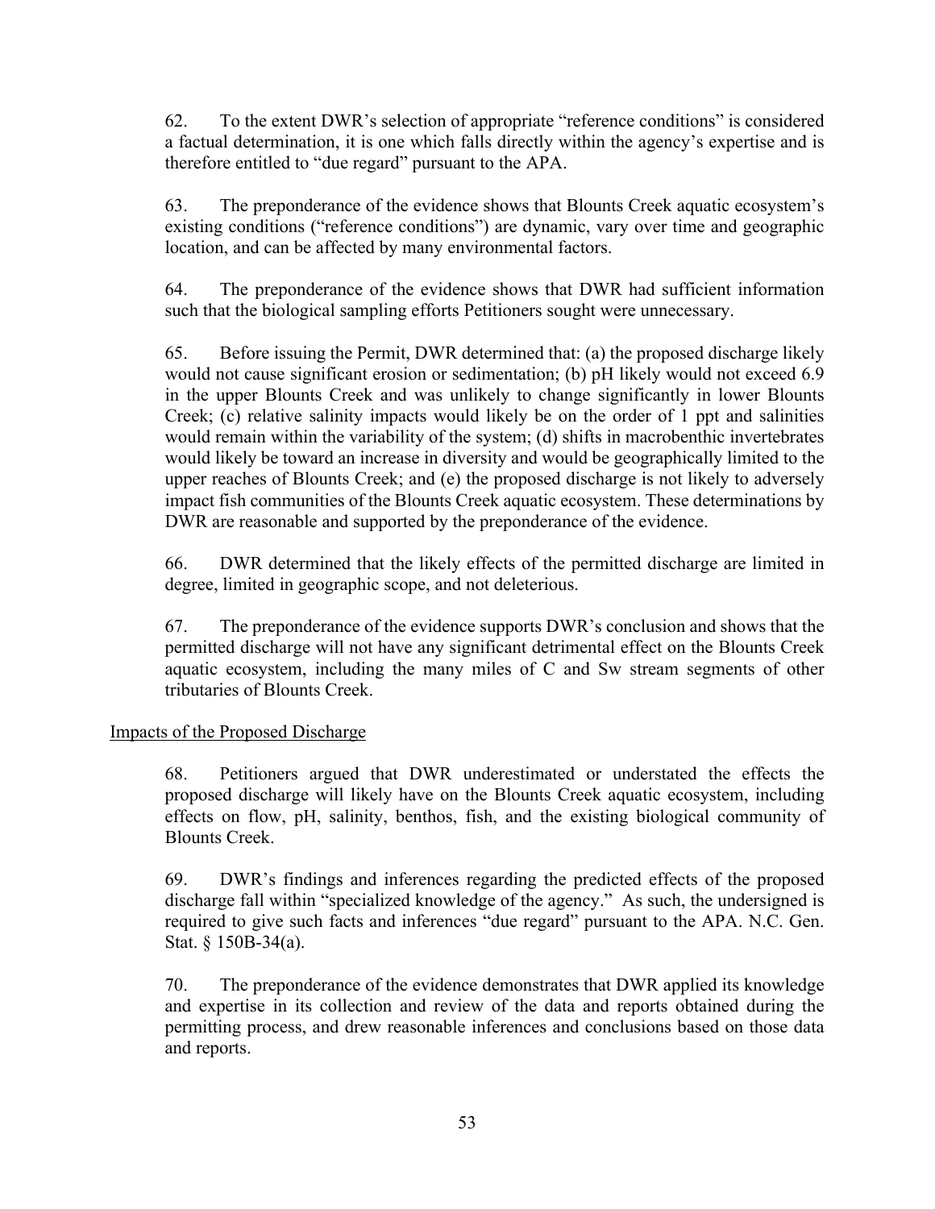62. To the extent DWR's selection of appropriate "reference conditions" is considered a factual determination, it is one which falls directly within the agency's expertise and is therefore entitled to "due regard" pursuant to the APA.

63. The preponderance of the evidence shows that Blounts Creek aquatic ecosystem's existing conditions ("reference conditions") are dynamic, vary over time and geographic location, and can be affected by many environmental factors.

64. The preponderance of the evidence shows that DWR had sufficient information such that the biological sampling efforts Petitioners sought were unnecessary.

65. Before issuing the Permit, DWR determined that: (a) the proposed discharge likely would not cause significant erosion or sedimentation; (b) pH likely would not exceed 6.9 in the upper Blounts Creek and was unlikely to change significantly in lower Blounts Creek; (c) relative salinity impacts would likely be on the order of 1 ppt and salinities would remain within the variability of the system; (d) shifts in macrobenthic invertebrates would likely be toward an increase in diversity and would be geographically limited to the upper reaches of Blounts Creek; and (e) the proposed discharge is not likely to adversely impact fish communities of the Blounts Creek aquatic ecosystem. These determinations by DWR are reasonable and supported by the preponderance of the evidence.

66. DWR determined that the likely effects of the permitted discharge are limited in degree, limited in geographic scope, and not deleterious.

67. The preponderance of the evidence supports DWR's conclusion and shows that the permitted discharge will not have any significant detrimental effect on the Blounts Creek aquatic ecosystem, including the many miles of C and Sw stream segments of other tributaries of Blounts Creek.

Impacts of the Proposed Discharge

68. Petitioners argued that DWR underestimated or understated the effects the proposed discharge will likely have on the Blounts Creek aquatic ecosystem, including effects on flow, pH, salinity, benthos, fish, and the existing biological community of Blounts Creek.

69. DWR's findings and inferences regarding the predicted effects of the proposed discharge fall within "specialized knowledge of the agency." As such, the undersigned is required to give such facts and inferences "due regard" pursuant to the APA. N.C. Gen. Stat. § 150B-34(a).

70. The preponderance of the evidence demonstrates that DWR applied its knowledge and expertise in its collection and review of the data and reports obtained during the permitting process, and drew reasonable inferences and conclusions based on those data and reports.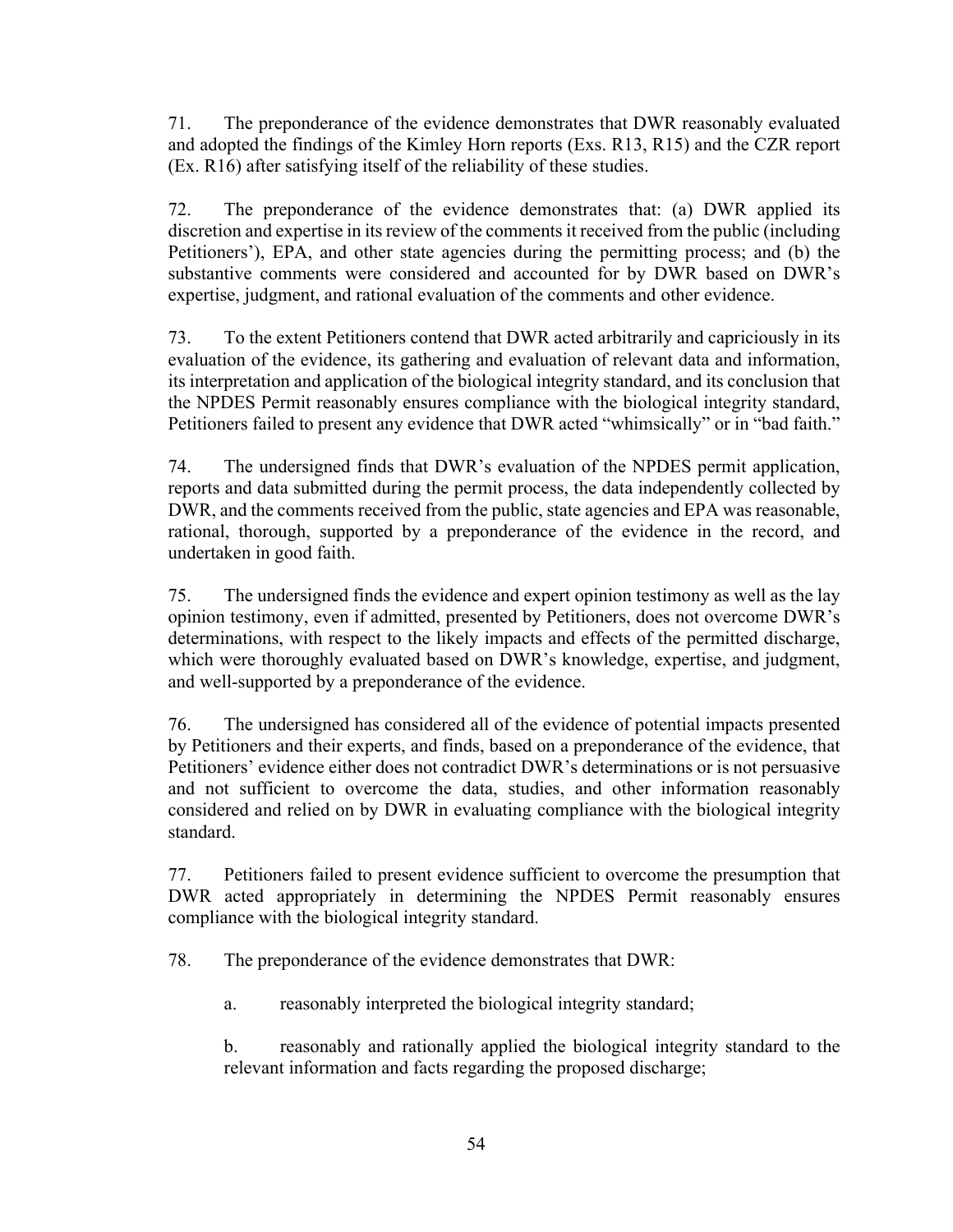71. The preponderance of the evidence demonstrates that DWR reasonably evaluated and adopted the findings of the Kimley Horn reports (Exs. R13, R15) and the CZR report (Ex. R16) after satisfying itself of the reliability of these studies.

72. The preponderance of the evidence demonstrates that: (a) DWR applied its discretion and expertise in its review of the comments it received from the public (including Petitioners'), EPA, and other state agencies during the permitting process; and (b) the substantive comments were considered and accounted for by DWR based on DWR's expertise, judgment, and rational evaluation of the comments and other evidence.

73. To the extent Petitioners contend that DWR acted arbitrarily and capriciously in its evaluation of the evidence, its gathering and evaluation of relevant data and information, its interpretation and application of the biological integrity standard, and its conclusion that the NPDES Permit reasonably ensures compliance with the biological integrity standard, Petitioners failed to present any evidence that DWR acted "whimsically" or in "bad faith."

74. The undersigned finds that DWR's evaluation of the NPDES permit application, reports and data submitted during the permit process, the data independently collected by DWR, and the comments received from the public, state agencies and EPA was reasonable, rational, thorough, supported by a preponderance of the evidence in the record, and undertaken in good faith.

75. The undersigned finds the evidence and expert opinion testimony as well as the lay opinion testimony, even if admitted, presented by Petitioners, does not overcome DWR's determinations, with respect to the likely impacts and effects of the permitted discharge, which were thoroughly evaluated based on DWR's knowledge, expertise, and judgment, and well-supported by a preponderance of the evidence.

76. The undersigned has considered all of the evidence of potential impacts presented by Petitioners and their experts, and finds, based on a preponderance of the evidence, that Petitioners' evidence either does not contradict DWR's determinations or is not persuasive and not sufficient to overcome the data, studies, and other information reasonably considered and relied on by DWR in evaluating compliance with the biological integrity standard.

77. Petitioners failed to present evidence sufficient to overcome the presumption that DWR acted appropriately in determining the NPDES Permit reasonably ensures compliance with the biological integrity standard.

78. The preponderance of the evidence demonstrates that DWR:

a. reasonably interpreted the biological integrity standard;

b. reasonably and rationally applied the biological integrity standard to the relevant information and facts regarding the proposed discharge;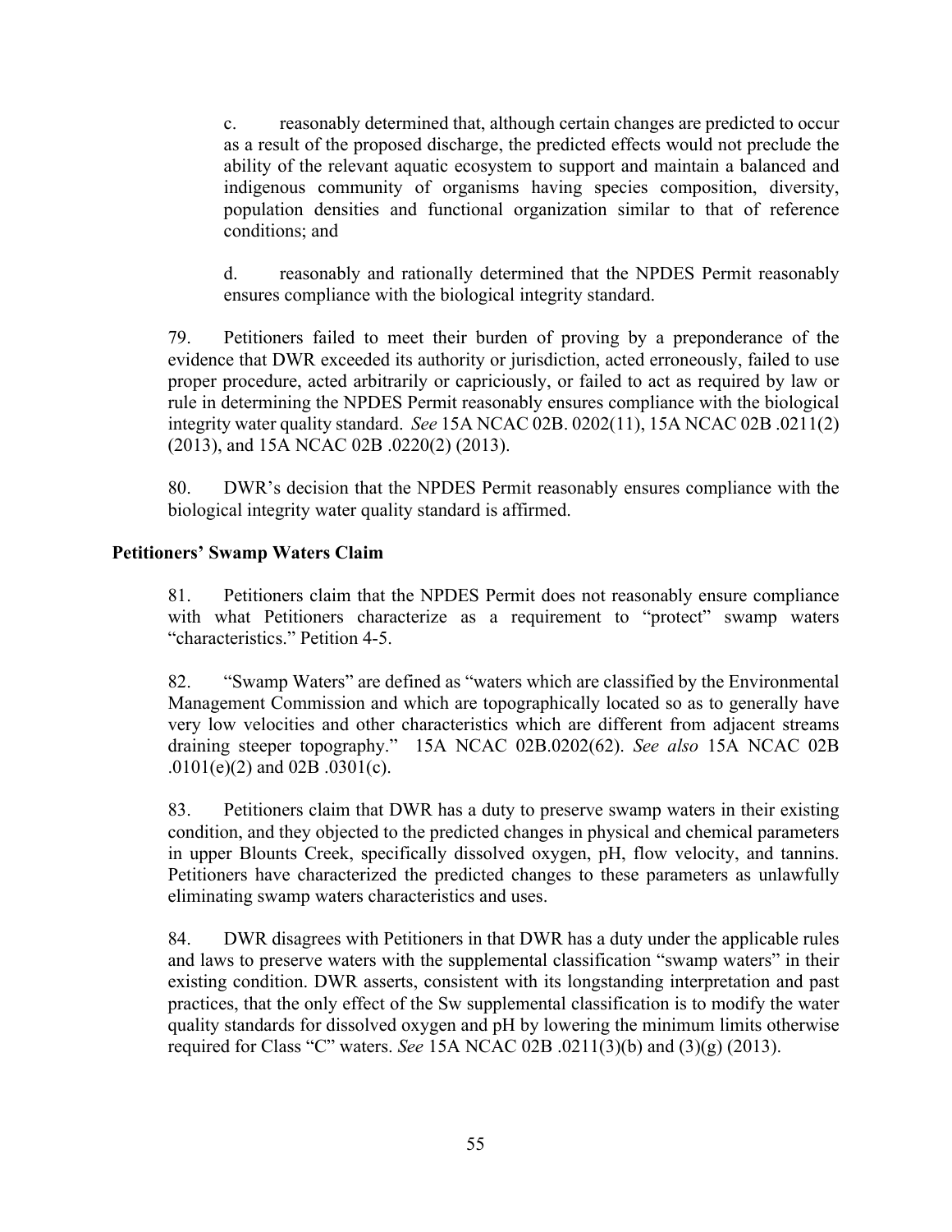c. reasonably determined that, although certain changes are predicted to occur as a result of the proposed discharge, the predicted effects would not preclude the ability of the relevant aquatic ecosystem to support and maintain a balanced and indigenous community of organisms having species composition, diversity, population densities and functional organization similar to that of reference conditions; and

d. reasonably and rationally determined that the NPDES Permit reasonably ensures compliance with the biological integrity standard.

79. Petitioners failed to meet their burden of proving by a preponderance of the evidence that DWR exceeded its authority or jurisdiction, acted erroneously, failed to use proper procedure, acted arbitrarily or capriciously, or failed to act as required by law or rule in determining the NPDES Permit reasonably ensures compliance with the biological integrity water quality standard. *See* 15A NCAC 02B. 0202(11), 15A NCAC 02B .0211(2) (2013), and 15A NCAC 02B .0220(2) (2013).

80. DWR's decision that the NPDES Permit reasonably ensures compliance with the biological integrity water quality standard is affirmed.

**Petitioners' Swamp Waters Claim**

81. Petitioners claim that the NPDES Permit does not reasonably ensure compliance with what Petitioners characterize as a requirement to "protect" swamp waters "characteristics." Petition 4-5.

82. "Swamp Waters" are defined as "waters which are classified by the Environmental Management Commission and which are topographically located so as to generally have very low velocities and other characteristics which are different from adjacent streams draining steeper topography." 15A NCAC 02B.0202(62). *See also* 15A NCAC 02B .0101(e)(2) and 02B .0301(c).

83. Petitioners claim that DWR has a duty to preserve swamp waters in their existing condition, and they objected to the predicted changes in physical and chemical parameters in upper Blounts Creek, specifically dissolved oxygen, pH, flow velocity, and tannins. Petitioners have characterized the predicted changes to these parameters as unlawfully eliminating swamp waters characteristics and uses.

84. DWR disagrees with Petitioners in that DWR has a duty under the applicable rules and laws to preserve waters with the supplemental classification "swamp waters" in their existing condition. DWR asserts, consistent with its longstanding interpretation and past practices, that the only effect of the Sw supplemental classification is to modify the water quality standards for dissolved oxygen and pH by lowering the minimum limits otherwise required for Class "C" waters. *See* 15A NCAC 02B .0211(3)(b) and (3)(g) (2013).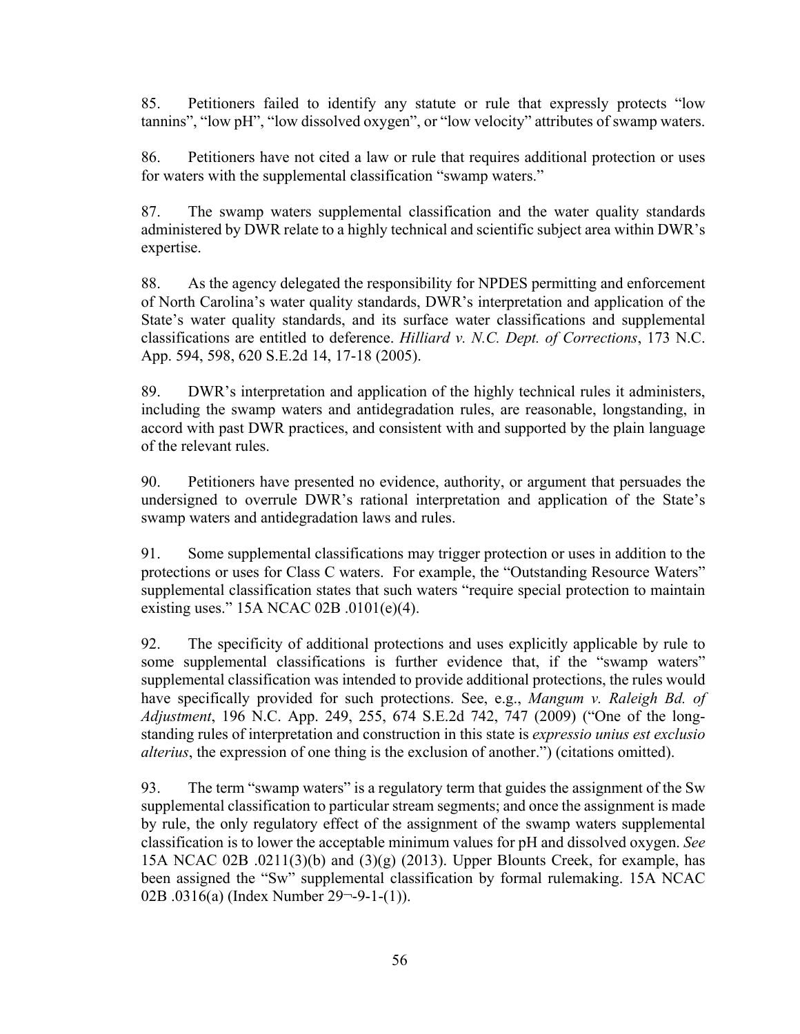85. Petitioners failed to identify any statute or rule that expressly protects "low tannins", "low pH", "low dissolved oxygen", or "low velocity" attributes of swamp waters.

86. Petitioners have not cited a law or rule that requires additional protection or uses for waters with the supplemental classification "swamp waters."

87. The swamp waters supplemental classification and the water quality standards administered by DWR relate to a highly technical and scientific subject area within DWR's expertise.

88. As the agency delegated the responsibility for NPDES permitting and enforcement of North Carolina's water quality standards, DWR's interpretation and application of the State's water quality standards, and its surface water classifications and supplemental classifications are entitled to deference. *Hilliard v. N.C. Dept. of Corrections*, 173 N.C. App. 594, 598, 620 S.E.2d 14, 17-18 (2005).

89. DWR's interpretation and application of the highly technical rules it administers, including the swamp waters and antidegradation rules, are reasonable, longstanding, in accord with past DWR practices, and consistent with and supported by the plain language of the relevant rules.

90. Petitioners have presented no evidence, authority, or argument that persuades the undersigned to overrule DWR's rational interpretation and application of the State's swamp waters and antidegradation laws and rules.

91. Some supplemental classifications may trigger protection or uses in addition to the protections or uses for Class C waters. For example, the "Outstanding Resource Waters" supplemental classification states that such waters "require special protection to maintain existing uses." 15A NCAC 02B .0101(e)(4).

92. The specificity of additional protections and uses explicitly applicable by rule to some supplemental classifications is further evidence that, if the "swamp waters" supplemental classification was intended to provide additional protections, the rules would have specifically provided for such protections. See, e.g., *Mangum v. Raleigh Bd. of Adjustment*, 196 N.C. App. 249, 255, 674 S.E.2d 742, 747 (2009) ("One of the long-standing rules of interpretation and construction in this state is *expressio unius est exclusio alterius*, the expression of one thing is the exclusion of another.") (citations omitted).

93. The term "swamp waters" is a regulatory term that guides the assignment of the Sw supplemental classification to particular stream segments; and once the assignment is made by rule, the only regulatory effect of the assignment of the swamp waters supplemental classification is to lower the acceptable minimum values for pH and dissolved oxygen. *See* 15A NCAC 02B .0211(3)(b) and (3)(g) (2013). Upper Blounts Creek, for example, has been assigned the "Sw" supplemental classification by formal rulemaking. 15A NCAC 02B .0316(a) (Index Number 29¬-9-1-(1)).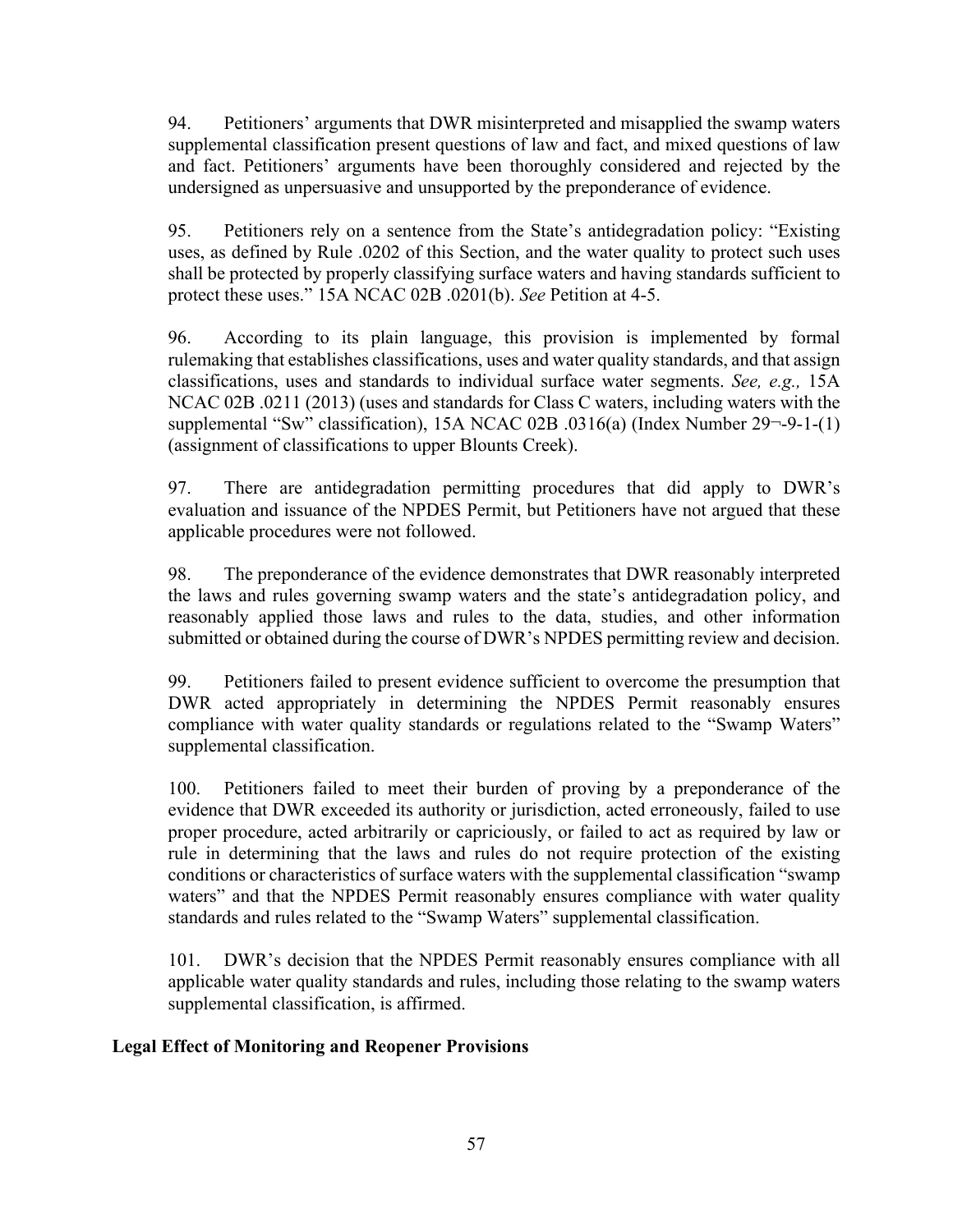94. Petitioners' arguments that DWR misinterpreted and misapplied the swamp waters supplemental classification present questions of law and fact, and mixed questions of law and fact. Petitioners' arguments have been thoroughly considered and rejected by the undersigned as unpersuasive and unsupported by the preponderance of evidence.

95. Petitioners rely on a sentence from the State's antidegradation policy: "Existing uses, as defined by Rule .0202 of this Section, and the water quality to protect such uses shall be protected by properly classifying surface waters and having standards sufficient to protect these uses." 15A NCAC 02B .0201(b). *See* Petition at 4-5.

96. According to its plain language, this provision is implemented by formal rulemaking that establishes classifications, uses and water quality standards, and that assign classifications, uses and standards to individual surface water segments. *See, e.g.,* 15A NCAC 02B .0211 (2013) (uses and standards for Class C waters, including waters with the supplemental "Sw" classification), 15A NCAC 02B .0316(a) (Index Number 29¬-9-1-(1) (assignment of classifications to upper Blounts Creek).

97. There are antidegradation permitting procedures that did apply to DWR's evaluation and issuance of the NPDES Permit, but Petitioners have not argued that these applicable procedures were not followed.

98. The preponderance of the evidence demonstrates that DWR reasonably interpreted the laws and rules governing swamp waters and the state's antidegradation policy, and reasonably applied those laws and rules to the data, studies, and other information submitted or obtained during the course of DWR's NPDES permitting review and decision.

99. Petitioners failed to present evidence sufficient to overcome the presumption that DWR acted appropriately in determining the NPDES Permit reasonably ensures compliance with water quality standards or regulations related to the "Swamp Waters" supplemental classification.

100. Petitioners failed to meet their burden of proving by a preponderance of the evidence that DWR exceeded its authority or jurisdiction, acted erroneously, failed to use proper procedure, acted arbitrarily or capriciously, or failed to act as required by law or rule in determining that the laws and rules do not require protection of the existing conditions or characteristics of surface waters with the supplemental classification "swamp waters" and that the NPDES Permit reasonably ensures compliance with water quality standards and rules related to the "Swamp Waters" supplemental classification.

101. DWR's decision that the NPDES Permit reasonably ensures compliance with all applicable water quality standards and rules, including those relating to the swamp waters supplemental classification, is affirmed.

**Legal Effect of Monitoring and Reopener Provisions**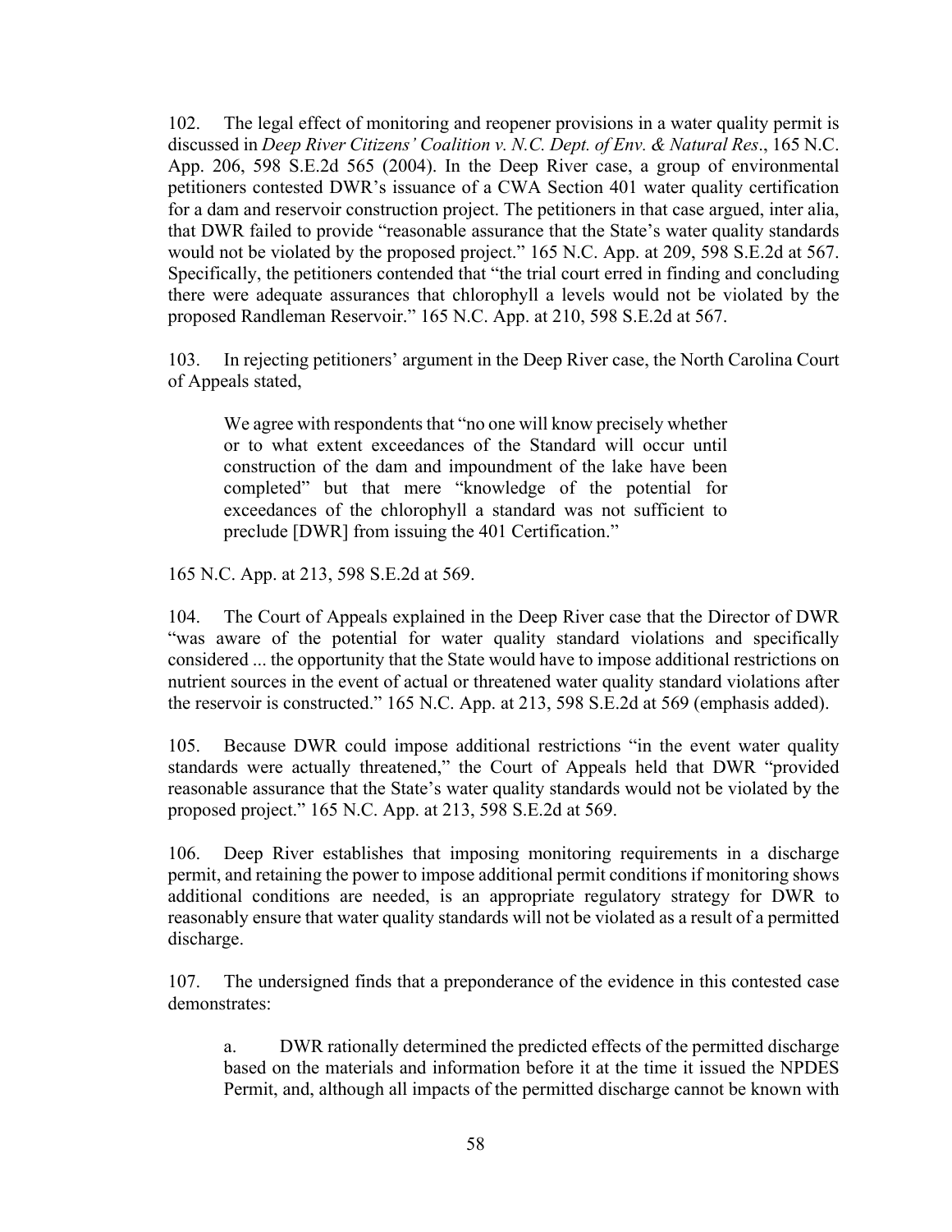102. The legal effect of monitoring and reopener provisions in a water quality permit is discussed in *Deep River Citizens' Coalition v. N.C. Dept. of Env. & Natural Res*., 165 N.C. App. 206, 598 S.E.2d 565 (2004). In the Deep River case, a group of environmental petitioners contested DWR's issuance of a CWA Section 401 water quality certification for a dam and reservoir construction project. The petitioners in that case argued, inter alia, that DWR failed to provide "reasonable assurance that the State's water quality standards would not be violated by the proposed project." 165 N.C. App. at 209, 598 S.E.2d at 567. Specifically, the petitioners contended that "the trial court erred in finding and concluding there were adequate assurances that chlorophyll a levels would not be violated by the proposed Randleman Reservoir." 165 N.C. App. at 210, 598 S.E.2d at 567.

103. In rejecting petitioners' argument in the Deep River case, the North Carolina Court of Appeals stated,

> We agree with respondents that "no one will know precisely whether or to what extent exceedances of the Standard will occur until construction of the dam and impoundment of the lake have been completed" but that mere "knowledge of the potential for exceedances of the chlorophyll a standard was not sufficient to preclude [DWR] from issuing the 401 Certification."

165 N.C. App. at 213, 598 S.E.2d at 569.

104. The Court of Appeals explained in the Deep River case that the Director of DWR "was aware of the potential for water quality standard violations and specifically considered ... the opportunity that the State would have to impose additional restrictions on nutrient sources in the event of actual or threatened water quality standard violations after the reservoir is constructed." 165 N.C. App. at 213, 598 S.E.2d at 569 (emphasis added).

105. Because DWR could impose additional restrictions "in the event water quality standards were actually threatened," the Court of Appeals held that DWR "provided reasonable assurance that the State's water quality standards would not be violated by the proposed project." 165 N.C. App. at 213, 598 S.E.2d at 569.

106. Deep River establishes that imposing monitoring requirements in a discharge permit, and retaining the power to impose additional permit conditions if monitoring shows additional conditions are needed, is an appropriate regulatory strategy for DWR to reasonably ensure that water quality standards will not be violated as a result of a permitted discharge.

107. The undersigned finds that a preponderance of the evidence in this contested case demonstrates:

a. DWR rationally determined the predicted effects of the permitted discharge based on the materials and information before it at the time it issued the NPDES Permit, and, although all impacts of the permitted discharge cannot be known with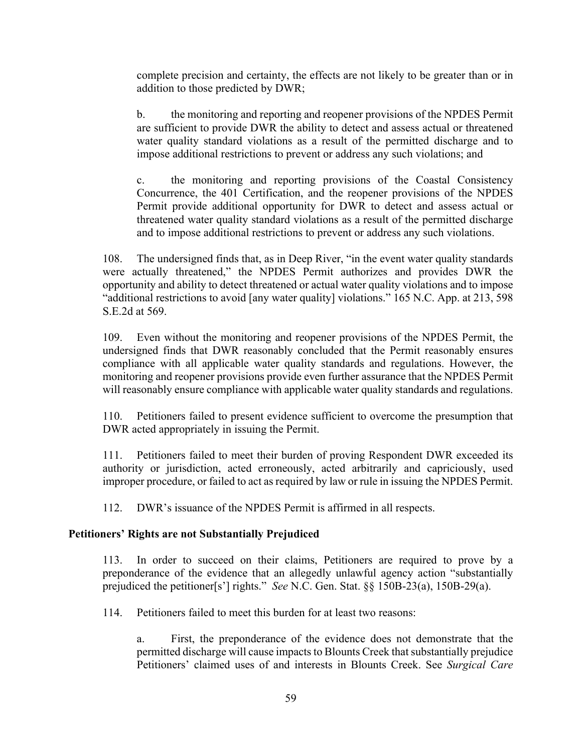complete precision and certainty, the effects are not likely to be greater than or in addition to those predicted by DWR;

b. the monitoring and reporting and reopener provisions of the NPDES Permit are sufficient to provide DWR the ability to detect and assess actual or threatened water quality standard violations as a result of the permitted discharge and to impose additional restrictions to prevent or address any such violations; and

c. the monitoring and reporting provisions of the Coastal Consistency Concurrence, the 401 Certification, and the reopener provisions of the NPDES Permit provide additional opportunity for DWR to detect and assess actual or threatened water quality standard violations as a result of the permitted discharge and to impose additional restrictions to prevent or address any such violations.

108. The undersigned finds that, as in Deep River, "in the event water quality standards were actually threatened," the NPDES Permit authorizes and provides DWR the opportunity and ability to detect threatened or actual water quality violations and to impose "additional restrictions to avoid [any water quality] violations." 165 N.C. App. at 213, 598 S.E.2d at 569.

109. Even without the monitoring and reopener provisions of the NPDES Permit, the undersigned finds that DWR reasonably concluded that the Permit reasonably ensures compliance with all applicable water quality standards and regulations. However, the monitoring and reopener provisions provide even further assurance that the NPDES Permit will reasonably ensure compliance with applicable water quality standards and regulations.

110. Petitioners failed to present evidence sufficient to overcome the presumption that DWR acted appropriately in issuing the Permit.

111. Petitioners failed to meet their burden of proving Respondent DWR exceeded its authority or jurisdiction, acted erroneously, acted arbitrarily and capriciously, used improper procedure, or failed to act as required by law or rule in issuing the NPDES Permit.

112. DWR's issuance of the NPDES Permit is affirmed in all respects.

**Petitioners' Rights are not Substantially Prejudiced**

113. In order to succeed on their claims, Petitioners are required to prove by a preponderance of the evidence that an allegedly unlawful agency action "substantially prejudiced the petitioner[s'] rights." *See* N.C. Gen. Stat. §§ 150B-23(a), 150B-29(a).

114. Petitioners failed to meet this burden for at least two reasons:

a. First, the preponderance of the evidence does not demonstrate that the permitted discharge will cause impacts to Blounts Creek that substantially prejudice Petitioners' claimed uses of and interests in Blounts Creek. See *Surgical Care*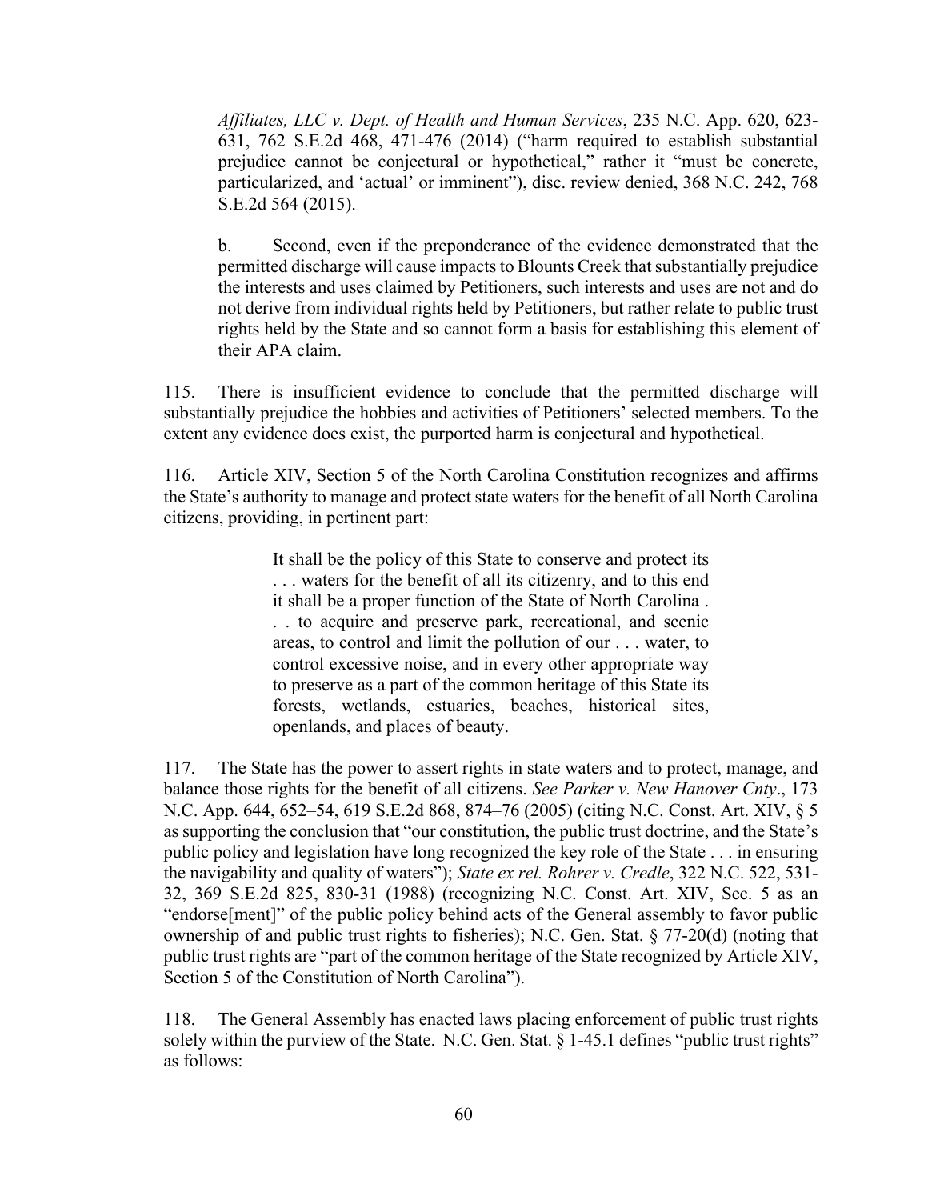*Affiliates, LLC v. Dept. of Health and Human Services*, 235 N.C. App. 620, 623-631, 762 S.E.2d 468, 471-476 (2014) ("harm required to establish substantial prejudice cannot be conjectural or hypothetical," rather it "must be concrete, particularized, and 'actual' or imminent"), disc. review denied, 368 N.C. 242, 768 S.E.2d 564 (2015).

b. Second, even if the preponderance of the evidence demonstrated that the permitted discharge will cause impacts to Blounts Creek that substantially prejudice the interests and uses claimed by Petitioners, such interests and uses are not and do not derive from individual rights held by Petitioners, but rather relate to public trust rights held by the State and so cannot form a basis for establishing this element of their APA claim.

115. There is insufficient evidence to conclude that the permitted discharge will substantially prejudice the hobbies and activities of Petitioners' selected members. To the extent any evidence does exist, the purported harm is conjectural and hypothetical.

116. Article XIV, Section 5 of the North Carolina Constitution recognizes and affirms the State's authority to manage and protect state waters for the benefit of all North Carolina citizens, providing, in pertinent part:

> It shall be the policy of this State to conserve and protect its . . . waters for the benefit of all its citizenry, and to this end it shall be a proper function of the State of North Carolina . . . to acquire and preserve park, recreational, and scenic areas, to control and limit the pollution of our . . . water, to control excessive noise, and in every other appropriate way to preserve as a part of the common heritage of this State its forests, wetlands, estuaries, beaches, historical sites, openlands, and places of beauty.

117. The State has the power to assert rights in state waters and to protect, manage, and balance those rights for the benefit of all citizens. *See Parker v. New Hanover Cnty*., 173 N.C. App. 644, 652–54, 619 S.E.2d 868, 874–76 (2005) (citing N.C. Const. Art. XIV, § 5 as supporting the conclusion that "our constitution, the public trust doctrine, and the State's public policy and legislation have long recognized the key role of the State . . . in ensuring the navigability and quality of waters"); *State ex rel. Rohrer v. Credle*, 322 N.C. 522, 531-32, 369 S.E.2d 825, 830-31 (1988) (recognizing N.C. Const. Art. XIV, Sec. 5 as an "endorse[ment]" of the public policy behind acts of the General assembly to favor public ownership of and public trust rights to fisheries); N.C. Gen. Stat. § 77-20(d) (noting that public trust rights are "part of the common heritage of the State recognized by Article XIV, Section 5 of the Constitution of North Carolina").

118. The General Assembly has enacted laws placing enforcement of public trust rights solely within the purview of the State. N.C. Gen. Stat. § 1-45.1 defines "public trust rights" as follows: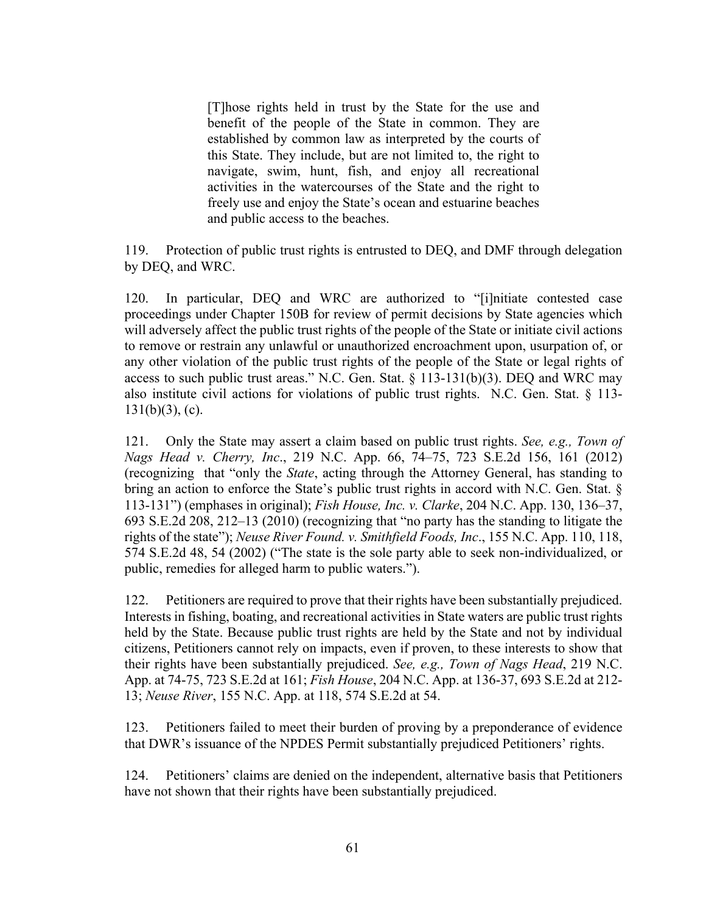> [T]hose rights held in trust by the State for the use and benefit of the people of the State in common. They are established by common law as interpreted by the courts of this State. They include, but are not limited to, the right to navigate, swim, hunt, fish, and enjoy all recreational activities in the watercourses of the State and the right to freely use and enjoy the State's ocean and estuarine beaches and public access to the beaches.

119. Protection of public trust rights is entrusted to DEQ, and DMF through delegation by DEQ, and WRC.

120. In particular, DEQ and WRC are authorized to "[i]nitiate contested case proceedings under Chapter 150B for review of permit decisions by State agencies which will adversely affect the public trust rights of the people of the State or initiate civil actions to remove or restrain any unlawful or unauthorized encroachment upon, usurpation of, or any other violation of the public trust rights of the people of the State or legal rights of access to such public trust areas." N.C. Gen. Stat. § 113-131(b)(3). DEQ and WRC may also institute civil actions for violations of public trust rights. N.C. Gen. Stat. § 113-131(b)(3), (c).

121. Only the State may assert a claim based on public trust rights. *See, e.g., Town of Nags Head v. Cherry, Inc*., 219 N.C. App. 66, 74–75, 723 S.E.2d 156, 161 (2012) (recognizing that "only the *State*, acting through the Attorney General, has standing to bring an action to enforce the State's public trust rights in accord with N.C. Gen. Stat. § 113-131") (emphases in original); *Fish House, Inc. v. Clarke*, 204 N.C. App. 130, 136–37, 693 S.E.2d 208, 212–13 (2010) (recognizing that "no party has the standing to litigate the rights of the state"); *Neuse River Found. v. Smithfield Foods, Inc*., 155 N.C. App. 110, 118, 574 S.E.2d 48, 54 (2002) ("The state is the sole party able to seek non-individualized, or public, remedies for alleged harm to public waters.").

122. Petitioners are required to prove that their rights have been substantially prejudiced. Interests in fishing, boating, and recreational activities in State waters are public trust rights held by the State. Because public trust rights are held by the State and not by individual citizens, Petitioners cannot rely on impacts, even if proven, to these interests to show that their rights have been substantially prejudiced. *See, e.g., Town of Nags Head*, 219 N.C. App. at 74-75, 723 S.E.2d at 161; *Fish House*, 204 N.C. App. at 136-37, 693 S.E.2d at 212-13; *Neuse River*, 155 N.C. App. at 118, 574 S.E.2d at 54.

123. Petitioners failed to meet their burden of proving by a preponderance of evidence that DWR's issuance of the NPDES Permit substantially prejudiced Petitioners' rights.

124. Petitioners' claims are denied on the independent, alternative basis that Petitioners have not shown that their rights have been substantially prejudiced.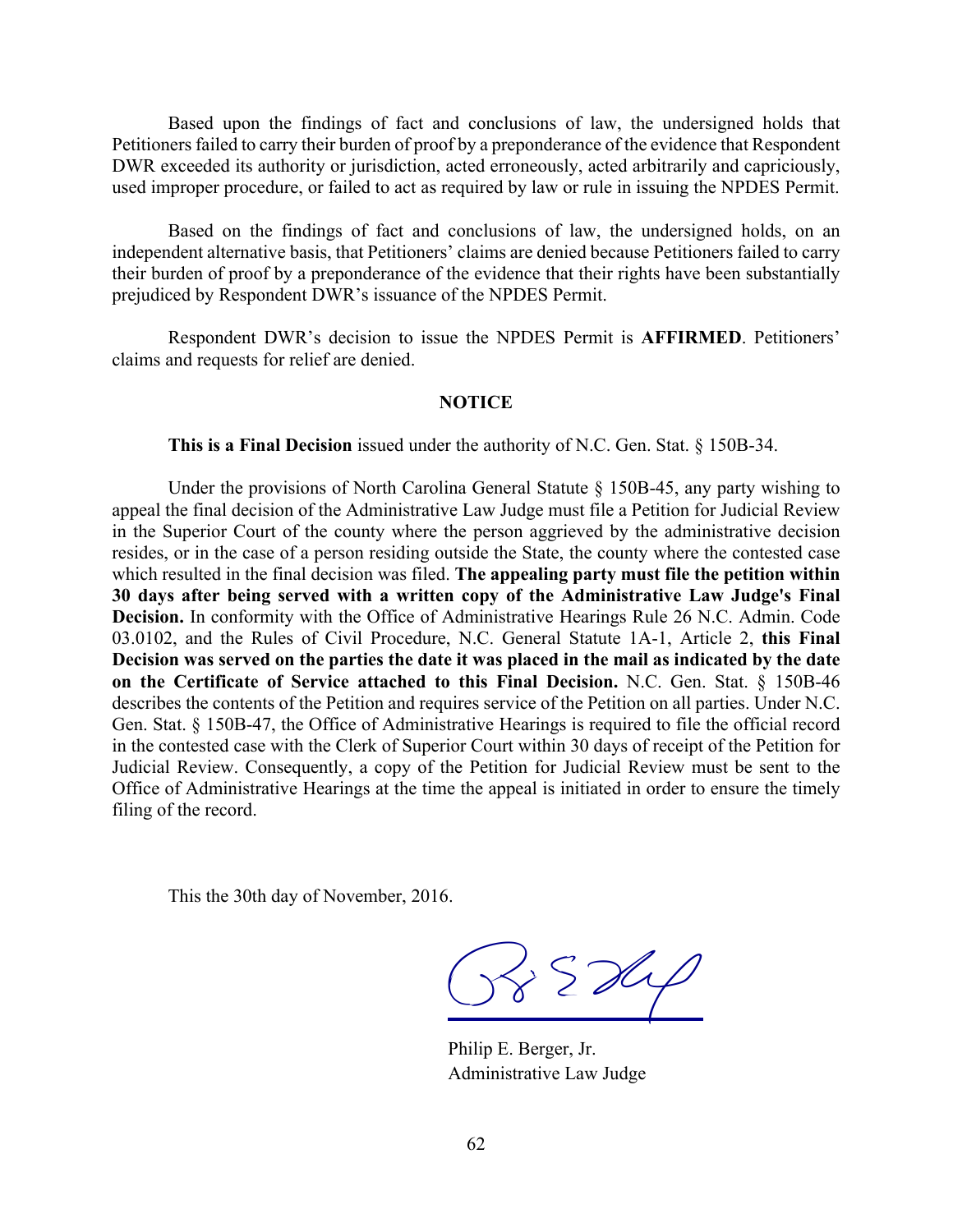Based upon the findings of fact and conclusions of law, the undersigned holds that Petitioners failed to carry their burden of proof by a preponderance of the evidence that Respondent DWR exceeded its authority or jurisdiction, acted erroneously, acted arbitrarily and capriciously, used improper procedure, or failed to act as required by law or rule in issuing the NPDES Permit.

Based on the findings of fact and conclusions of law, the undersigned holds, on an independent alternative basis, that Petitioners' claims are denied because Petitioners failed to carry their burden of proof by a preponderance of the evidence that their rights have been substantially prejudiced by Respondent DWR's issuance of the NPDES Permit.

Respondent DWR's decision to issue the NPDES Permit is **AFFIRMED**. Petitioners' claims and requests for relief are denied.

## NOTICE

**This is a Final Decision** issued under the authority of N.C. Gen. Stat. § 150B-34.

Under the provisions of North Carolina General Statute § 150B-45, any party wishing to appeal the final decision of the Administrative Law Judge must file a Petition for Judicial Review in the Superior Court of the county where the person aggrieved by the administrative decision resides, or in the case of a person residing outside the State, the county where the contested case which resulted in the final decision was filed. **The appealing party must file the petition within 30 days after being served with a written copy of the Administrative Law Judge's Final Decision.** In conformity with the Office of Administrative Hearings Rule 26 N.C. Admin. Code 03.0102, and the Rules of Civil Procedure, N.C. General Statute 1A-1, Article 2, **this Final Decision was served on the parties the date it was placed in the mail as indicated by the date on the Certificate of Service attached to this Final Decision.** N.C. Gen. Stat. § 150B-46 describes the contents of the Petition and requires service of the Petition on all parties. Under N.C. Gen. Stat. § 150B-47, the Office of Administrative Hearings is required to file the official record in the contested case with the Clerk of Superior Court within 30 days of receipt of the Petition for Judicial Review. Consequently, a copy of the Petition for Judicial Review must be sent to the Office of Administrative Hearings at the time the appeal is initiated in order to ensure the timely filing of the record.

This the 30th day of November, 2016.

Philip E. Berger, Jr.
Administrative Law Judge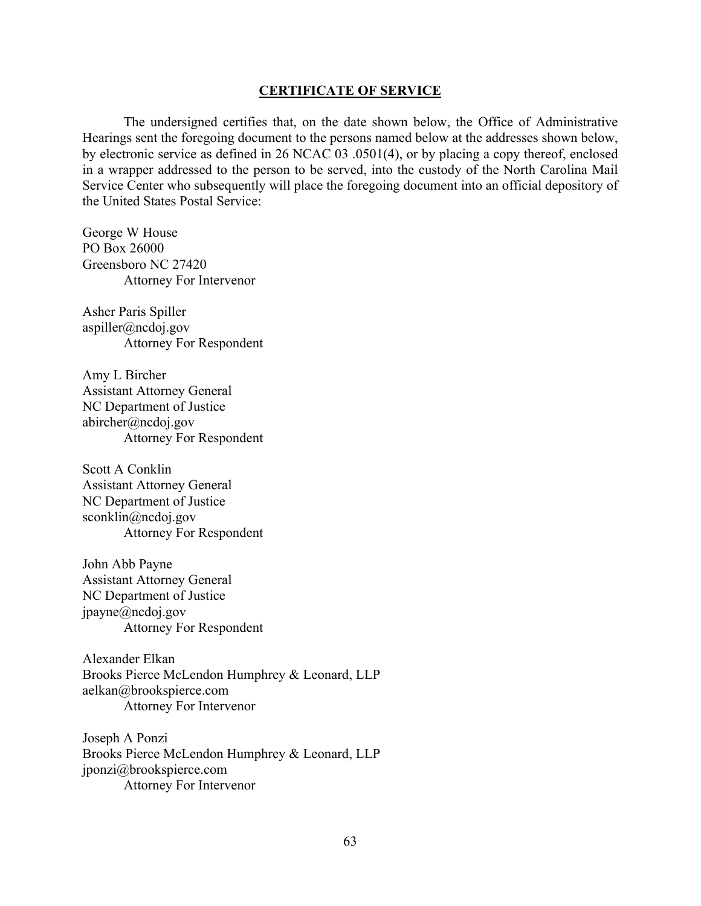## CERTIFICATE OF SERVICE

The undersigned certifies that, on the date shown below, the Office of Administrative Hearings sent the foregoing document to the persons named below at the addresses shown below, by electronic service as defined in 26 NCAC 03 .0501(4), or by placing a copy thereof, enclosed in a wrapper addressed to the person to be served, into the custody of the North Carolina Mail Service Center who subsequently will place the foregoing document into an official depository of the United States Postal Service:

George W House  
PO Box 26000  
Greensboro NC 27420  
    Attorney For Intervenor

Asher Paris Spiller  
aspiller@ncdoj.gov  
    Attorney For Respondent

Amy L Bircher  
Assistant Attorney General  
NC Department of Justice  
abircher@ncdoj.gov  
    Attorney For Respondent

Scott A Conklin  
Assistant Attorney General  
NC Department of Justice  
sconklin@ncdoj.gov  
    Attorney For Respondent

John Abb Payne  
Assistant Attorney General  
NC Department of Justice  
jpayne@ncdoj.gov  
    Attorney For Respondent

Alexander Elkan  
Brooks Pierce McLendon Humphrey & Leonard, LLP  
aelkan@brookspierce.com  
    Attorney For Intervenor

Joseph A Ponzi  
Brooks Pierce McLendon Humphrey & Leonard, LLP  
jponzi@brookspierce.com  
    Attorney For Intervenor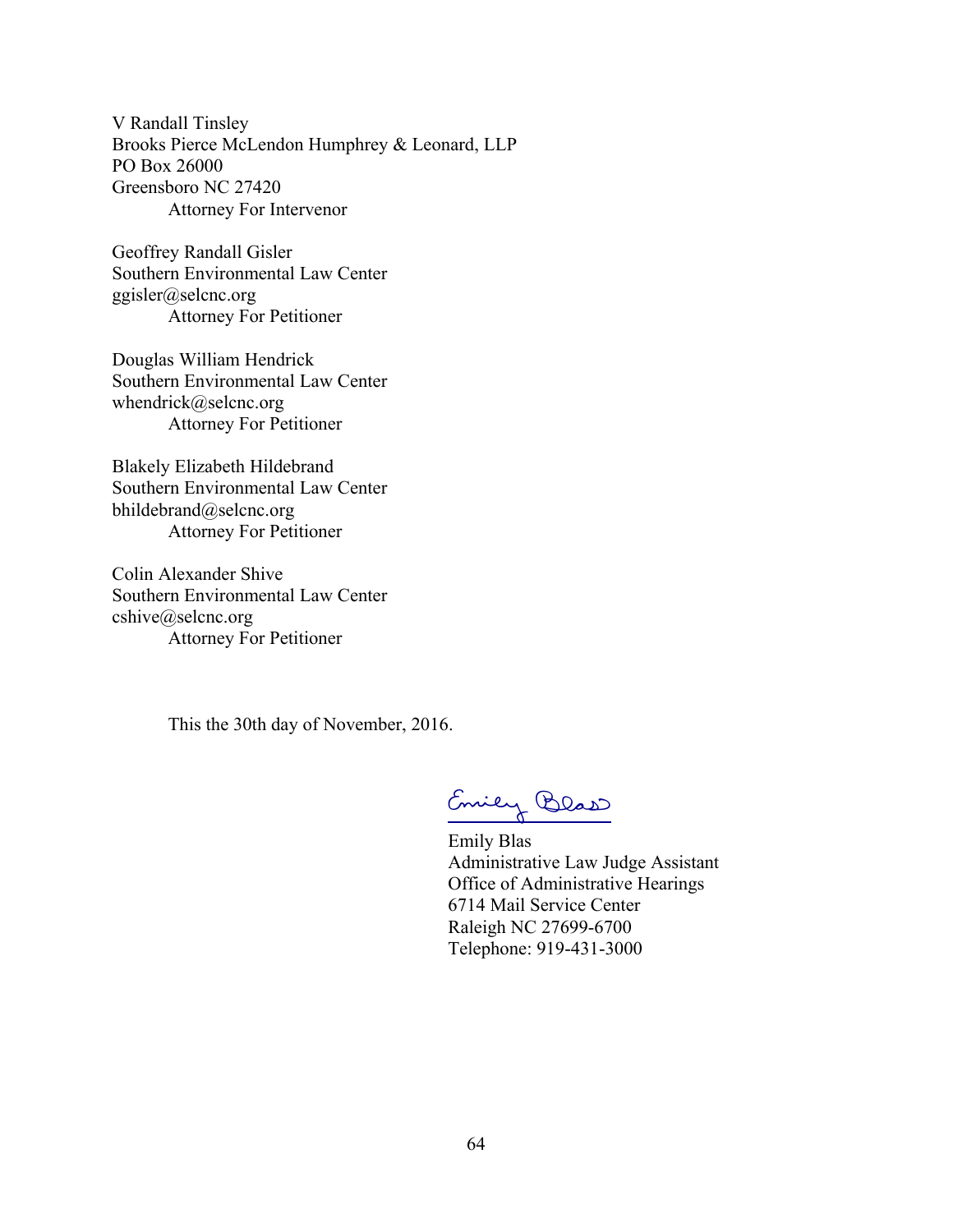V Randall Tinsley
Brooks Pierce McLendon Humphrey & Leonard, LLP
PO Box 26000
Greensboro NC 27420
    Attorney For Intervenor

Geoffrey Randall Gisler
Southern Environmental Law Center
ggisler@selcnc.org
    Attorney For Petitioner

Douglas William Hendrick
Southern Environmental Law Center
whendrick@selcnc.org
    Attorney For Petitioner

Blakely Elizabeth Hildebrand
Southern Environmental Law Center
bhildebrand@selcnc.org
    Attorney For Petitioner

Colin Alexander Shive
Southern Environmental Law Center
cshive@selcnc.org
    Attorney For Petitioner

This the 30th day of November, 2016.

Emily Blas

Emily Blas
Administrative Law Judge Assistant
Office of Administrative Hearings
6714 Mail Service Center
Raleigh NC 27699-6700
Telephone: 919-431-3000